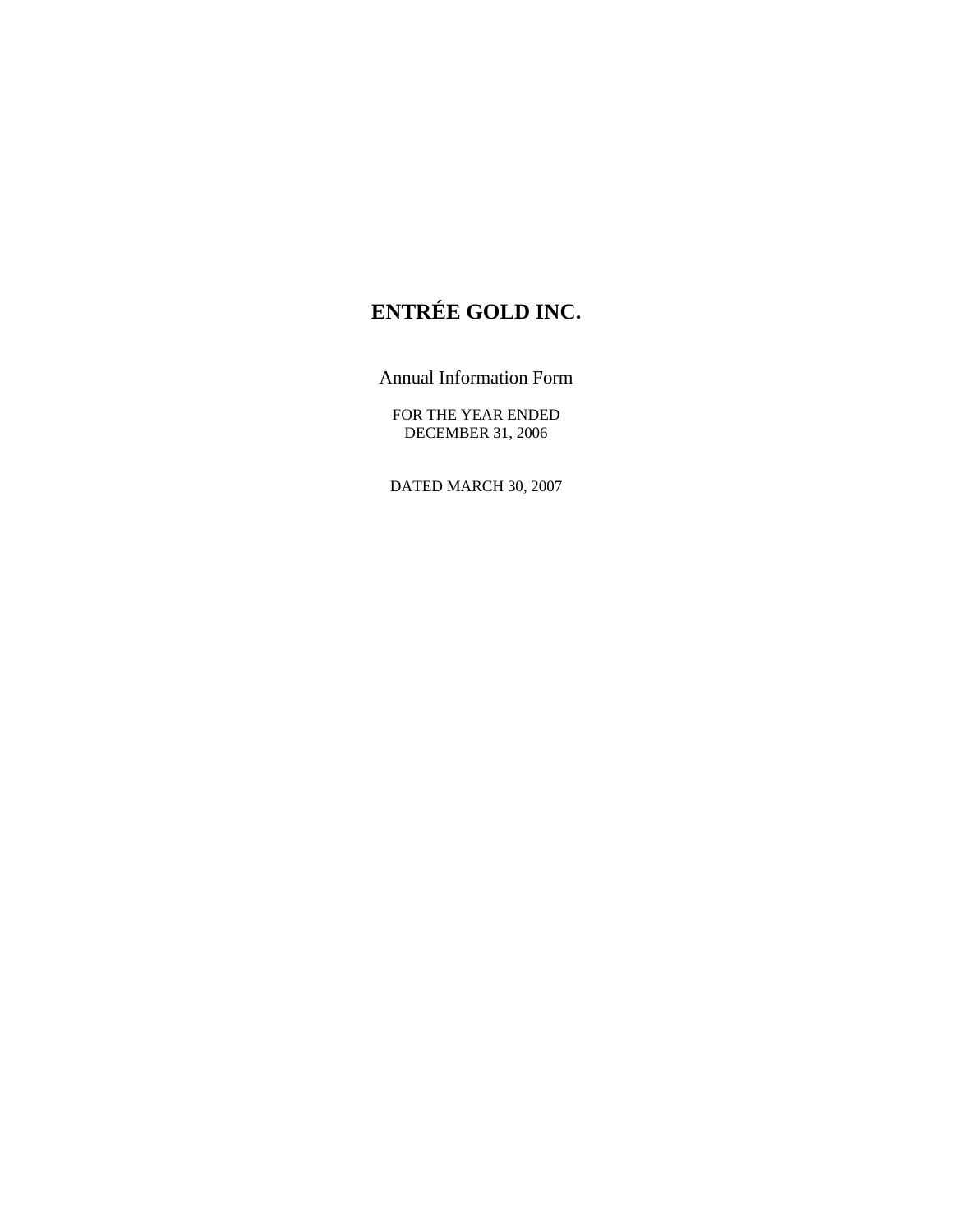# ENTRÉE GOLD INC.

Annual Information Form

FOR THE YEAR ENDED
DECEMBER 31, 2006

DATED MARCH 30, 2007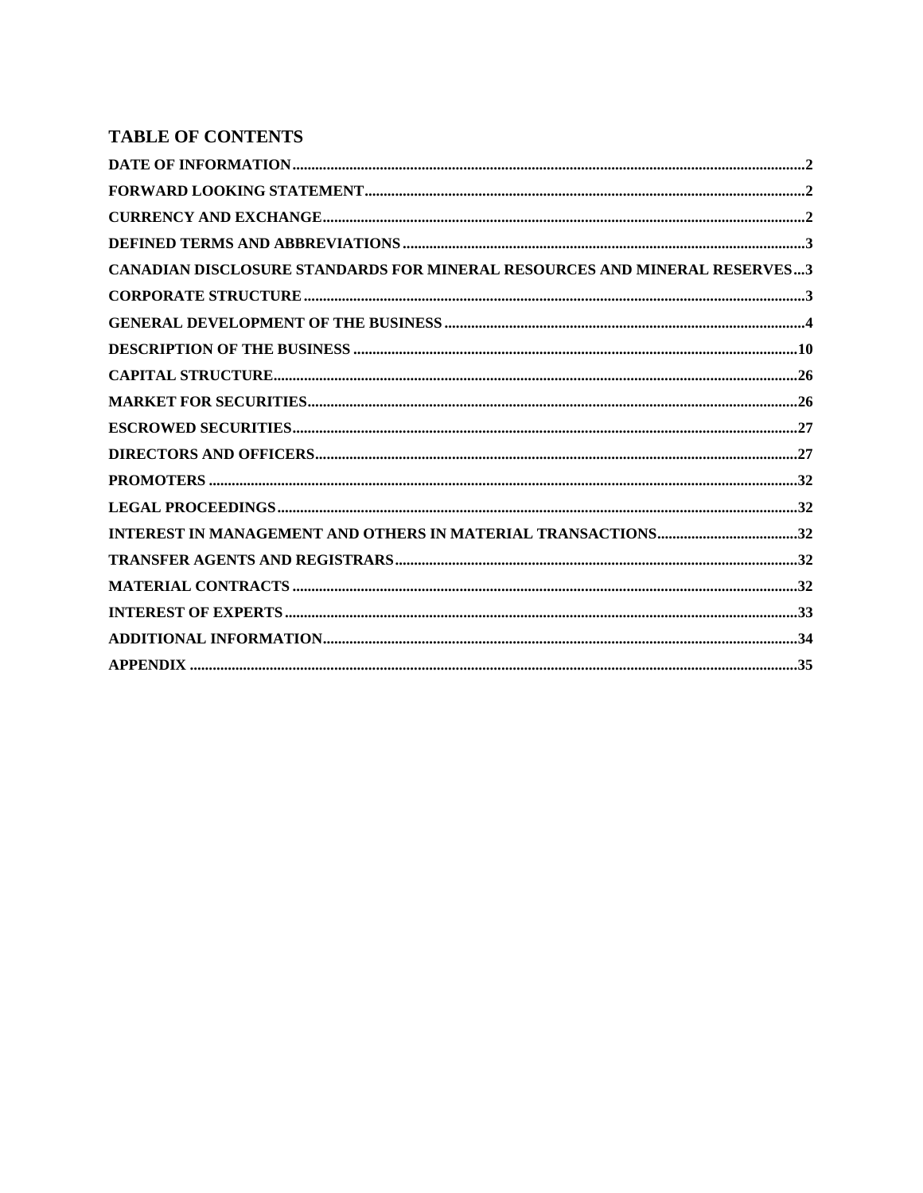## TABLE OF CONTENTS

| | |
|---|---|
| DATE OF INFORMATION | 2 |
| FORWARD LOOKING STATEMENT | 2 |
| CURRENCY AND EXCHANGE | 2 |
| DEFINED TERMS AND ABBREVIATIONS | 3 |
| CANADIAN DISCLOSURE STANDARDS FOR MINERAL RESOURCES AND MINERAL RESERVES | 3 |
| CORPORATE STRUCTURE | 3 |
| GENERAL DEVELOPMENT OF THE BUSINESS | 4 |
| DESCRIPTION OF THE BUSINESS | 10 |
| CAPITAL STRUCTURE | 26 |
| MARKET FOR SECURITIES | 26 |
| ESCROWED SECURITIES | 27 |
| DIRECTORS AND OFFICERS | 27 |
| PROMOTERS | 32 |
| LEGAL PROCEEDINGS | 32 |
| INTEREST IN MANAGEMENT AND OTHERS IN MATERIAL TRANSACTIONS | 32 |
| TRANSFER AGENTS AND REGISTRARS | 32 |
| MATERIAL CONTRACTS | 32 |
| INTEREST OF EXPERTS | 33 |
| ADDITIONAL INFORMATION | 34 |
| APPENDIX | 35 |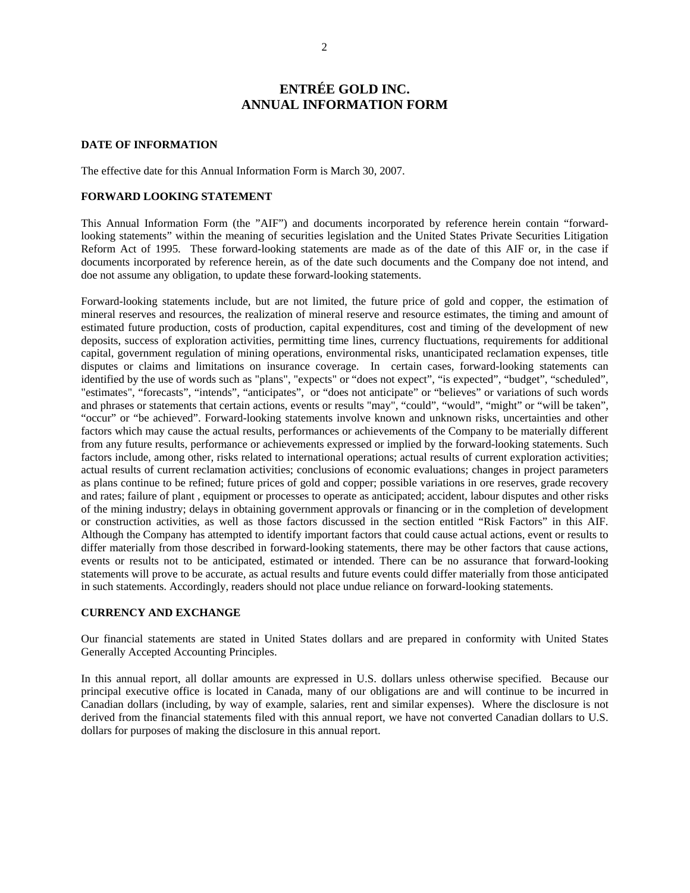# ENTRÉE GOLD INC.
# ANNUAL INFORMATION FORM

**DATE OF INFORMATION**

The effective date for this Annual Information Form is March 30, 2007.

**FORWARD LOOKING STATEMENT**

This Annual Information Form (the "AIF") and documents incorporated by reference herein contain "forward-looking statements" within the meaning of securities legislation and the United States Private Securities Litigation Reform Act of 1995. These forward-looking statements are made as of the date of this AIF or, in the case if documents incorporated by reference herein, as of the date such documents and the Company doe not intend, and doe not assume any obligation, to update these forward-looking statements.

Forward-looking statements include, but are not limited, the future price of gold and copper, the estimation of mineral reserves and resources, the realization of mineral reserve and resource estimates, the timing and amount of estimated future production, costs of production, capital expenditures, cost and timing of the development of new deposits, success of exploration activities, permitting time lines, currency fluctuations, requirements for additional capital, government regulation of mining operations, environmental risks, unanticipated reclamation expenses, title disputes or claims and limitations on insurance coverage. In certain cases, forward-looking statements can identified by the use of words such as "plans", "expects" or "does not expect", "is expected", "budget", "scheduled", "estimates", "forecasts", "intends", "anticipates", or "does not anticipate" or "believes" or variations of such words and phrases or statements that certain actions, events or results "may", "could", "would", "might" or "will be taken", "occur" or "be achieved". Forward-looking statements involve known and unknown risks, uncertainties and other factors which may cause the actual results, performances or achievements of the Company to be materially different from any future results, performance or achievements expressed or implied by the forward-looking statements. Such factors include, among other, risks related to international operations; actual results of current exploration activities; actual results of current reclamation activities; conclusions of economic evaluations; changes in project parameters as plans continue to be refined; future prices of gold and copper; possible variations in ore reserves, grade recovery and rates; failure of plant , equipment or processes to operate as anticipated; accident, labour disputes and other risks of the mining industry; delays in obtaining government approvals or financing or in the completion of development or construction activities, as well as those factors discussed in the section entitled "Risk Factors" in this AIF. Although the Company has attempted to identify important factors that could cause actual actions, event or results to differ materially from those described in forward-looking statements, there may be other factors that cause actions, events or results not to be anticipated, estimated or intended. There can be no assurance that forward-looking statements will prove to be accurate, as actual results and future events could differ materially from those anticipated in such statements. Accordingly, readers should not place undue reliance on forward-looking statements.

**CURRENCY AND EXCHANGE**

Our financial statements are stated in United States dollars and are prepared in conformity with United States Generally Accepted Accounting Principles.

In this annual report, all dollar amounts are expressed in U.S. dollars unless otherwise specified. Because our principal executive office is located in Canada, many of our obligations are and will continue to be incurred in Canadian dollars (including, by way of example, salaries, rent and similar expenses). Where the disclosure is not derived from the financial statements filed with this annual report, we have not converted Canadian dollars to U.S. dollars for purposes of making the disclosure in this annual report.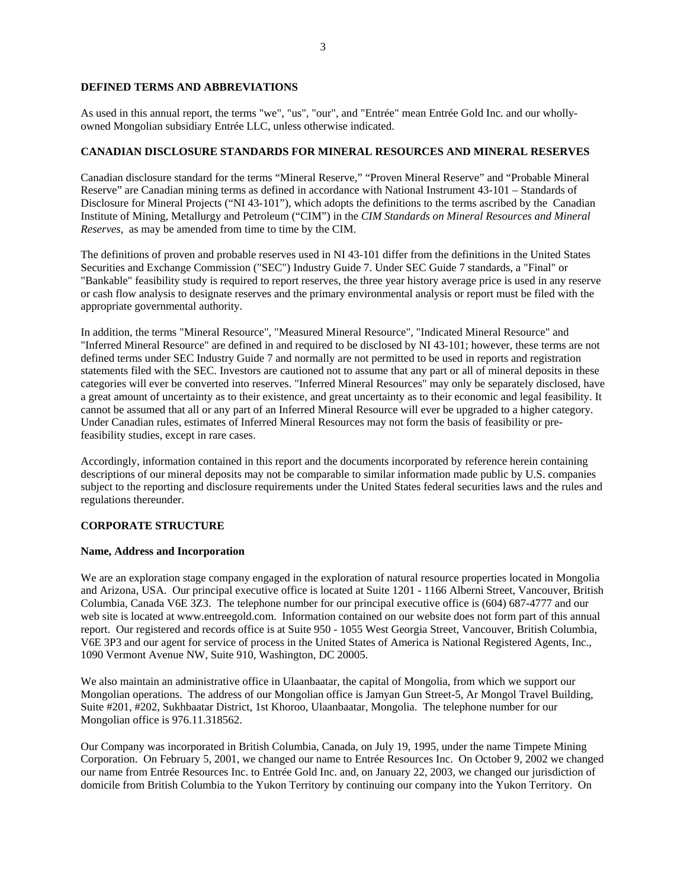## DEFINED TERMS AND ABBREVIATIONS

As used in this annual report, the terms "we", "us", "our", and "Entrée" mean Entrée Gold Inc. and our wholly-owned Mongolian subsidiary Entrée LLC, unless otherwise indicated.

## CANADIAN DISCLOSURE STANDARDS FOR MINERAL RESOURCES AND MINERAL RESERVES

Canadian disclosure standard for the terms "Mineral Reserve," "Proven Mineral Reserve" and "Probable Mineral Reserve" are Canadian mining terms as defined in accordance with National Instrument 43-101 – Standards of Disclosure for Mineral Projects ("NI 43-101"), which adopts the definitions to the terms ascribed by the Canadian Institute of Mining, Metallurgy and Petroleum ("CIM") in the *CIM Standards on Mineral Resources and Mineral Reserves*, as may be amended from time to time by the CIM.

The definitions of proven and probable reserves used in NI 43-101 differ from the definitions in the United States Securities and Exchange Commission ("SEC") Industry Guide 7. Under SEC Guide 7 standards, a "Final" or "Bankable" feasibility study is required to report reserves, the three year history average price is used in any reserve or cash flow analysis to designate reserves and the primary environmental analysis or report must be filed with the appropriate governmental authority.

In addition, the terms "Mineral Resource", "Measured Mineral Resource", "Indicated Mineral Resource" and "Inferred Mineral Resource" are defined in and required to be disclosed by NI 43-101; however, these terms are not defined terms under SEC Industry Guide 7 and normally are not permitted to be used in reports and registration statements filed with the SEC. Investors are cautioned not to assume that any part or all of mineral deposits in these categories will ever be converted into reserves. "Inferred Mineral Resources" may only be separately disclosed, have a great amount of uncertainty as to their existence, and great uncertainty as to their economic and legal feasibility. It cannot be assumed that all or any part of an Inferred Mineral Resource will ever be upgraded to a higher category. Under Canadian rules, estimates of Inferred Mineral Resources may not form the basis of feasibility or pre-feasibility studies, except in rare cases.

Accordingly, information contained in this report and the documents incorporated by reference herein containing descriptions of our mineral deposits may not be comparable to similar information made public by U.S. companies subject to the reporting and disclosure requirements under the United States federal securities laws and the rules and regulations thereunder.

## CORPORATE STRUCTURE

### Name, Address and Incorporation

We are an exploration stage company engaged in the exploration of natural resource properties located in Mongolia and Arizona, USA. Our principal executive office is located at Suite 1201 - 1166 Alberni Street, Vancouver, British Columbia, Canada V6E 3Z3. The telephone number for our principal executive office is (604) 687-4777 and our web site is located at www.entreegold.com. Information contained on our website does not form part of this annual report. Our registered and records office is at Suite 950 - 1055 West Georgia Street, Vancouver, British Columbia, V6E 3P3 and our agent for service of process in the United States of America is National Registered Agents, Inc., 1090 Vermont Avenue NW, Suite 910, Washington, DC 20005.

We also maintain an administrative office in Ulaanbaatar, the capital of Mongolia, from which we support our Mongolian operations. The address of our Mongolian office is Jamyan Gun Street-5, Ar Mongol Travel Building, Suite #201, #202, Sukhbaatar District, 1st Khoroo, Ulaanbaatar, Mongolia. The telephone number for our Mongolian office is 976.11.318562.

Our Company was incorporated in British Columbia, Canada, on July 19, 1995, under the name Timpete Mining Corporation. On February 5, 2001, we changed our name to Entrée Resources Inc. On October 9, 2002 we changed our name from Entrée Resources Inc. to Entrée Gold Inc. and, on January 22, 2003, we changed our jurisdiction of domicile from British Columbia to the Yukon Territory by continuing our company into the Yukon Territory. On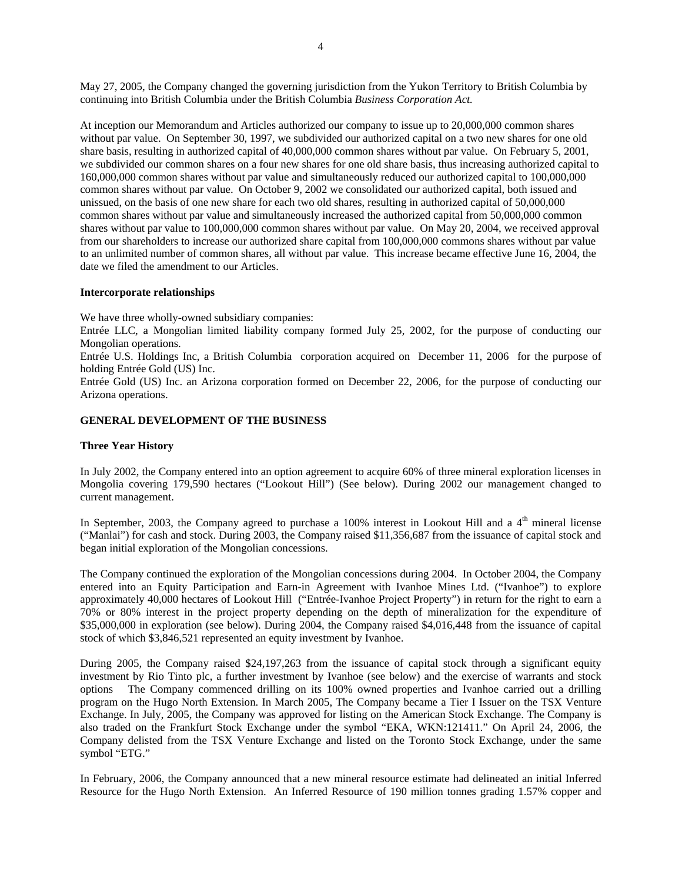May 27, 2005, the Company changed the governing jurisdiction from the Yukon Territory to British Columbia by continuing into British Columbia under the British Columbia *Business Corporation Act.*

At inception our Memorandum and Articles authorized our company to issue up to 20,000,000 common shares without par value. On September 30, 1997, we subdivided our authorized capital on a two new shares for one old share basis, resulting in authorized capital of 40,000,000 common shares without par value. On February 5, 2001, we subdivided our common shares on a four new shares for one old share basis, thus increasing authorized capital to 160,000,000 common shares without par value and simultaneously reduced our authorized capital to 100,000,000 common shares without par value. On October 9, 2002 we consolidated our authorized capital, both issued and unissued, on the basis of one new share for each two old shares, resulting in authorized capital of 50,000,000 common shares without par value and simultaneously increased the authorized capital from 50,000,000 common shares without par value to 100,000,000 common shares without par value. On May 20, 2004, we received approval from our shareholders to increase our authorized share capital from 100,000,000 commons shares without par value to an unlimited number of common shares, all without par value. This increase became effective June 16, 2004, the date we filed the amendment to our Articles.

**Intercorporate relationships**

We have three wholly-owned subsidiary companies:

Entrée LLC, a Mongolian limited liability company formed July 25, 2002, for the purpose of conducting our Mongolian operations.

Entrée U.S. Holdings Inc, a British Columbia corporation acquired on December 11, 2006 for the purpose of holding Entrée Gold (US) Inc.

Entrée Gold (US) Inc. an Arizona corporation formed on December 22, 2006, for the purpose of conducting our Arizona operations.

**GENERAL DEVELOPMENT OF THE BUSINESS**

**Three Year History**

In July 2002, the Company entered into an option agreement to acquire 60% of three mineral exploration licenses in Mongolia covering 179,590 hectares ("Lookout Hill") (See below). During 2002 our management changed to current management.

In September, 2003, the Company agreed to purchase a 100% interest in Lookout Hill and a 4th mineral license ("Manlai") for cash and stock. During 2003, the Company raised $11,356,687 from the issuance of capital stock and began initial exploration of the Mongolian concessions.

The Company continued the exploration of the Mongolian concessions during 2004. In October 2004, the Company entered into an Equity Participation and Earn-in Agreement with Ivanhoe Mines Ltd. ("Ivanhoe") to explore approximately 40,000 hectares of Lookout Hill ("Entrée-Ivanhoe Project Property") in return for the right to earn a 70% or 80% interest in the project property depending on the depth of mineralization for the expenditure of $35,000,000 in exploration (see below). During 2004, the Company raised $4,016,448 from the issuance of capital stock of which $3,846,521 represented an equity investment by Ivanhoe.

During 2005, the Company raised $24,197,263 from the issuance of capital stock through a significant equity investment by Rio Tinto plc, a further investment by Ivanhoe (see below) and the exercise of warrants and stock options The Company commenced drilling on its 100% owned properties and Ivanhoe carried out a drilling program on the Hugo North Extension. In March 2005, The Company became a Tier I Issuer on the TSX Venture Exchange. In July, 2005, the Company was approved for listing on the American Stock Exchange. The Company is also traded on the Frankfurt Stock Exchange under the symbol "EKA, WKN:121411." On April 24, 2006, the Company delisted from the TSX Venture Exchange and listed on the Toronto Stock Exchange, under the same symbol "ETG."

In February, 2006, the Company announced that a new mineral resource estimate had delineated an initial Inferred Resource for the Hugo North Extension. An Inferred Resource of 190 million tonnes grading 1.57% copper and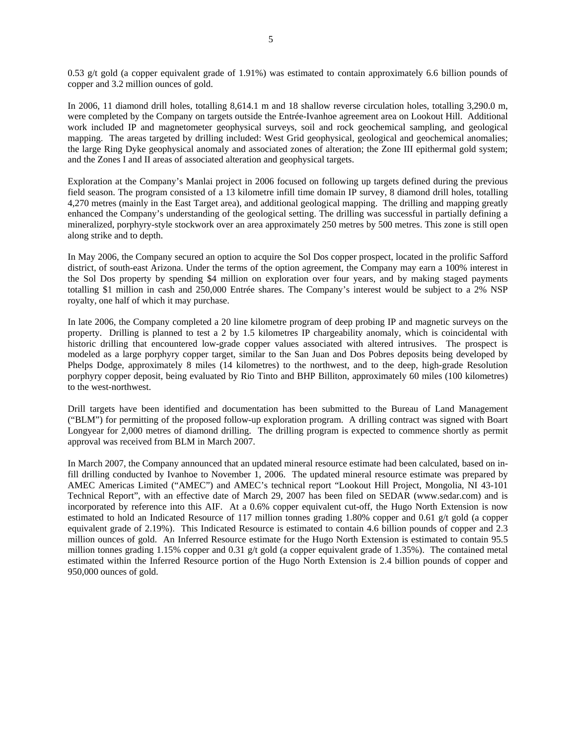0.53 g/t gold (a copper equivalent grade of 1.91%) was estimated to contain approximately 6.6 billion pounds of copper and 3.2 million ounces of gold.

In 2006, 11 diamond drill holes, totalling 8,614.1 m and 18 shallow reverse circulation holes, totalling 3,290.0 m, were completed by the Company on targets outside the Entrée-Ivanhoe agreement area on Lookout Hill. Additional work included IP and magnetometer geophysical surveys, soil and rock geochemical sampling, and geological mapping. The areas targeted by drilling included: West Grid geophysical, geological and geochemical anomalies; the large Ring Dyke geophysical anomaly and associated zones of alteration; the Zone III epithermal gold system; and the Zones I and II areas of associated alteration and geophysical targets.

Exploration at the Company's Manlai project in 2006 focused on following up targets defined during the previous field season. The program consisted of a 13 kilometre infill time domain IP survey, 8 diamond drill holes, totalling 4,270 metres (mainly in the East Target area), and additional geological mapping. The drilling and mapping greatly enhanced the Company's understanding of the geological setting. The drilling was successful in partially defining a mineralized, porphyry-style stockwork over an area approximately 250 metres by 500 metres. This zone is still open along strike and to depth.

In May 2006, the Company secured an option to acquire the Sol Dos copper prospect, located in the prolific Safford district, of south-east Arizona. Under the terms of the option agreement, the Company may earn a 100% interest in the Sol Dos property by spending $4 million on exploration over four years, and by making staged payments totalling $1 million in cash and 250,000 Entrée shares. The Company's interest would be subject to a 2% NSP royalty, one half of which it may purchase.

In late 2006, the Company completed a 20 line kilometre program of deep probing IP and magnetic surveys on the property. Drilling is planned to test a 2 by 1.5 kilometres IP chargeability anomaly, which is coincidental with historic drilling that encountered low-grade copper values associated with altered intrusives. The prospect is modeled as a large porphyry copper target, similar to the San Juan and Dos Pobres deposits being developed by Phelps Dodge, approximately 8 miles (14 kilometres) to the northwest, and to the deep, high-grade Resolution porphyry copper deposit, being evaluated by Rio Tinto and BHP Billiton, approximately 60 miles (100 kilometres) to the west-northwest.

Drill targets have been identified and documentation has been submitted to the Bureau of Land Management ("BLM") for permitting of the proposed follow-up exploration program. A drilling contract was signed with Boart Longyear for 2,000 metres of diamond drilling. The drilling program is expected to commence shortly as permit approval was received from BLM in March 2007.

In March 2007, the Company announced that an updated mineral resource estimate had been calculated, based on in-fill drilling conducted by Ivanhoe to November 1, 2006. The updated mineral resource estimate was prepared by AMEC Americas Limited ("AMEC") and AMEC's technical report "Lookout Hill Project, Mongolia, NI 43-101 Technical Report", with an effective date of March 29, 2007 has been filed on SEDAR (www.sedar.com) and is incorporated by reference into this AIF. At a 0.6% copper equivalent cut-off, the Hugo North Extension is now estimated to hold an Indicated Resource of 117 million tonnes grading 1.80% copper and 0.61 g/t gold (a copper equivalent grade of 2.19%). This Indicated Resource is estimated to contain 4.6 billion pounds of copper and 2.3 million ounces of gold. An Inferred Resource estimate for the Hugo North Extension is estimated to contain 95.5 million tonnes grading 1.15% copper and 0.31 g/t gold (a copper equivalent grade of 1.35%). The contained metal estimated within the Inferred Resource portion of the Hugo North Extension is 2.4 billion pounds of copper and 950,000 ounces of gold.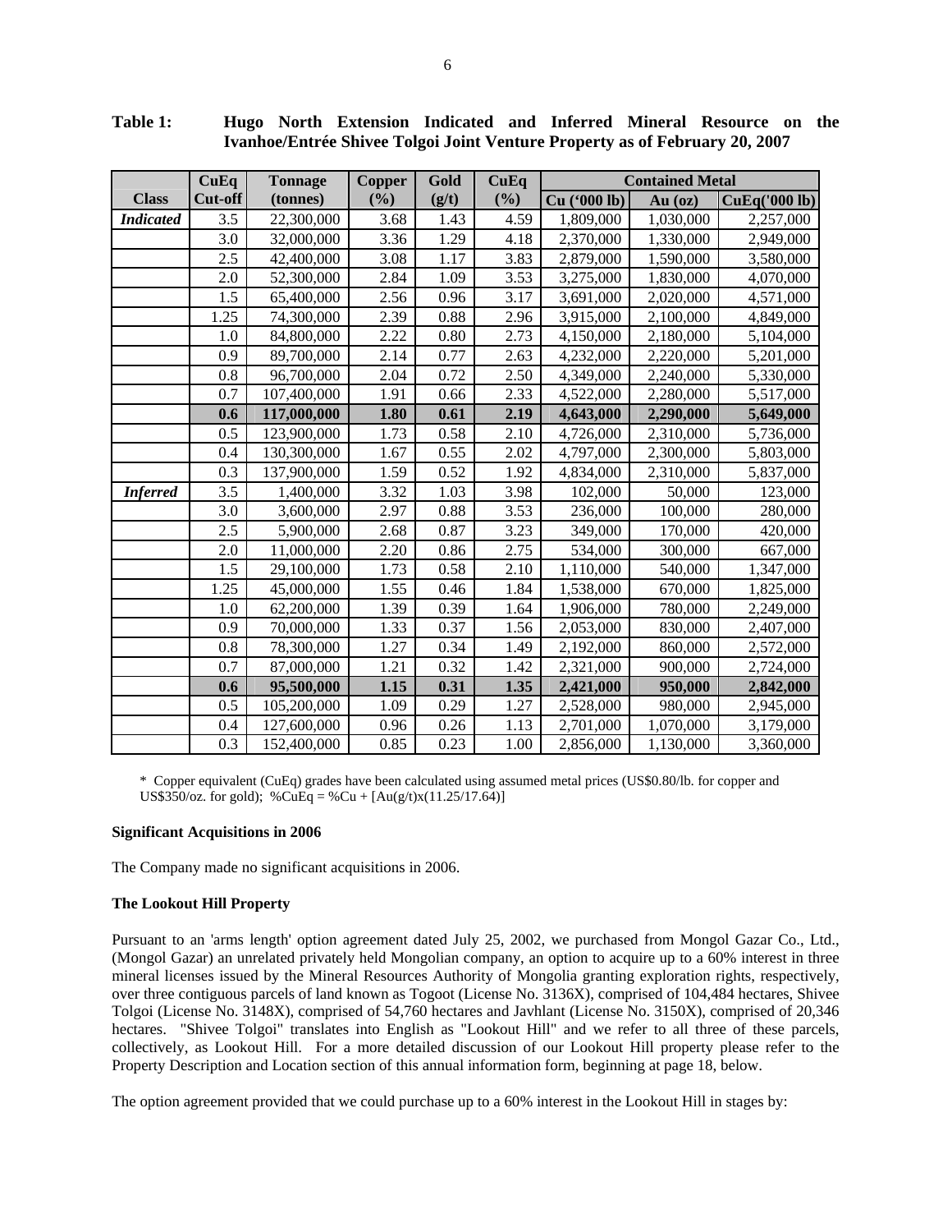**Table 1: Hugo North Extension Indicated and Inferred Mineral Resource on the Ivanhoe/Entrée Shivee Tolgoi Joint Venture Property as of February 20, 2007**

| Class | CuEq Cut-off | Tonnage (tonnes) | Copper (%) | Gold (g/t) | CuEq (%) | Contained Metal | | |
|---|---|---|---|---|---|---|---|---|
| | | | | | | Cu ('000 lb) | Au (oz) | CuEq('000 lb) |
| ***Indicated*** | 3.5 | 22,300,000 | 3.68 | 1.43 | 4.59 | 1,809,000 | 1,030,000 | 2,257,000 |
| | 3.0 | 32,000,000 | 3.36 | 1.29 | 4.18 | 2,370,000 | 1,330,000 | 2,949,000 |
| | 2.5 | 42,400,000 | 3.08 | 1.17 | 3.83 | 2,879,000 | 1,590,000 | 3,580,000 |
| | 2.0 | 52,300,000 | 2.84 | 1.09 | 3.53 | 3,275,000 | 1,830,000 | 4,070,000 |
| | 1.5 | 65,400,000 | 2.56 | 0.96 | 3.17 | 3,691,000 | 2,020,000 | 4,571,000 |
| | 1.25 | 74,300,000 | 2.39 | 0.88 | 2.96 | 3,915,000 | 2,100,000 | 4,849,000 |
| | 1.0 | 84,800,000 | 2.22 | 0.80 | 2.73 | 4,150,000 | 2,180,000 | 5,104,000 |
| | 0.9 | 89,700,000 | 2.14 | 0.77 | 2.63 | 4,232,000 | 2,220,000 | 5,201,000 |
| | 0.8 | 96,700,000 | 2.04 | 0.72 | 2.50 | 4,349,000 | 2,240,000 | 5,330,000 |
| | 0.7 | 107,400,000 | 1.91 | 0.66 | 2.33 | 4,522,000 | 2,280,000 | 5,517,000 |
| | **0.6** | **117,000,000** | **1.80** | **0.61** | **2.19** | **4,643,000** | **2,290,000** | **5,649,000** |
| | 0.5 | 123,900,000 | 1.73 | 0.58 | 2.10 | 4,726,000 | 2,310,000 | 5,736,000 |
| | 0.4 | 130,300,000 | 1.67 | 0.55 | 2.02 | 4,797,000 | 2,300,000 | 5,803,000 |
| | 0.3 | 137,900,000 | 1.59 | 0.52 | 1.92 | 4,834,000 | 2,310,000 | 5,837,000 |
| ***Inferred*** | 3.5 | 1,400,000 | 3.32 | 1.03 | 3.98 | 102,000 | 50,000 | 123,000 |
| | 3.0 | 3,600,000 | 2.97 | 0.88 | 3.53 | 236,000 | 100,000 | 280,000 |
| | 2.5 | 5,900,000 | 2.68 | 0.87 | 3.23 | 349,000 | 170,000 | 420,000 |
| | 2.0 | 11,000,000 | 2.20 | 0.86 | 2.75 | 534,000 | 300,000 | 667,000 |
| | 1.5 | 29,100,000 | 1.73 | 0.58 | 2.10 | 1,110,000 | 540,000 | 1,347,000 |
| | 1.25 | 45,000,000 | 1.55 | 0.46 | 1.84 | 1,538,000 | 670,000 | 1,825,000 |
| | 1.0 | 62,200,000 | 1.39 | 0.39 | 1.64 | 1,906,000 | 780,000 | 2,249,000 |
| | 0.9 | 70,000,000 | 1.33 | 0.37 | 1.56 | 2,053,000 | 830,000 | 2,407,000 |
| | 0.8 | 78,300,000 | 1.27 | 0.34 | 1.49 | 2,192,000 | 860,000 | 2,572,000 |
| | 0.7 | 87,000,000 | 1.21 | 0.32 | 1.42 | 2,321,000 | 900,000 | 2,724,000 |
| | **0.6** | **95,500,000** | **1.15** | **0.31** | **1.35** | **2,421,000** | **950,000** | **2,842,000** |
| | 0.5 | 105,200,000 | 1.09 | 0.29 | 1.27 | 2,528,000 | 980,000 | 2,945,000 |
| | 0.4 | 127,600,000 | 0.96 | 0.26 | 1.13 | 2,701,000 | 1,070,000 | 3,179,000 |
| | 0.3 | 152,400,000 | 0.85 | 0.23 | 1.00 | 2,856,000 | 1,130,000 | 3,360,000 |

\* Copper equivalent (CuEq) grades have been calculated using assumed metal prices (US$0.80/lb. for copper and US$350/oz. for gold); %CuEq = %Cu + [Au(g/t)x(11.25/17.64)]

**Significant Acquisitions in 2006**

The Company made no significant acquisitions in 2006.

**The Lookout Hill Property**

Pursuant to an 'arms length' option agreement dated July 25, 2002, we purchased from Mongol Gazar Co., Ltd., (Mongol Gazar) an unrelated privately held Mongolian company, an option to acquire up to a 60% interest in three mineral licenses issued by the Mineral Resources Authority of Mongolia granting exploration rights, respectively, over three contiguous parcels of land known as Togoot (License No. 3136X), comprised of 104,484 hectares, Shivee Tolgoi (License No. 3148X), comprised of 54,760 hectares and Javhlant (License No. 3150X), comprised of 20,346 hectares. "Shivee Tolgoi" translates into English as "Lookout Hill" and we refer to all three of these parcels, collectively, as Lookout Hill. For a more detailed discussion of our Lookout Hill property please refer to the Property Description and Location section of this annual information form, beginning at page 18, below.

The option agreement provided that we could purchase up to a 60% interest in the Lookout Hill in stages by: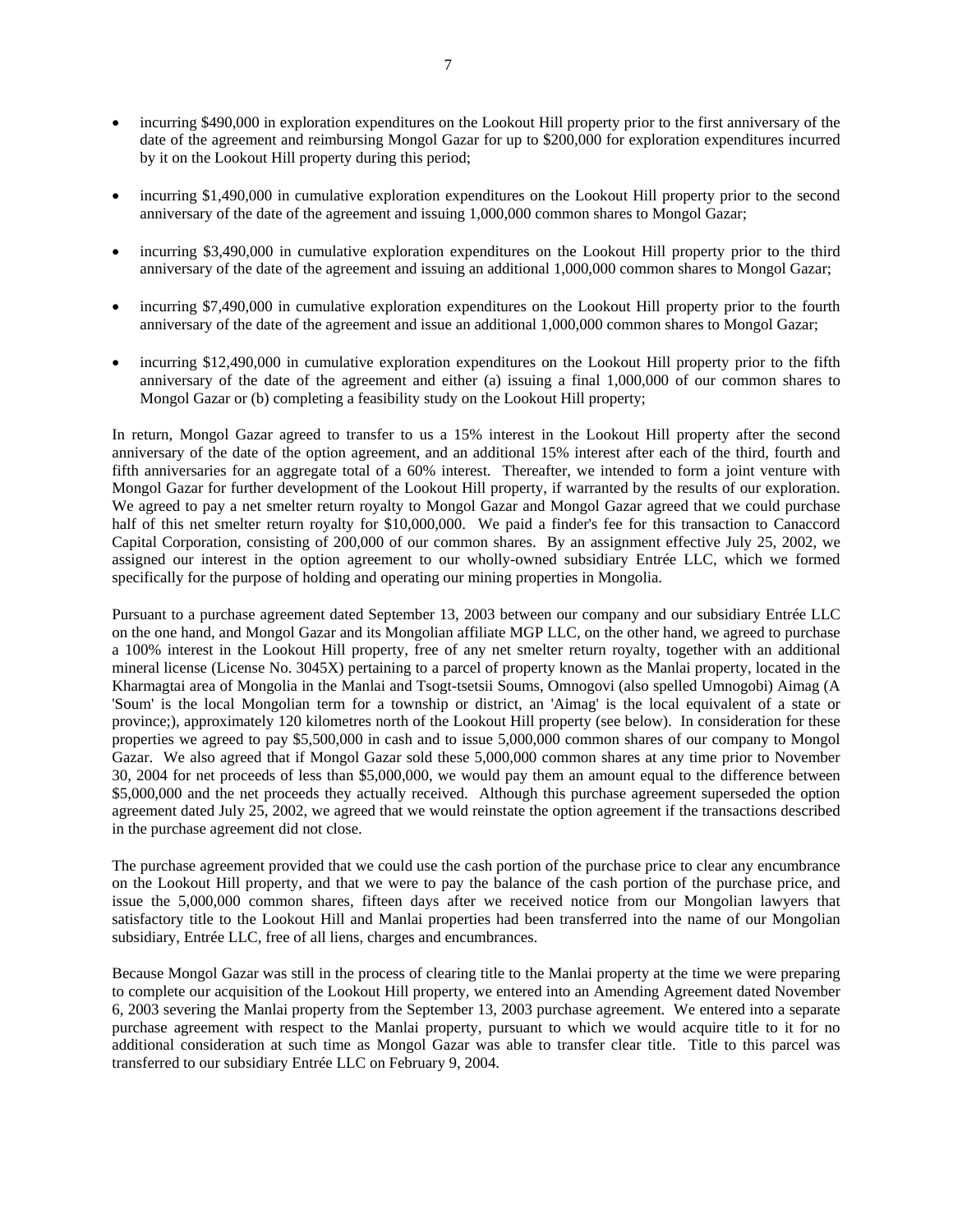- incurring $490,000 in exploration expenditures on the Lookout Hill property prior to the first anniversary of the date of the agreement and reimbursing Mongol Gazar for up to $200,000 for exploration expenditures incurred by it on the Lookout Hill property during this period;

- incurring $1,490,000 in cumulative exploration expenditures on the Lookout Hill property prior to the second anniversary of the date of the agreement and issuing 1,000,000 common shares to Mongol Gazar;

- incurring $3,490,000 in cumulative exploration expenditures on the Lookout Hill property prior to the third anniversary of the date of the agreement and issuing an additional 1,000,000 common shares to Mongol Gazar;

- incurring $7,490,000 in cumulative exploration expenditures on the Lookout Hill property prior to the fourth anniversary of the date of the agreement and issue an additional 1,000,000 common shares to Mongol Gazar;

- incurring $12,490,000 in cumulative exploration expenditures on the Lookout Hill property prior to the fifth anniversary of the date of the agreement and either (a) issuing a final 1,000,000 of our common shares to Mongol Gazar or (b) completing a feasibility study on the Lookout Hill property;

In return, Mongol Gazar agreed to transfer to us a 15% interest in the Lookout Hill property after the second anniversary of the date of the option agreement, and an additional 15% interest after each of the third, fourth and fifth anniversaries for an aggregate total of a 60% interest. Thereafter, we intended to form a joint venture with Mongol Gazar for further development of the Lookout Hill property, if warranted by the results of our exploration. We agreed to pay a net smelter return royalty to Mongol Gazar and Mongol Gazar agreed that we could purchase half of this net smelter return royalty for $10,000,000. We paid a finder's fee for this transaction to Canaccord Capital Corporation, consisting of 200,000 of our common shares. By an assignment effective July 25, 2002, we assigned our interest in the option agreement to our wholly-owned subsidiary Entrée LLC, which we formed specifically for the purpose of holding and operating our mining properties in Mongolia.

Pursuant to a purchase agreement dated September 13, 2003 between our company and our subsidiary Entrée LLC on the one hand, and Mongol Gazar and its Mongolian affiliate MGP LLC, on the other hand, we agreed to purchase a 100% interest in the Lookout Hill property, free of any net smelter return royalty, together with an additional mineral license (License No. 3045X) pertaining to a parcel of property known as the Manlai property, located in the Kharmagtai area of Mongolia in the Manlai and Tsogt-tsetsii Soums, Omnogovi (also spelled Umnogobi) Aimag (A 'Soum' is the local Mongolian term for a township or district, an 'Aimag' is the local equivalent of a state or province;), approximately 120 kilometres north of the Lookout Hill property (see below). In consideration for these properties we agreed to pay $5,500,000 in cash and to issue 5,000,000 common shares of our company to Mongol Gazar. We also agreed that if Mongol Gazar sold these 5,000,000 common shares at any time prior to November 30, 2004 for net proceeds of less than $5,000,000, we would pay them an amount equal to the difference between $5,000,000 and the net proceeds they actually received. Although this purchase agreement superseded the option agreement dated July 25, 2002, we agreed that we would reinstate the option agreement if the transactions described in the purchase agreement did not close.

The purchase agreement provided that we could use the cash portion of the purchase price to clear any encumbrance on the Lookout Hill property, and that we were to pay the balance of the cash portion of the purchase price, and issue the 5,000,000 common shares, fifteen days after we received notice from our Mongolian lawyers that satisfactory title to the Lookout Hill and Manlai properties had been transferred into the name of our Mongolian subsidiary, Entrée LLC, free of all liens, charges and encumbrances.

Because Mongol Gazar was still in the process of clearing title to the Manlai property at the time we were preparing to complete our acquisition of the Lookout Hill property, we entered into an Amending Agreement dated November 6, 2003 severing the Manlai property from the September 13, 2003 purchase agreement. We entered into a separate purchase agreement with respect to the Manlai property, pursuant to which we would acquire title to it for no additional consideration at such time as Mongol Gazar was able to transfer clear title. Title to this parcel was transferred to our subsidiary Entrée LLC on February 9, 2004.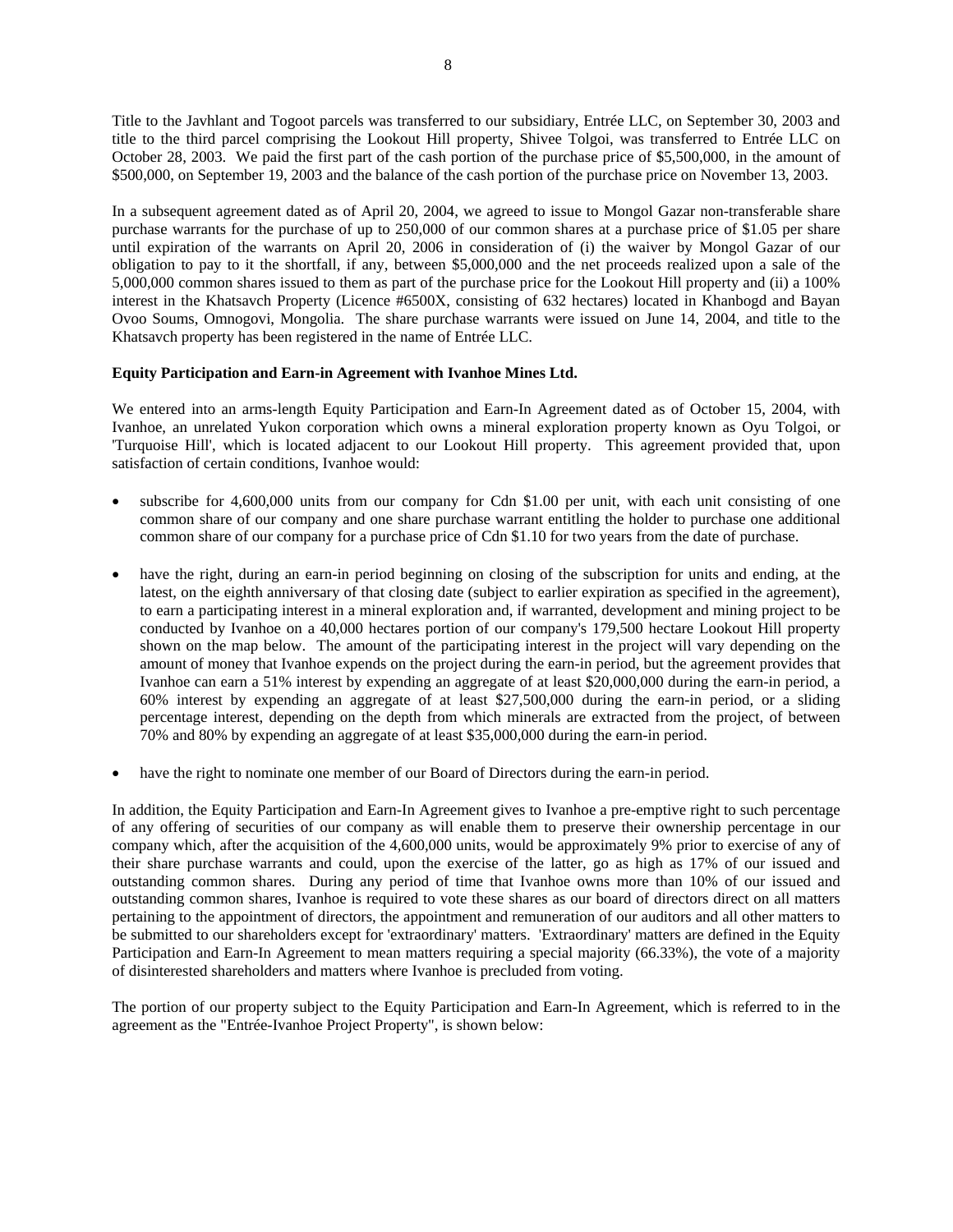Title to the Javhlant and Togoot parcels was transferred to our subsidiary, Entrée LLC, on September 30, 2003 and title to the third parcel comprising the Lookout Hill property, Shivee Tolgoi, was transferred to Entrée LLC on October 28, 2003. We paid the first part of the cash portion of the purchase price of $5,500,000, in the amount of $500,000, on September 19, 2003 and the balance of the cash portion of the purchase price on November 13, 2003.

In a subsequent agreement dated as of April 20, 2004, we agreed to issue to Mongol Gazar non-transferable share purchase warrants for the purchase of up to 250,000 of our common shares at a purchase price of $1.05 per share until expiration of the warrants on April 20, 2006 in consideration of (i) the waiver by Mongol Gazar of our obligation to pay to it the shortfall, if any, between $5,000,000 and the net proceeds realized upon a sale of the 5,000,000 common shares issued to them as part of the purchase price for the Lookout Hill property and (ii) a 100% interest in the Khatsavch Property (Licence #6500X, consisting of 632 hectares) located in Khanbogd and Bayan Ovoo Soums, Omnogovi, Mongolia. The share purchase warrants were issued on June 14, 2004, and title to the Khatsavch property has been registered in the name of Entrée LLC.

**Equity Participation and Earn-in Agreement with Ivanhoe Mines Ltd.**

We entered into an arms-length Equity Participation and Earn-In Agreement dated as of October 15, 2004, with Ivanhoe, an unrelated Yukon corporation which owns a mineral exploration property known as Oyu Tolgoi, or 'Turquoise Hill', which is located adjacent to our Lookout Hill property. This agreement provided that, upon satisfaction of certain conditions, Ivanhoe would:

- subscribe for 4,600,000 units from our company for Cdn $1.00 per unit, with each unit consisting of one common share of our company and one share purchase warrant entitling the holder to purchase one additional common share of our company for a purchase price of Cdn $1.10 for two years from the date of purchase.

- have the right, during an earn-in period beginning on closing of the subscription for units and ending, at the latest, on the eighth anniversary of that closing date (subject to earlier expiration as specified in the agreement), to earn a participating interest in a mineral exploration and, if warranted, development and mining project to be conducted by Ivanhoe on a 40,000 hectares portion of our company's 179,500 hectare Lookout Hill property shown on the map below. The amount of the participating interest in the project will vary depending on the amount of money that Ivanhoe expends on the project during the earn-in period, but the agreement provides that Ivanhoe can earn a 51% interest by expending an aggregate of at least $20,000,000 during the earn-in period, a 60% interest by expending an aggregate of at least $27,500,000 during the earn-in period, or a sliding percentage interest, depending on the depth from which minerals are extracted from the project, of between 70% and 80% by expending an aggregate of at least $35,000,000 during the earn-in period.

- have the right to nominate one member of our Board of Directors during the earn-in period.

In addition, the Equity Participation and Earn-In Agreement gives to Ivanhoe a pre-emptive right to such percentage of any offering of securities of our company as will enable them to preserve their ownership percentage in our company which, after the acquisition of the 4,600,000 units, would be approximately 9% prior to exercise of any of their share purchase warrants and could, upon the exercise of the latter, go as high as 17% of our issued and outstanding common shares. During any period of time that Ivanhoe owns more than 10% of our issued and outstanding common shares, Ivanhoe is required to vote these shares as our board of directors direct on all matters pertaining to the appointment of directors, the appointment and remuneration of our auditors and all other matters to be submitted to our shareholders except for 'extraordinary' matters. 'Extraordinary' matters are defined in the Equity Participation and Earn-In Agreement to mean matters requiring a special majority (66.33%), the vote of a majority of disinterested shareholders and matters where Ivanhoe is precluded from voting.

The portion of our property subject to the Equity Participation and Earn-In Agreement, which is referred to in the agreement as the "Entrée-Ivanhoe Project Property", is shown below: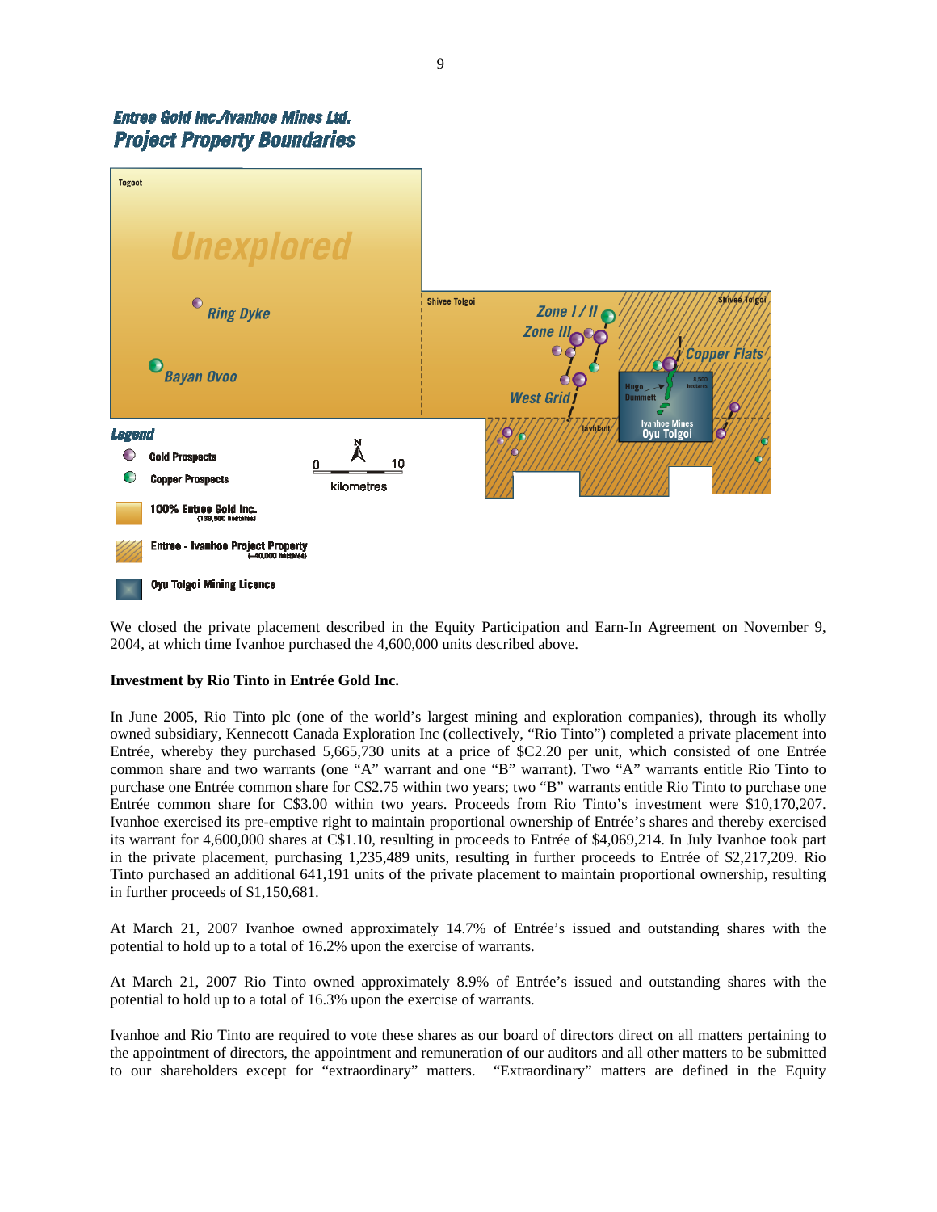Entree Gold Inc./Ivanhoe Mines Ltd.
Project Property Boundaries

Togoot

Unexplored

Ring Dyke

Bayan Ovoo

Shivee Tolgoi

Zone I / II

Zone III

Copper Flats

Shivee Tolgoi

West Grid

Hugo Dummett

8,500 hectares

Ivanhoe Mines Oyu Tolgoi

Javhlant

Legend

Gold Prospects

Copper Prospects

100% Entree Gold Inc. (139,500 hectares)

Entree - Ivanhoe Project Property (~40,000 hectares)

Oyu Tolgoi Mining Licence

0 10 kilometres

N

We closed the private placement described in the Equity Participation and Earn-In Agreement on November 9, 2004, at which time Ivanhoe purchased the 4,600,000 units described above.

**Investment by Rio Tinto in Entrée Gold Inc.**

In June 2005, Rio Tinto plc (one of the world's largest mining and exploration companies), through its wholly owned subsidiary, Kennecott Canada Exploration Inc (collectively, "Rio Tinto") completed a private placement into Entrée, whereby they purchased 5,665,730 units at a price of $C2.20 per unit, which consisted of one Entrée common share and two warrants (one "A" warrant and one "B" warrant). Two "A" warrants entitle Rio Tinto to purchase one Entrée common share for C$2.75 within two years; two "B" warrants entitle Rio Tinto to purchase one Entrée common share for C$3.00 within two years. Proceeds from Rio Tinto's investment were $10,170,207. Ivanhoe exercised its pre-emptive right to maintain proportional ownership of Entrée's shares and thereby exercised its warrant for 4,600,000 shares at C$1.10, resulting in proceeds to Entrée of $4,069,214. In July Ivanhoe took part in the private placement, purchasing 1,235,489 units, resulting in further proceeds to Entrée of $2,217,209. Rio Tinto purchased an additional 641,191 units of the private placement to maintain proportional ownership, resulting in further proceeds of $1,150,681.

At March 21, 2007 Ivanhoe owned approximately 14.7% of Entrée's issued and outstanding shares with the potential to hold up to a total of 16.2% upon the exercise of warrants.

At March 21, 2007 Rio Tinto owned approximately 8.9% of Entrée's issued and outstanding shares with the potential to hold up to a total of 16.3% upon the exercise of warrants.

Ivanhoe and Rio Tinto are required to vote these shares as our board of directors direct on all matters pertaining to the appointment of directors, the appointment and remuneration of our auditors and all other matters to be submitted to our shareholders except for "extraordinary" matters. "Extraordinary" matters are defined in the Equity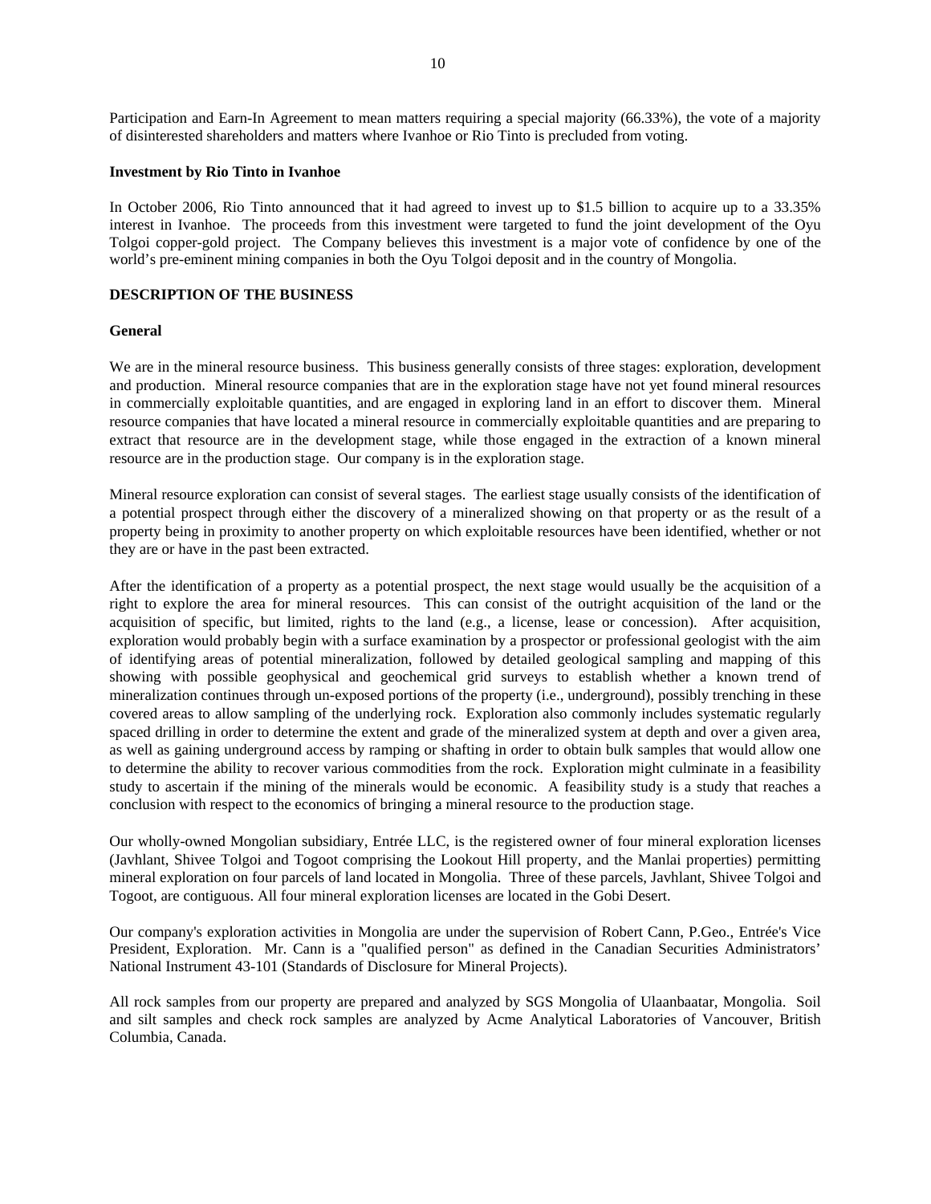Participation and Earn-In Agreement to mean matters requiring a special majority (66.33%), the vote of a majority of disinterested shareholders and matters where Ivanhoe or Rio Tinto is precluded from voting.

**Investment by Rio Tinto in Ivanhoe**

In October 2006, Rio Tinto announced that it had agreed to invest up to $1.5 billion to acquire up to a 33.35% interest in Ivanhoe. The proceeds from this investment were targeted to fund the joint development of the Oyu Tolgoi copper-gold project. The Company believes this investment is a major vote of confidence by one of the world's pre-eminent mining companies in both the Oyu Tolgoi deposit and in the country of Mongolia.

**DESCRIPTION OF THE BUSINESS**

**General**

We are in the mineral resource business. This business generally consists of three stages: exploration, development and production. Mineral resource companies that are in the exploration stage have not yet found mineral resources in commercially exploitable quantities, and are engaged in exploring land in an effort to discover them. Mineral resource companies that have located a mineral resource in commercially exploitable quantities and are preparing to extract that resource are in the development stage, while those engaged in the extraction of a known mineral resource are in the production stage. Our company is in the exploration stage.

Mineral resource exploration can consist of several stages. The earliest stage usually consists of the identification of a potential prospect through either the discovery of a mineralized showing on that property or as the result of a property being in proximity to another property on which exploitable resources have been identified, whether or not they are or have in the past been extracted.

After the identification of a property as a potential prospect, the next stage would usually be the acquisition of a right to explore the area for mineral resources. This can consist of the outright acquisition of the land or the acquisition of specific, but limited, rights to the land (e.g., a license, lease or concession). After acquisition, exploration would probably begin with a surface examination by a prospector or professional geologist with the aim of identifying areas of potential mineralization, followed by detailed geological sampling and mapping of this showing with possible geophysical and geochemical grid surveys to establish whether a known trend of mineralization continues through un-exposed portions of the property (i.e., underground), possibly trenching in these covered areas to allow sampling of the underlying rock. Exploration also commonly includes systematic regularly spaced drilling in order to determine the extent and grade of the mineralized system at depth and over a given area, as well as gaining underground access by ramping or shafting in order to obtain bulk samples that would allow one to determine the ability to recover various commodities from the rock. Exploration might culminate in a feasibility study to ascertain if the mining of the minerals would be economic. A feasibility study is a study that reaches a conclusion with respect to the economics of bringing a mineral resource to the production stage.

Our wholly-owned Mongolian subsidiary, Entrée LLC, is the registered owner of four mineral exploration licenses (Javhlant, Shivee Tolgoi and Togoot comprising the Lookout Hill property, and the Manlai properties) permitting mineral exploration on four parcels of land located in Mongolia. Three of these parcels, Javhlant, Shivee Tolgoi and Togoot, are contiguous. All four mineral exploration licenses are located in the Gobi Desert.

Our company's exploration activities in Mongolia are under the supervision of Robert Cann, P.Geo., Entrée's Vice President, Exploration. Mr. Cann is a "qualified person" as defined in the Canadian Securities Administrators' National Instrument 43-101 (Standards of Disclosure for Mineral Projects).

All rock samples from our property are prepared and analyzed by SGS Mongolia of Ulaanbaatar, Mongolia. Soil and silt samples and check rock samples are analyzed by Acme Analytical Laboratories of Vancouver, British Columbia, Canada.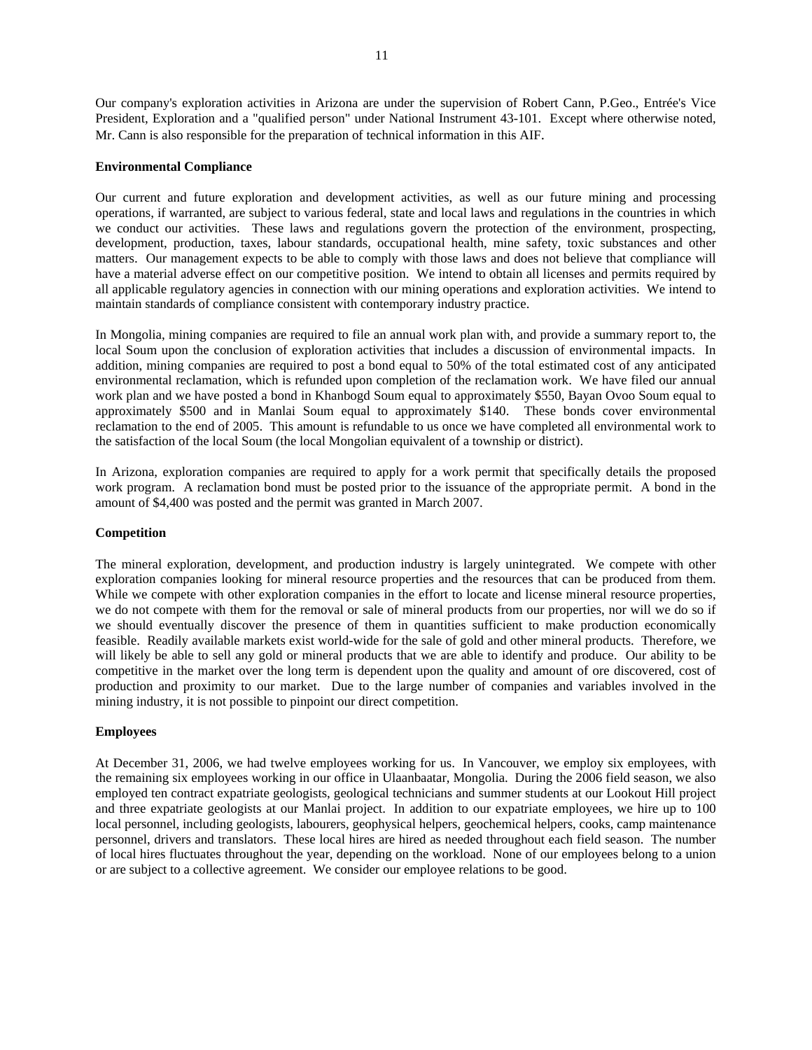Our company's exploration activities in Arizona are under the supervision of Robert Cann, P.Geo., Entrée's Vice President, Exploration and a "qualified person" under National Instrument 43-101. Except where otherwise noted, Mr. Cann is also responsible for the preparation of technical information in this AIF.

**Environmental Compliance**

Our current and future exploration and development activities, as well as our future mining and processing operations, if warranted, are subject to various federal, state and local laws and regulations in the countries in which we conduct our activities. These laws and regulations govern the protection of the environment, prospecting, development, production, taxes, labour standards, occupational health, mine safety, toxic substances and other matters. Our management expects to be able to comply with those laws and does not believe that compliance will have a material adverse effect on our competitive position. We intend to obtain all licenses and permits required by all applicable regulatory agencies in connection with our mining operations and exploration activities. We intend to maintain standards of compliance consistent with contemporary industry practice.

In Mongolia, mining companies are required to file an annual work plan with, and provide a summary report to, the local Soum upon the conclusion of exploration activities that includes a discussion of environmental impacts. In addition, mining companies are required to post a bond equal to 50% of the total estimated cost of any anticipated environmental reclamation, which is refunded upon completion of the reclamation work. We have filed our annual work plan and we have posted a bond in Khanbogd Soum equal to approximately $550, Bayan Ovoo Soum equal to approximately $500 and in Manlai Soum equal to approximately $140. These bonds cover environmental reclamation to the end of 2005. This amount is refundable to us once we have completed all environmental work to the satisfaction of the local Soum (the local Mongolian equivalent of a township or district).

In Arizona, exploration companies are required to apply for a work permit that specifically details the proposed work program. A reclamation bond must be posted prior to the issuance of the appropriate permit. A bond in the amount of $4,400 was posted and the permit was granted in March 2007.

**Competition**

The mineral exploration, development, and production industry is largely unintegrated. We compete with other exploration companies looking for mineral resource properties and the resources that can be produced from them. While we compete with other exploration companies in the effort to locate and license mineral resource properties, we do not compete with them for the removal or sale of mineral products from our properties, nor will we do so if we should eventually discover the presence of them in quantities sufficient to make production economically feasible. Readily available markets exist world-wide for the sale of gold and other mineral products. Therefore, we will likely be able to sell any gold or mineral products that we are able to identify and produce. Our ability to be competitive in the market over the long term is dependent upon the quality and amount of ore discovered, cost of production and proximity to our market. Due to the large number of companies and variables involved in the mining industry, it is not possible to pinpoint our direct competition.

**Employees**

At December 31, 2006, we had twelve employees working for us. In Vancouver, we employ six employees, with the remaining six employees working in our office in Ulaanbaatar, Mongolia. During the 2006 field season, we also employed ten contract expatriate geologists, geological technicians and summer students at our Lookout Hill project and three expatriate geologists at our Manlai project. In addition to our expatriate employees, we hire up to 100 local personnel, including geologists, labourers, geophysical helpers, geochemical helpers, cooks, camp maintenance personnel, drivers and translators. These local hires are hired as needed throughout each field season. The number of local hires fluctuates throughout the year, depending on the workload. None of our employees belong to a union or are subject to a collective agreement. We consider our employee relations to be good.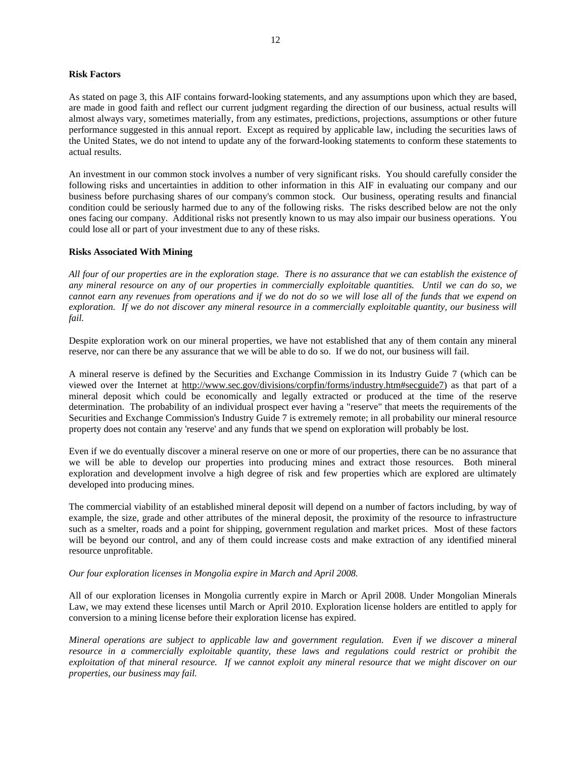**Risk Factors**

As stated on page 3, this AIF contains forward-looking statements, and any assumptions upon which they are based, are made in good faith and reflect our current judgment regarding the direction of our business, actual results will almost always vary, sometimes materially, from any estimates, predictions, projections, assumptions or other future performance suggested in this annual report. Except as required by applicable law, including the securities laws of the United States, we do not intend to update any of the forward-looking statements to conform these statements to actual results.

An investment in our common stock involves a number of very significant risks. You should carefully consider the following risks and uncertainties in addition to other information in this AIF in evaluating our company and our business before purchasing shares of our company's common stock. Our business, operating results and financial condition could be seriously harmed due to any of the following risks. The risks described below are not the only ones facing our company. Additional risks not presently known to us may also impair our business operations. You could lose all or part of your investment due to any of these risks.

**Risks Associated With Mining**

*All four of our properties are in the exploration stage. There is no assurance that we can establish the existence of any mineral resource on any of our properties in commercially exploitable quantities. Until we can do so, we cannot earn any revenues from operations and if we do not do so we will lose all of the funds that we expend on exploration. If we do not discover any mineral resource in a commercially exploitable quantity, our business will fail.*

Despite exploration work on our mineral properties, we have not established that any of them contain any mineral reserve, nor can there be any assurance that we will be able to do so. If we do not, our business will fail.

A mineral reserve is defined by the Securities and Exchange Commission in its Industry Guide 7 (which can be viewed over the Internet at http://www.sec.gov/divisions/corpfin/forms/industry.htm#secguide7) as that part of a mineral deposit which could be economically and legally extracted or produced at the time of the reserve determination. The probability of an individual prospect ever having a "reserve" that meets the requirements of the Securities and Exchange Commission's Industry Guide 7 is extremely remote; in all probability our mineral resource property does not contain any 'reserve' and any funds that we spend on exploration will probably be lost.

Even if we do eventually discover a mineral reserve on one or more of our properties, there can be no assurance that we will be able to develop our properties into producing mines and extract those resources. Both mineral exploration and development involve a high degree of risk and few properties which are explored are ultimately developed into producing mines.

The commercial viability of an established mineral deposit will depend on a number of factors including, by way of example, the size, grade and other attributes of the mineral deposit, the proximity of the resource to infrastructure such as a smelter, roads and a point for shipping, government regulation and market prices. Most of these factors will be beyond our control, and any of them could increase costs and make extraction of any identified mineral resource unprofitable.

*Our four exploration licenses in Mongolia expire in March and April 2008.*

All of our exploration licenses in Mongolia currently expire in March or April 2008. Under Mongolian Minerals Law, we may extend these licenses until March or April 2010. Exploration license holders are entitled to apply for conversion to a mining license before their exploration license has expired.

*Mineral operations are subject to applicable law and government regulation. Even if we discover a mineral resource in a commercially exploitable quantity, these laws and regulations could restrict or prohibit the exploitation of that mineral resource. If we cannot exploit any mineral resource that we might discover on our properties, our business may fail.*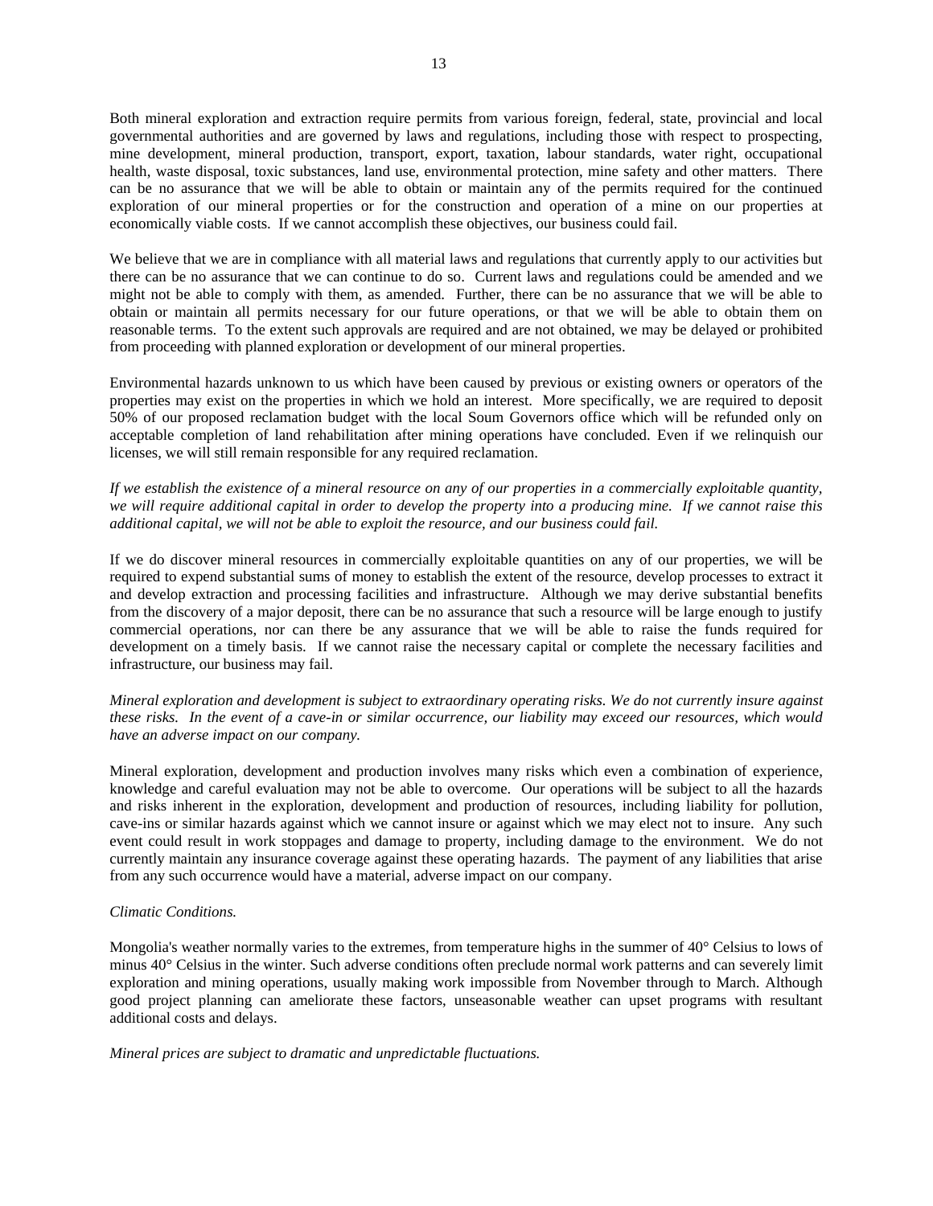Both mineral exploration and extraction require permits from various foreign, federal, state, provincial and local governmental authorities and are governed by laws and regulations, including those with respect to prospecting, mine development, mineral production, transport, export, taxation, labour standards, water right, occupational health, waste disposal, toxic substances, land use, environmental protection, mine safety and other matters. There can be no assurance that we will be able to obtain or maintain any of the permits required for the continued exploration of our mineral properties or for the construction and operation of a mine on our properties at economically viable costs. If we cannot accomplish these objectives, our business could fail.

We believe that we are in compliance with all material laws and regulations that currently apply to our activities but there can be no assurance that we can continue to do so. Current laws and regulations could be amended and we might not be able to comply with them, as amended. Further, there can be no assurance that we will be able to obtain or maintain all permits necessary for our future operations, or that we will be able to obtain them on reasonable terms. To the extent such approvals are required and are not obtained, we may be delayed or prohibited from proceeding with planned exploration or development of our mineral properties.

Environmental hazards unknown to us which have been caused by previous or existing owners or operators of the properties may exist on the properties in which we hold an interest. More specifically, we are required to deposit 50% of our proposed reclamation budget with the local Soum Governors office which will be refunded only on acceptable completion of land rehabilitation after mining operations have concluded. Even if we relinquish our licenses, we will still remain responsible for any required reclamation.

*If we establish the existence of a mineral resource on any of our properties in a commercially exploitable quantity, we will require additional capital in order to develop the property into a producing mine. If we cannot raise this additional capital, we will not be able to exploit the resource, and our business could fail.*

If we do discover mineral resources in commercially exploitable quantities on any of our properties, we will be required to expend substantial sums of money to establish the extent of the resource, develop processes to extract it and develop extraction and processing facilities and infrastructure. Although we may derive substantial benefits from the discovery of a major deposit, there can be no assurance that such a resource will be large enough to justify commercial operations, nor can there be any assurance that we will be able to raise the funds required for development on a timely basis. If we cannot raise the necessary capital or complete the necessary facilities and infrastructure, our business may fail.

*Mineral exploration and development is subject to extraordinary operating risks. We do not currently insure against these risks. In the event of a cave-in or similar occurrence, our liability may exceed our resources, which would have an adverse impact on our company.*

Mineral exploration, development and production involves many risks which even a combination of experience, knowledge and careful evaluation may not be able to overcome. Our operations will be subject to all the hazards and risks inherent in the exploration, development and production of resources, including liability for pollution, cave-ins or similar hazards against which we cannot insure or against which we may elect not to insure. Any such event could result in work stoppages and damage to property, including damage to the environment. We do not currently maintain any insurance coverage against these operating hazards. The payment of any liabilities that arise from any such occurrence would have a material, adverse impact on our company.

*Climatic Conditions.*

Mongolia's weather normally varies to the extremes, from temperature highs in the summer of 40° Celsius to lows of minus 40° Celsius in the winter. Such adverse conditions often preclude normal work patterns and can severely limit exploration and mining operations, usually making work impossible from November through to March. Although good project planning can ameliorate these factors, unseasonable weather can upset programs with resultant additional costs and delays.

*Mineral prices are subject to dramatic and unpredictable fluctuations.*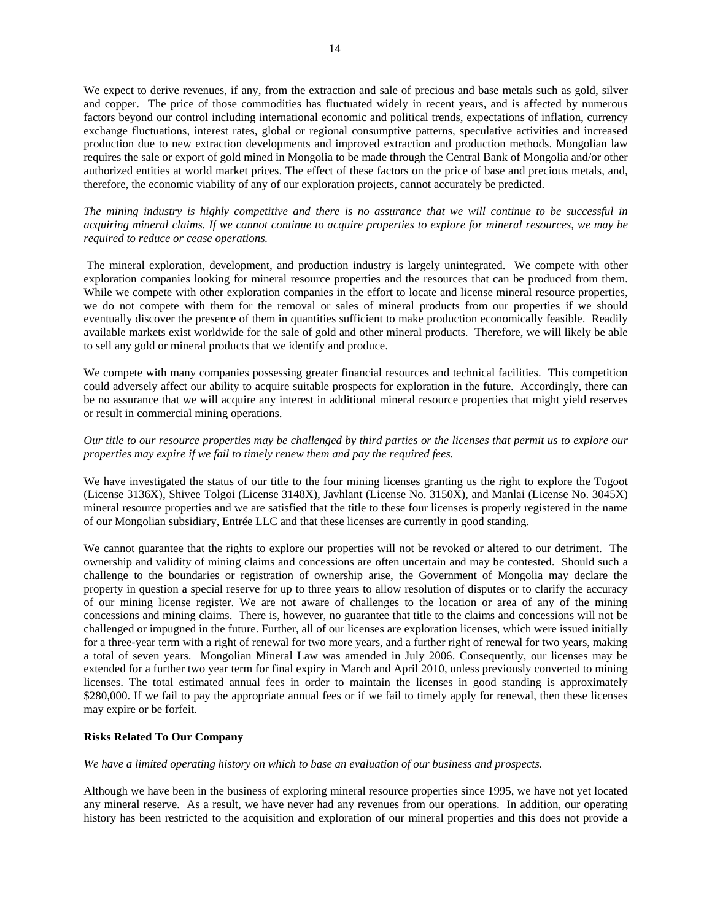We expect to derive revenues, if any, from the extraction and sale of precious and base metals such as gold, silver and copper. The price of those commodities has fluctuated widely in recent years, and is affected by numerous factors beyond our control including international economic and political trends, expectations of inflation, currency exchange fluctuations, interest rates, global or regional consumptive patterns, speculative activities and increased production due to new extraction developments and improved extraction and production methods. Mongolian law requires the sale or export of gold mined in Mongolia to be made through the Central Bank of Mongolia and/or other authorized entities at world market prices. The effect of these factors on the price of base and precious metals, and, therefore, the economic viability of any of our exploration projects, cannot accurately be predicted.

*The mining industry is highly competitive and there is no assurance that we will continue to be successful in acquiring mineral claims. If we cannot continue to acquire properties to explore for mineral resources, we may be required to reduce or cease operations.*

The mineral exploration, development, and production industry is largely unintegrated. We compete with other exploration companies looking for mineral resource properties and the resources that can be produced from them. While we compete with other exploration companies in the effort to locate and license mineral resource properties, we do not compete with them for the removal or sales of mineral products from our properties if we should eventually discover the presence of them in quantities sufficient to make production economically feasible. Readily available markets exist worldwide for the sale of gold and other mineral products. Therefore, we will likely be able to sell any gold or mineral products that we identify and produce.

We compete with many companies possessing greater financial resources and technical facilities. This competition could adversely affect our ability to acquire suitable prospects for exploration in the future. Accordingly, there can be no assurance that we will acquire any interest in additional mineral resource properties that might yield reserves or result in commercial mining operations.

*Our title to our resource properties may be challenged by third parties or the licenses that permit us to explore our properties may expire if we fail to timely renew them and pay the required fees.*

We have investigated the status of our title to the four mining licenses granting us the right to explore the Togoot (License 3136X), Shivee Tolgoi (License 3148X), Javhlant (License No. 3150X), and Manlai (License No. 3045X) mineral resource properties and we are satisfied that the title to these four licenses is properly registered in the name of our Mongolian subsidiary, Entrée LLC and that these licenses are currently in good standing.

We cannot guarantee that the rights to explore our properties will not be revoked or altered to our detriment. The ownership and validity of mining claims and concessions are often uncertain and may be contested. Should such a challenge to the boundaries or registration of ownership arise, the Government of Mongolia may declare the property in question a special reserve for up to three years to allow resolution of disputes or to clarify the accuracy of our mining license register. We are not aware of challenges to the location or area of any of the mining concessions and mining claims. There is, however, no guarantee that title to the claims and concessions will not be challenged or impugned in the future. Further, all of our licenses are exploration licenses, which were issued initially for a three-year term with a right of renewal for two more years, and a further right of renewal for two years, making a total of seven years. Mongolian Mineral Law was amended in July 2006. Consequently, our licenses may be extended for a further two year term for final expiry in March and April 2010, unless previously converted to mining licenses. The total estimated annual fees in order to maintain the licenses in good standing is approximately $280,000. If we fail to pay the appropriate annual fees or if we fail to timely apply for renewal, then these licenses may expire or be forfeit.

**Risks Related To Our Company**

*We have a limited operating history on which to base an evaluation of our business and prospects.*

Although we have been in the business of exploring mineral resource properties since 1995, we have not yet located any mineral reserve. As a result, we have never had any revenues from our operations. In addition, our operating history has been restricted to the acquisition and exploration of our mineral properties and this does not provide a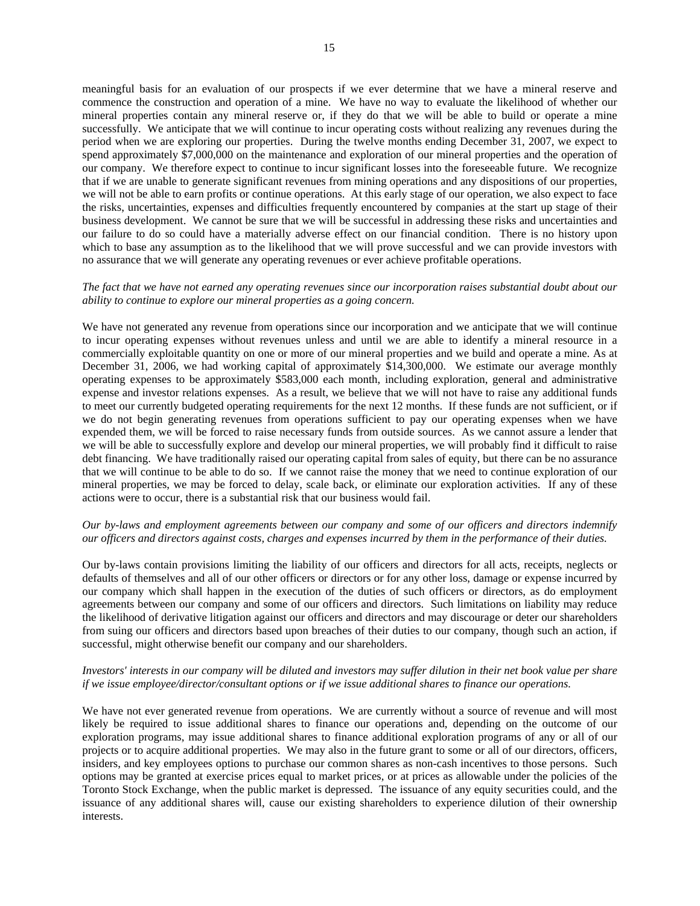meaningful basis for an evaluation of our prospects if we ever determine that we have a mineral reserve and commence the construction and operation of a mine. We have no way to evaluate the likelihood of whether our mineral properties contain any mineral reserve or, if they do that we will be able to build or operate a mine successfully. We anticipate that we will continue to incur operating costs without realizing any revenues during the period when we are exploring our properties. During the twelve months ending December 31, 2007, we expect to spend approximately $7,000,000 on the maintenance and exploration of our mineral properties and the operation of our company. We therefore expect to continue to incur significant losses into the foreseeable future. We recognize that if we are unable to generate significant revenues from mining operations and any dispositions of our properties, we will not be able to earn profits or continue operations. At this early stage of our operation, we also expect to face the risks, uncertainties, expenses and difficulties frequently encountered by companies at the start up stage of their business development. We cannot be sure that we will be successful in addressing these risks and uncertainties and our failure to do so could have a materially adverse effect on our financial condition. There is no history upon which to base any assumption as to the likelihood that we will prove successful and we can provide investors with no assurance that we will generate any operating revenues or ever achieve profitable operations.

*The fact that we have not earned any operating revenues since our incorporation raises substantial doubt about our ability to continue to explore our mineral properties as a going concern.*

We have not generated any revenue from operations since our incorporation and we anticipate that we will continue to incur operating expenses without revenues unless and until we are able to identify a mineral resource in a commercially exploitable quantity on one or more of our mineral properties and we build and operate a mine. As at December 31, 2006, we had working capital of approximately $14,300,000. We estimate our average monthly operating expenses to be approximately $583,000 each month, including exploration, general and administrative expense and investor relations expenses. As a result, we believe that we will not have to raise any additional funds to meet our currently budgeted operating requirements for the next 12 months. If these funds are not sufficient, or if we do not begin generating revenues from operations sufficient to pay our operating expenses when we have expended them, we will be forced to raise necessary funds from outside sources. As we cannot assure a lender that we will be able to successfully explore and develop our mineral properties, we will probably find it difficult to raise debt financing. We have traditionally raised our operating capital from sales of equity, but there can be no assurance that we will continue to be able to do so. If we cannot raise the money that we need to continue exploration of our mineral properties, we may be forced to delay, scale back, or eliminate our exploration activities. If any of these actions were to occur, there is a substantial risk that our business would fail.

*Our by-laws and employment agreements between our company and some of our officers and directors indemnify our officers and directors against costs, charges and expenses incurred by them in the performance of their duties.*

Our by-laws contain provisions limiting the liability of our officers and directors for all acts, receipts, neglects or defaults of themselves and all of our other officers or directors or for any other loss, damage or expense incurred by our company which shall happen in the execution of the duties of such officers or directors, as do employment agreements between our company and some of our officers and directors. Such limitations on liability may reduce the likelihood of derivative litigation against our officers and directors and may discourage or deter our shareholders from suing our officers and directors based upon breaches of their duties to our company, though such an action, if successful, might otherwise benefit our company and our shareholders.

*Investors' interests in our company will be diluted and investors may suffer dilution in their net book value per share if we issue employee/director/consultant options or if we issue additional shares to finance our operations.*

We have not ever generated revenue from operations. We are currently without a source of revenue and will most likely be required to issue additional shares to finance our operations and, depending on the outcome of our exploration programs, may issue additional shares to finance additional exploration programs of any or all of our projects or to acquire additional properties. We may also in the future grant to some or all of our directors, officers, insiders, and key employees options to purchase our common shares as non-cash incentives to those persons. Such options may be granted at exercise prices equal to market prices, or at prices as allowable under the policies of the Toronto Stock Exchange, when the public market is depressed. The issuance of any equity securities could, and the issuance of any additional shares will, cause our existing shareholders to experience dilution of their ownership interests.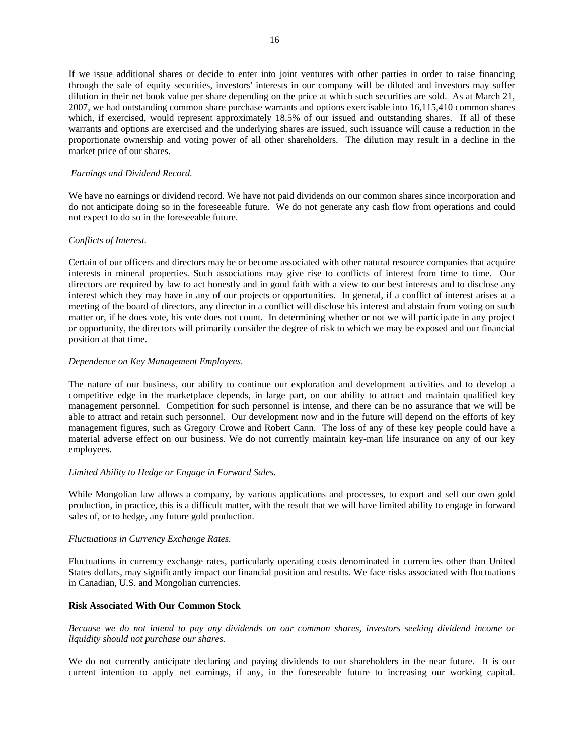If we issue additional shares or decide to enter into joint ventures with other parties in order to raise financing through the sale of equity securities, investors' interests in our company will be diluted and investors may suffer dilution in their net book value per share depending on the price at which such securities are sold. As at March 21, 2007, we had outstanding common share purchase warrants and options exercisable into 16,115,410 common shares which, if exercised, would represent approximately 18.5% of our issued and outstanding shares. If all of these warrants and options are exercised and the underlying shares are issued, such issuance will cause a reduction in the proportionate ownership and voting power of all other shareholders. The dilution may result in a decline in the market price of our shares.

*Earnings and Dividend Record.*

We have no earnings or dividend record. We have not paid dividends on our common shares since incorporation and do not anticipate doing so in the foreseeable future. We do not generate any cash flow from operations and could not expect to do so in the foreseeable future.

*Conflicts of Interest.*

Certain of our officers and directors may be or become associated with other natural resource companies that acquire interests in mineral properties. Such associations may give rise to conflicts of interest from time to time. Our directors are required by law to act honestly and in good faith with a view to our best interests and to disclose any interest which they may have in any of our projects or opportunities. In general, if a conflict of interest arises at a meeting of the board of directors, any director in a conflict will disclose his interest and abstain from voting on such matter or, if he does vote, his vote does not count. In determining whether or not we will participate in any project or opportunity, the directors will primarily consider the degree of risk to which we may be exposed and our financial position at that time.

*Dependence on Key Management Employees.*

The nature of our business, our ability to continue our exploration and development activities and to develop a competitive edge in the marketplace depends, in large part, on our ability to attract and maintain qualified key management personnel. Competition for such personnel is intense, and there can be no assurance that we will be able to attract and retain such personnel. Our development now and in the future will depend on the efforts of key management figures, such as Gregory Crowe and Robert Cann. The loss of any of these key people could have a material adverse effect on our business. We do not currently maintain key-man life insurance on any of our key employees.

*Limited Ability to Hedge or Engage in Forward Sales.*

While Mongolian law allows a company, by various applications and processes, to export and sell our own gold production, in practice, this is a difficult matter, with the result that we will have limited ability to engage in forward sales of, or to hedge, any future gold production.

*Fluctuations in Currency Exchange Rates.*

Fluctuations in currency exchange rates, particularly operating costs denominated in currencies other than United States dollars, may significantly impact our financial position and results. We face risks associated with fluctuations in Canadian, U.S. and Mongolian currencies.

**Risk Associated With Our Common Stock**

*Because we do not intend to pay any dividends on our common shares, investors seeking dividend income or liquidity should not purchase our shares.*

We do not currently anticipate declaring and paying dividends to our shareholders in the near future. It is our current intention to apply net earnings, if any, in the foreseeable future to increasing our working capital.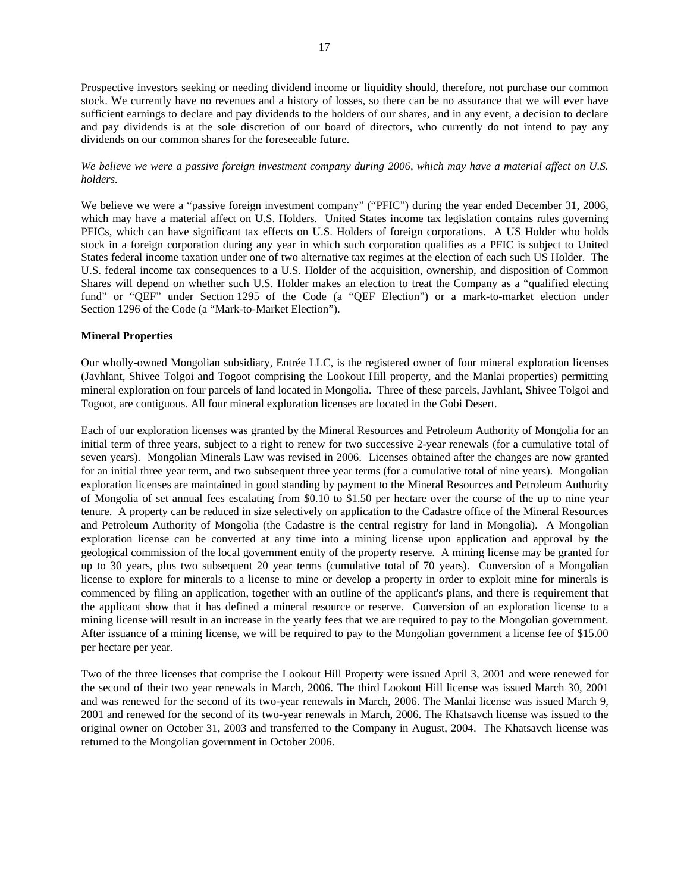Prospective investors seeking or needing dividend income or liquidity should, therefore, not purchase our common stock. We currently have no revenues and a history of losses, so there can be no assurance that we will ever have sufficient earnings to declare and pay dividends to the holders of our shares, and in any event, a decision to declare and pay dividends is at the sole discretion of our board of directors, who currently do not intend to pay any dividends on our common shares for the foreseeable future.

*We believe we were a passive foreign investment company during 2006, which may have a material affect on U.S. holders.*

We believe we were a "passive foreign investment company" ("PFIC") during the year ended December 31, 2006, which may have a material affect on U.S. Holders. United States income tax legislation contains rules governing PFICs, which can have significant tax effects on U.S. Holders of foreign corporations. A US Holder who holds stock in a foreign corporation during any year in which such corporation qualifies as a PFIC is subject to United States federal income taxation under one of two alternative tax regimes at the election of each such US Holder. The U.S. federal income tax consequences to a U.S. Holder of the acquisition, ownership, and disposition of Common Shares will depend on whether such U.S. Holder makes an election to treat the Company as a "qualified electing fund" or "QEF" under Section 1295 of the Code (a "QEF Election") or a mark-to-market election under Section 1296 of the Code (a "Mark-to-Market Election").

**Mineral Properties**

Our wholly-owned Mongolian subsidiary, Entrée LLC, is the registered owner of four mineral exploration licenses (Javhlant, Shivee Tolgoi and Togoot comprising the Lookout Hill property, and the Manlai properties) permitting mineral exploration on four parcels of land located in Mongolia. Three of these parcels, Javhlant, Shivee Tolgoi and Togoot, are contiguous. All four mineral exploration licenses are located in the Gobi Desert.

Each of our exploration licenses was granted by the Mineral Resources and Petroleum Authority of Mongolia for an initial term of three years, subject to a right to renew for two successive 2-year renewals (for a cumulative total of seven years). Mongolian Minerals Law was revised in 2006. Licenses obtained after the changes are now granted for an initial three year term, and two subsequent three year terms (for a cumulative total of nine years). Mongolian exploration licenses are maintained in good standing by payment to the Mineral Resources and Petroleum Authority of Mongolia of set annual fees escalating from $0.10 to $1.50 per hectare over the course of the up to nine year tenure. A property can be reduced in size selectively on application to the Cadastre office of the Mineral Resources and Petroleum Authority of Mongolia (the Cadastre is the central registry for land in Mongolia). A Mongolian exploration license can be converted at any time into a mining license upon application and approval by the geological commission of the local government entity of the property reserve. A mining license may be granted for up to 30 years, plus two subsequent 20 year terms (cumulative total of 70 years). Conversion of a Mongolian license to explore for minerals to a license to mine or develop a property in order to exploit mine for minerals is commenced by filing an application, together with an outline of the applicant's plans, and there is requirement that the applicant show that it has defined a mineral resource or reserve. Conversion of an exploration license to a mining license will result in an increase in the yearly fees that we are required to pay to the Mongolian government. After issuance of a mining license, we will be required to pay to the Mongolian government a license fee of $15.00 per hectare per year.

Two of the three licenses that comprise the Lookout Hill Property were issued April 3, 2001 and were renewed for the second of their two year renewals in March, 2006. The third Lookout Hill license was issued March 30, 2001 and was renewed for the second of its two-year renewals in March, 2006. The Manlai license was issued March 9, 2001 and renewed for the second of its two-year renewals in March, 2006. The Khatsavch license was issued to the original owner on October 31, 2003 and transferred to the Company in August, 2004. The Khatsavch license was returned to the Mongolian government in October 2006.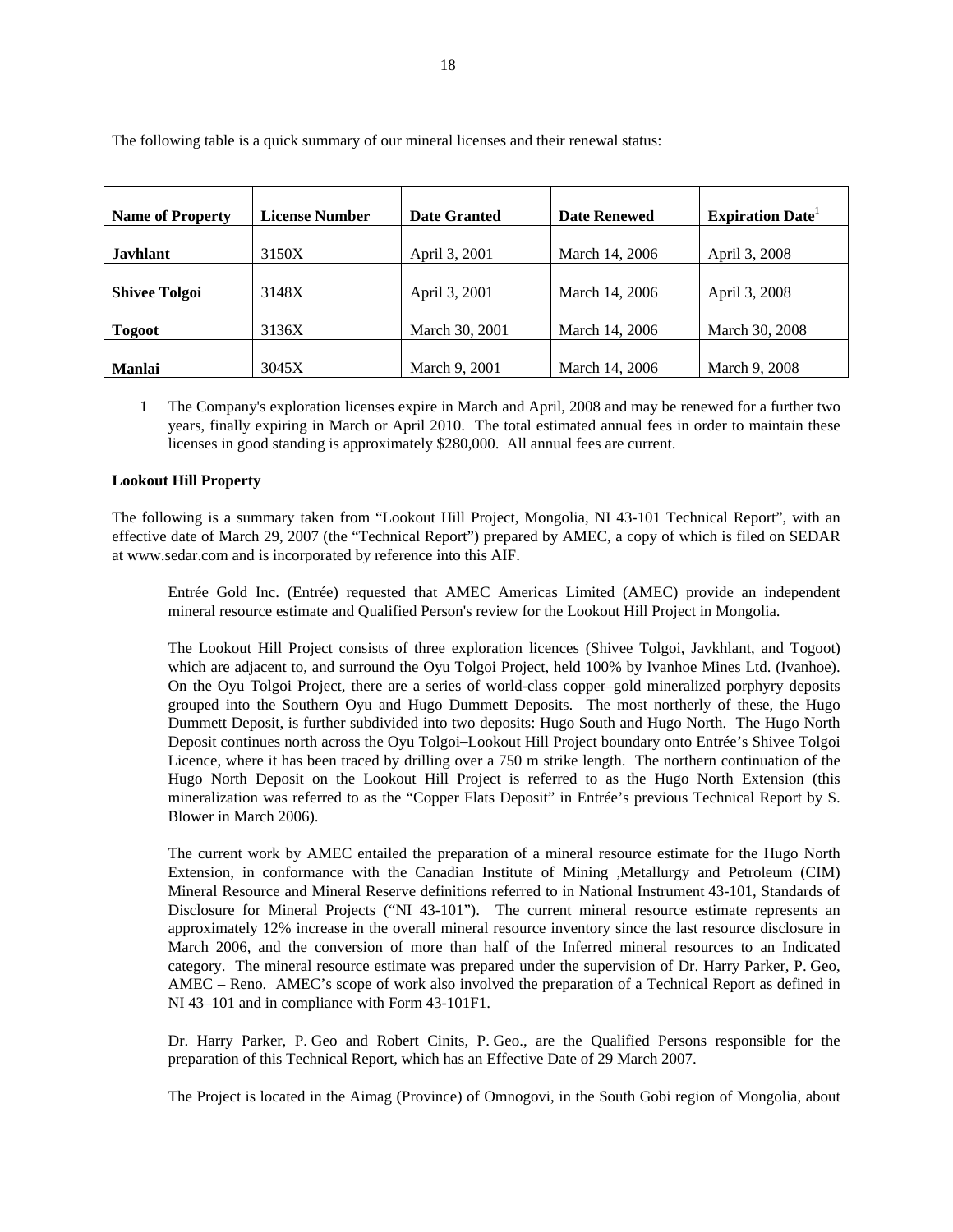The following table is a quick summary of our mineral licenses and their renewal status:

| Name of Property | License Number | Date Granted | Date Renewed | Expiration Date[1] |
|---|---|---|---|---|
| **Javhlant** | 3150X | April 3, 2001 | March 14, 2006 | April 3, 2008 |
| **Shivee Tolgoi** | 3148X | April 3, 2001 | March 14, 2006 | April 3, 2008 |
| **Togoot** | 3136X | March 30, 2001 | March 14, 2006 | March 30, 2008 |
| **Manlai** | 3045X | March 9, 2001 | March 14, 2006 | March 9, 2008 |

1 The Company's exploration licenses expire in March and April, 2008 and may be renewed for a further two years, finally expiring in March or April 2010. The total estimated annual fees in order to maintain these licenses in good standing is approximately $280,000. All annual fees are current.

**Lookout Hill Property**

The following is a summary taken from "Lookout Hill Project, Mongolia, NI 43-101 Technical Report", with an effective date of March 29, 2007 (the "Technical Report") prepared by AMEC, a copy of which is filed on SEDAR at www.sedar.com and is incorporated by reference into this AIF.

> Entrée Gold Inc. (Entrée) requested that AMEC Americas Limited (AMEC) provide an independent mineral resource estimate and Qualified Person's review for the Lookout Hill Project in Mongolia.
>
> The Lookout Hill Project consists of three exploration licences (Shivee Tolgoi, Javkhlant, and Togoot) which are adjacent to, and surround the Oyu Tolgoi Project, held 100% by Ivanhoe Mines Ltd. (Ivanhoe). On the Oyu Tolgoi Project, there are a series of world-class copper–gold mineralized porphyry deposits grouped into the Southern Oyu and Hugo Dummett Deposits. The most northerly of these, the Hugo Dummett Deposit, is further subdivided into two deposits: Hugo South and Hugo North. The Hugo North Deposit continues north across the Oyu Tolgoi–Lookout Hill Project boundary onto Entrée's Shivee Tolgoi Licence, where it has been traced by drilling over a 750 m strike length. The northern continuation of the Hugo North Deposit on the Lookout Hill Project is referred to as the Hugo North Extension (this mineralization was referred to as the "Copper Flats Deposit" in Entrée's previous Technical Report by S. Blower in March 2006).
>
> The current work by AMEC entailed the preparation of a mineral resource estimate for the Hugo North Extension, in conformance with the Canadian Institute of Mining ,Metallurgy and Petroleum (CIM) Mineral Resource and Mineral Reserve definitions referred to in National Instrument 43-101, Standards of Disclosure for Mineral Projects ("NI 43-101"). The current mineral resource estimate represents an approximately 12% increase in the overall mineral resource inventory since the last resource disclosure in March 2006, and the conversion of more than half of the Inferred mineral resources to an Indicated category. The mineral resource estimate was prepared under the supervision of Dr. Harry Parker, P. Geo, AMEC – Reno. AMEC's scope of work also involved the preparation of a Technical Report as defined in NI 43–101 and in compliance with Form 43-101F1.
>
> Dr. Harry Parker, P. Geo and Robert Cinits, P. Geo., are the Qualified Persons responsible for the preparation of this Technical Report, which has an Effective Date of 29 March 2007.
>
> The Project is located in the Aimag (Province) of Omnogovi, in the South Gobi region of Mongolia, about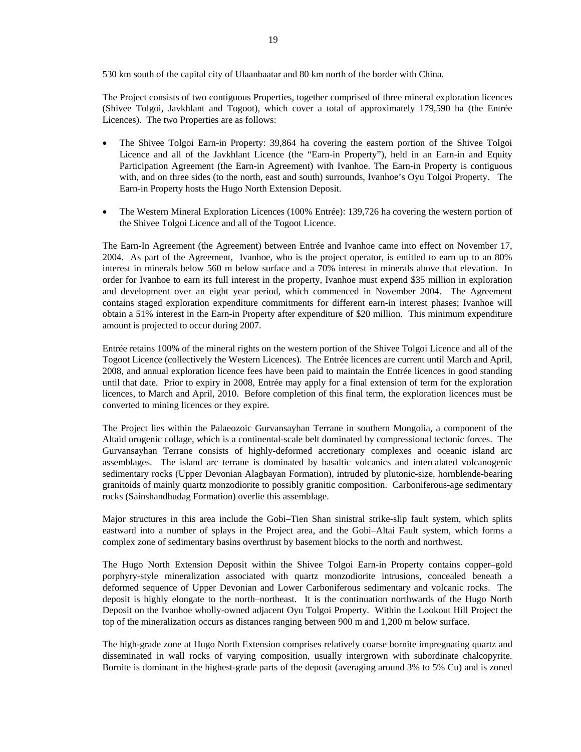530 km south of the capital city of Ulaanbaatar and 80 km north of the border with China.

The Project consists of two contiguous Properties, together comprised of three mineral exploration licences (Shivee Tolgoi, Javkhlant and Togoot), which cover a total of approximately 179,590 ha (the Entrée Licences). The two Properties are as follows:

- The Shivee Tolgoi Earn-in Property: 39,864 ha covering the eastern portion of the Shivee Tolgoi Licence and all of the Javkhlant Licence (the "Earn-in Property"), held in an Earn-in and Equity Participation Agreement (the Earn-in Agreement) with Ivanhoe. The Earn-in Property is contiguous with, and on three sides (to the north, east and south) surrounds, Ivanhoe's Oyu Tolgoi Property. The Earn-in Property hosts the Hugo North Extension Deposit.
- The Western Mineral Exploration Licences (100% Entrée): 139,726 ha covering the western portion of the Shivee Tolgoi Licence and all of the Togoot Licence.

The Earn-In Agreement (the Agreement) between Entrée and Ivanhoe came into effect on November 17, 2004. As part of the Agreement, Ivanhoe, who is the project operator, is entitled to earn up to an 80% interest in minerals below 560 m below surface and a 70% interest in minerals above that elevation. In order for Ivanhoe to earn its full interest in the property, Ivanhoe must expend $35 million in exploration and development over an eight year period, which commenced in November 2004. The Agreement contains staged exploration expenditure commitments for different earn-in interest phases; Ivanhoe will obtain a 51% interest in the Earn-in Property after expenditure of $20 million. This minimum expenditure amount is projected to occur during 2007.

Entrée retains 100% of the mineral rights on the western portion of the Shivee Tolgoi Licence and all of the Togoot Licence (collectively the Western Licences). The Entrée licences are current until March and April, 2008, and annual exploration licence fees have been paid to maintain the Entrée licences in good standing until that date. Prior to expiry in 2008, Entrée may apply for a final extension of term for the exploration licences, to March and April, 2010. Before completion of this final term, the exploration licences must be converted to mining licences or they expire.

The Project lies within the Palaeozoic Gurvansayhan Terrane in southern Mongolia, a component of the Altaid orogenic collage, which is a continental-scale belt dominated by compressional tectonic forces. The Gurvansayhan Terrane consists of highly-deformed accretionary complexes and oceanic island arc assemblages. The island arc terrane is dominated by basaltic volcanics and intercalated volcanogenic sedimentary rocks (Upper Devonian Alagbayan Formation), intruded by plutonic-size, hornblende-bearing granitoids of mainly quartz monzodiorite to possibly granitic composition. Carboniferous-age sedimentary rocks (Sainshandhudag Formation) overlie this assemblage.

Major structures in this area include the Gobi–Tien Shan sinistral strike-slip fault system, which splits eastward into a number of splays in the Project area, and the Gobi–Altai Fault system, which forms a complex zone of sedimentary basins overthrust by basement blocks to the north and northwest.

The Hugo North Extension Deposit within the Shivee Tolgoi Earn-in Property contains copper–gold porphyry-style mineralization associated with quartz monzodiorite intrusions, concealed beneath a deformed sequence of Upper Devonian and Lower Carboniferous sedimentary and volcanic rocks. The deposit is highly elongate to the north–northeast. It is the continuation northwards of the Hugo North Deposit on the Ivanhoe wholly-owned adjacent Oyu Tolgoi Property. Within the Lookout Hill Project the top of the mineralization occurs as distances ranging between 900 m and 1,200 m below surface.

The high-grade zone at Hugo North Extension comprises relatively coarse bornite impregnating quartz and disseminated in wall rocks of varying composition, usually intergrown with subordinate chalcopyrite. Bornite is dominant in the highest-grade parts of the deposit (averaging around 3% to 5% Cu) and is zoned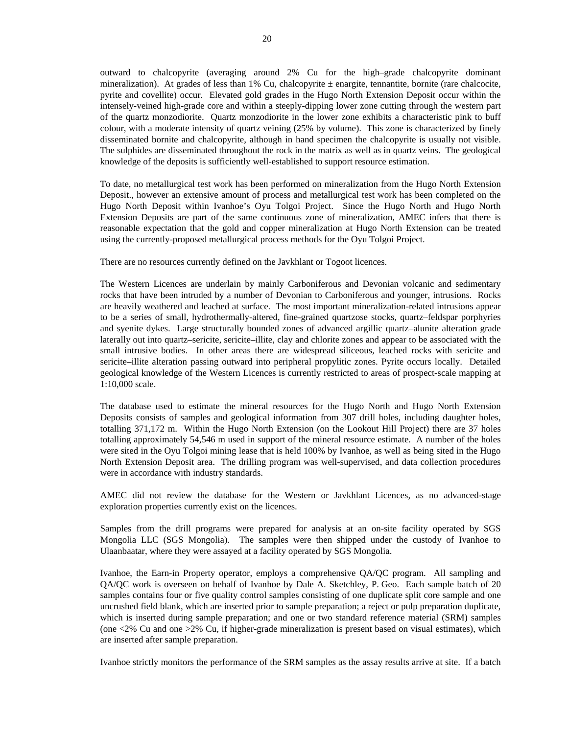outward to chalcopyrite (averaging around 2% Cu for the high–grade chalcopyrite dominant mineralization). At grades of less than 1% Cu, chalcopyrite ± enargite, tennantite, bornite (rare chalcocite, pyrite and covellite) occur. Elevated gold grades in the Hugo North Extension Deposit occur within the intensely-veined high-grade core and within a steeply-dipping lower zone cutting through the western part of the quartz monzodiorite. Quartz monzodiorite in the lower zone exhibits a characteristic pink to buff colour, with a moderate intensity of quartz veining (25% by volume). This zone is characterized by finely disseminated bornite and chalcopyrite, although in hand specimen the chalcopyrite is usually not visible. The sulphides are disseminated throughout the rock in the matrix as well as in quartz veins. The geological knowledge of the deposits is sufficiently well-established to support resource estimation.

To date, no metallurgical test work has been performed on mineralization from the Hugo North Extension Deposit., however an extensive amount of process and metallurgical test work has been completed on the Hugo North Deposit within Ivanhoe's Oyu Tolgoi Project. Since the Hugo North and Hugo North Extension Deposits are part of the same continuous zone of mineralization, AMEC infers that there is reasonable expectation that the gold and copper mineralization at Hugo North Extension can be treated using the currently-proposed metallurgical process methods for the Oyu Tolgoi Project.

There are no resources currently defined on the Javkhlant or Togoot licences.

The Western Licences are underlain by mainly Carboniferous and Devonian volcanic and sedimentary rocks that have been intruded by a number of Devonian to Carboniferous and younger, intrusions. Rocks are heavily weathered and leached at surface. The most important mineralization-related intrusions appear to be a series of small, hydrothermally-altered, fine-grained quartzose stocks, quartz–feldspar porphyries and syenite dykes. Large structurally bounded zones of advanced argillic quartz–alunite alteration grade laterally out into quartz–sericite, sericite–illite, clay and chlorite zones and appear to be associated with the small intrusive bodies. In other areas there are widespread siliceous, leached rocks with sericite and sericite–illite alteration passing outward into peripheral propylitic zones. Pyrite occurs locally. Detailed geological knowledge of the Western Licences is currently restricted to areas of prospect-scale mapping at 1:10,000 scale.

The database used to estimate the mineral resources for the Hugo North and Hugo North Extension Deposits consists of samples and geological information from 307 drill holes, including daughter holes, totalling 371,172 m. Within the Hugo North Extension (on the Lookout Hill Project) there are 37 holes totalling approximately 54,546 m used in support of the mineral resource estimate. A number of the holes were sited in the Oyu Tolgoi mining lease that is held 100% by Ivanhoe, as well as being sited in the Hugo North Extension Deposit area. The drilling program was well-supervised, and data collection procedures were in accordance with industry standards.

AMEC did not review the database for the Western or Javkhlant Licences, as no advanced-stage exploration properties currently exist on the licences.

Samples from the drill programs were prepared for analysis at an on-site facility operated by SGS Mongolia LLC (SGS Mongolia). The samples were then shipped under the custody of Ivanhoe to Ulaanbaatar, where they were assayed at a facility operated by SGS Mongolia.

Ivanhoe, the Earn-in Property operator, employs a comprehensive QA/QC program. All sampling and QA/QC work is overseen on behalf of Ivanhoe by Dale A. Sketchley, P. Geo. Each sample batch of 20 samples contains four or five quality control samples consisting of one duplicate split core sample and one uncrushed field blank, which are inserted prior to sample preparation; a reject or pulp preparation duplicate, which is inserted during sample preparation; and one or two standard reference material (SRM) samples (one <2% Cu and one >2% Cu, if higher-grade mineralization is present based on visual estimates), which are inserted after sample preparation.

Ivanhoe strictly monitors the performance of the SRM samples as the assay results arrive at site. If a batch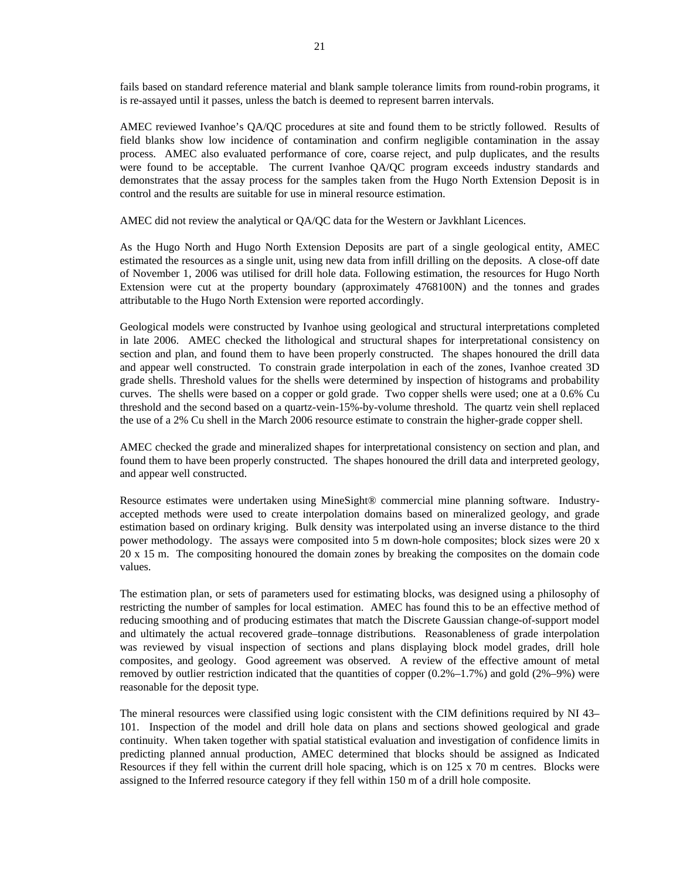fails based on standard reference material and blank sample tolerance limits from round-robin programs, it is re-assayed until it passes, unless the batch is deemed to represent barren intervals.

AMEC reviewed Ivanhoe's QA/QC procedures at site and found them to be strictly followed. Results of field blanks show low incidence of contamination and confirm negligible contamination in the assay process. AMEC also evaluated performance of core, coarse reject, and pulp duplicates, and the results were found to be acceptable. The current Ivanhoe QA/QC program exceeds industry standards and demonstrates that the assay process for the samples taken from the Hugo North Extension Deposit is in control and the results are suitable for use in mineral resource estimation.

AMEC did not review the analytical or QA/QC data for the Western or Javkhlant Licences.

As the Hugo North and Hugo North Extension Deposits are part of a single geological entity, AMEC estimated the resources as a single unit, using new data from infill drilling on the deposits. A close-off date of November 1, 2006 was utilised for drill hole data. Following estimation, the resources for Hugo North Extension were cut at the property boundary (approximately 4768100N) and the tonnes and grades attributable to the Hugo North Extension were reported accordingly.

Geological models were constructed by Ivanhoe using geological and structural interpretations completed in late 2006. AMEC checked the lithological and structural shapes for interpretational consistency on section and plan, and found them to have been properly constructed. The shapes honoured the drill data and appear well constructed. To constrain grade interpolation in each of the zones, Ivanhoe created 3D grade shells. Threshold values for the shells were determined by inspection of histograms and probability curves. The shells were based on a copper or gold grade. Two copper shells were used; one at a 0.6% Cu threshold and the second based on a quartz-vein-15%-by-volume threshold. The quartz vein shell replaced the use of a 2% Cu shell in the March 2006 resource estimate to constrain the higher-grade copper shell.

AMEC checked the grade and mineralized shapes for interpretational consistency on section and plan, and found them to have been properly constructed. The shapes honoured the drill data and interpreted geology, and appear well constructed.

Resource estimates were undertaken using MineSight® commercial mine planning software. Industry-accepted methods were used to create interpolation domains based on mineralized geology, and grade estimation based on ordinary kriging. Bulk density was interpolated using an inverse distance to the third power methodology. The assays were composited into 5 m down-hole composites; block sizes were 20 x 20 x 15 m. The compositing honoured the domain zones by breaking the composites on the domain code values.

The estimation plan, or sets of parameters used for estimating blocks, was designed using a philosophy of restricting the number of samples for local estimation. AMEC has found this to be an effective method of reducing smoothing and of producing estimates that match the Discrete Gaussian change-of-support model and ultimately the actual recovered grade–tonnage distributions. Reasonableness of grade interpolation was reviewed by visual inspection of sections and plans displaying block model grades, drill hole composites, and geology. Good agreement was observed. A review of the effective amount of metal removed by outlier restriction indicated that the quantities of copper (0.2%–1.7%) and gold (2%–9%) were reasonable for the deposit type.

The mineral resources were classified using logic consistent with the CIM definitions required by NI 43–101. Inspection of the model and drill hole data on plans and sections showed geological and grade continuity. When taken together with spatial statistical evaluation and investigation of confidence limits in predicting planned annual production, AMEC determined that blocks should be assigned as Indicated Resources if they fell within the current drill hole spacing, which is on 125 x 70 m centres. Blocks were assigned to the Inferred resource category if they fell within 150 m of a drill hole composite.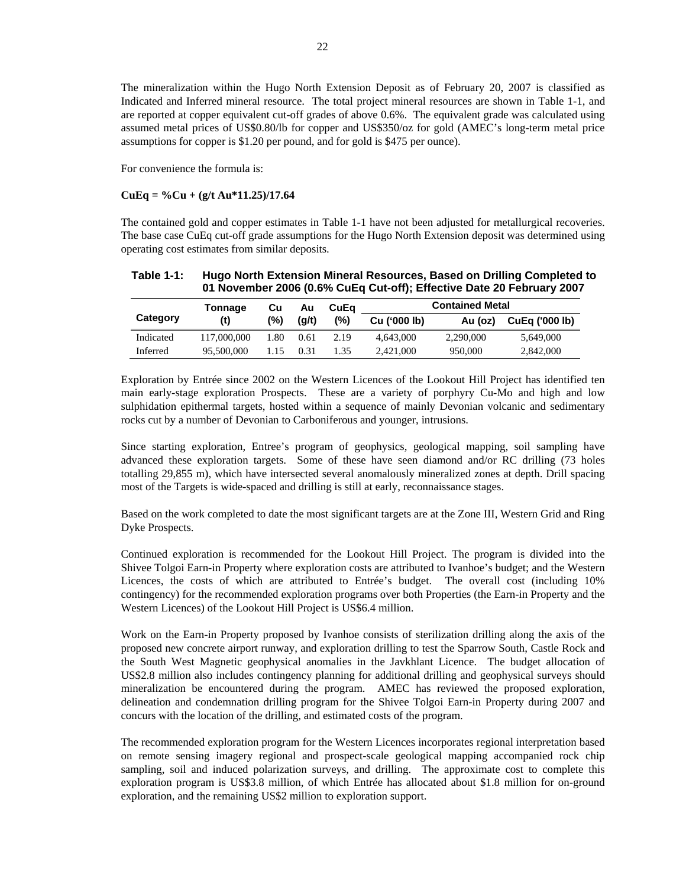The mineralization within the Hugo North Extension Deposit as of February 20, 2007 is classified as Indicated and Inferred mineral resource. The total project mineral resources are shown in Table 1-1, and are reported at copper equivalent cut-off grades of above 0.6%. The equivalent grade was calculated using assumed metal prices of US$0.80/lb for copper and US$350/oz for gold (AMEC's long-term metal price assumptions for copper is $1.20 per pound, and for gold is $475 per ounce).

For convenience the formula is:

**CuEq = %Cu + (g/t Au*11.25)/17.64**

The contained gold and copper estimates in Table 1-1 have not been adjusted for metallurgical recoveries. The base case CuEq cut-off grade assumptions for the Hugo North Extension deposit was determined using operating cost estimates from similar deposits.

**Table 1-1: Hugo North Extension Mineral Resources, Based on Drilling Completed to 01 November 2006 (0.6% CuEq Cut-off); Effective Date 20 February 2007**

| Category | Tonnage (t) | Cu (%) | Au (g/t) | CuEq (%) | Contained Metal | | |
|---|---|---|---|---|---|---|---|
| | | | | | Cu ('000 lb) | Au (oz) | CuEq ('000 lb) |
| Indicated | 117,000,000 | 1.80 | 0.61 | 2.19 | 4,643,000 | 2,290,000 | 5,649,000 |
| Inferred | 95,500,000 | 1.15 | 0.31 | 1.35 | 2,421,000 | 950,000 | 2,842,000 |

Exploration by Entrée since 2002 on the Western Licences of the Lookout Hill Project has identified ten main early-stage exploration Prospects. These are a variety of porphyry Cu-Mo and high and low sulphidation epithermal targets, hosted within a sequence of mainly Devonian volcanic and sedimentary rocks cut by a number of Devonian to Carboniferous and younger, intrusions.

Since starting exploration, Entree's program of geophysics, geological mapping, soil sampling have advanced these exploration targets. Some of these have seen diamond and/or RC drilling (73 holes totalling 29,855 m), which have intersected several anomalously mineralized zones at depth. Drill spacing most of the Targets is wide-spaced and drilling is still at early, reconnaissance stages.

Based on the work completed to date the most significant targets are at the Zone III, Western Grid and Ring Dyke Prospects.

Continued exploration is recommended for the Lookout Hill Project. The program is divided into the Shivee Tolgoi Earn-in Property where exploration costs are attributed to Ivanhoe's budget; and the Western Licences, the costs of which are attributed to Entrée's budget. The overall cost (including 10% contingency) for the recommended exploration programs over both Properties (the Earn-in Property and the Western Licences) of the Lookout Hill Project is US$6.4 million.

Work on the Earn-in Property proposed by Ivanhoe consists of sterilization drilling along the axis of the proposed new concrete airport runway, and exploration drilling to test the Sparrow South, Castle Rock and the South West Magnetic geophysical anomalies in the Javkhlant Licence. The budget allocation of US$2.8 million also includes contingency planning for additional drilling and geophysical surveys should mineralization be encountered during the program. AMEC has reviewed the proposed exploration, delineation and condemnation drilling program for the Shivee Tolgoi Earn-in Property during 2007 and concurs with the location of the drilling, and estimated costs of the program.

The recommended exploration program for the Western Licences incorporates regional interpretation based on remote sensing imagery regional and prospect-scale geological mapping accompanied rock chip sampling, soil and induced polarization surveys, and drilling. The approximate cost to complete this exploration program is US$3.8 million, of which Entrée has allocated about $1.8 million for on-ground exploration, and the remaining US$2 million to exploration support.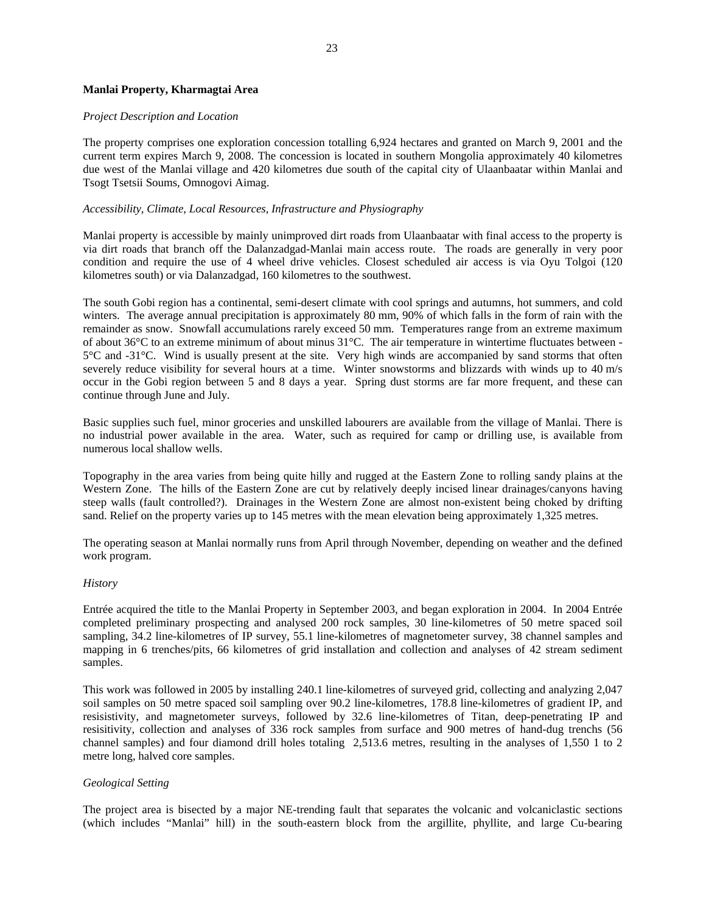**Manlai Property, Kharmagtai Area**

*Project Description and Location*

The property comprises one exploration concession totalling 6,924 hectares and granted on March 9, 2001 and the current term expires March 9, 2008. The concession is located in southern Mongolia approximately 40 kilometres due west of the Manlai village and 420 kilometres due south of the capital city of Ulaanbaatar within Manlai and Tsogt Tsetsii Soums, Omnogovi Aimag.

*Accessibility, Climate, Local Resources, Infrastructure and Physiography*

Manlai property is accessible by mainly unimproved dirt roads from Ulaanbaatar with final access to the property is via dirt roads that branch off the Dalanzadgad-Manlai main access route. The roads are generally in very poor condition and require the use of 4 wheel drive vehicles. Closest scheduled air access is via Oyu Tolgoi (120 kilometres south) or via Dalanzadgad, 160 kilometres to the southwest.

The south Gobi region has a continental, semi-desert climate with cool springs and autumns, hot summers, and cold winters. The average annual precipitation is approximately 80 mm, 90% of which falls in the form of rain with the remainder as snow. Snowfall accumulations rarely exceed 50 mm. Temperatures range from an extreme maximum of about 36°C to an extreme minimum of about minus 31°C. The air temperature in wintertime fluctuates between -5°C and -31°C. Wind is usually present at the site. Very high winds are accompanied by sand storms that often severely reduce visibility for several hours at a time. Winter snowstorms and blizzards with winds up to 40 m/s occur in the Gobi region between 5 and 8 days a year. Spring dust storms are far more frequent, and these can continue through June and July.

Basic supplies such fuel, minor groceries and unskilled labourers are available from the village of Manlai. There is no industrial power available in the area. Water, such as required for camp or drilling use, is available from numerous local shallow wells.

Topography in the area varies from being quite hilly and rugged at the Eastern Zone to rolling sandy plains at the Western Zone. The hills of the Eastern Zone are cut by relatively deeply incised linear drainages/canyons having steep walls (fault controlled?). Drainages in the Western Zone are almost non-existent being choked by drifting sand. Relief on the property varies up to 145 metres with the mean elevation being approximately 1,325 metres.

The operating season at Manlai normally runs from April through November, depending on weather and the defined work program.

*History*

Entrée acquired the title to the Manlai Property in September 2003, and began exploration in 2004. In 2004 Entrée completed preliminary prospecting and analysed 200 rock samples, 30 line-kilometres of 50 metre spaced soil sampling, 34.2 line-kilometres of IP survey, 55.1 line-kilometres of magnetometer survey, 38 channel samples and mapping in 6 trenches/pits, 66 kilometres of grid installation and collection and analyses of 42 stream sediment samples.

This work was followed in 2005 by installing 240.1 line-kilometres of surveyed grid, collecting and analyzing 2,047 soil samples on 50 metre spaced soil sampling over 90.2 line-kilometres, 178.8 line-kilometres of gradient IP, and resisistivity, and magnetometer surveys, followed by 32.6 line-kilometres of Titan, deep-penetrating IP and resisitivity, collection and analyses of 336 rock samples from surface and 900 metres of hand-dug trenchs (56 channel samples) and four diamond drill holes totaling 2,513.6 metres, resulting in the analyses of 1,550 1 to 2 metre long, halved core samples.

*Geological Setting*

The project area is bisected by a major NE-trending fault that separates the volcanic and volcaniclastic sections (which includes "Manlai" hill) in the south-eastern block from the argillite, phyllite, and large Cu-bearing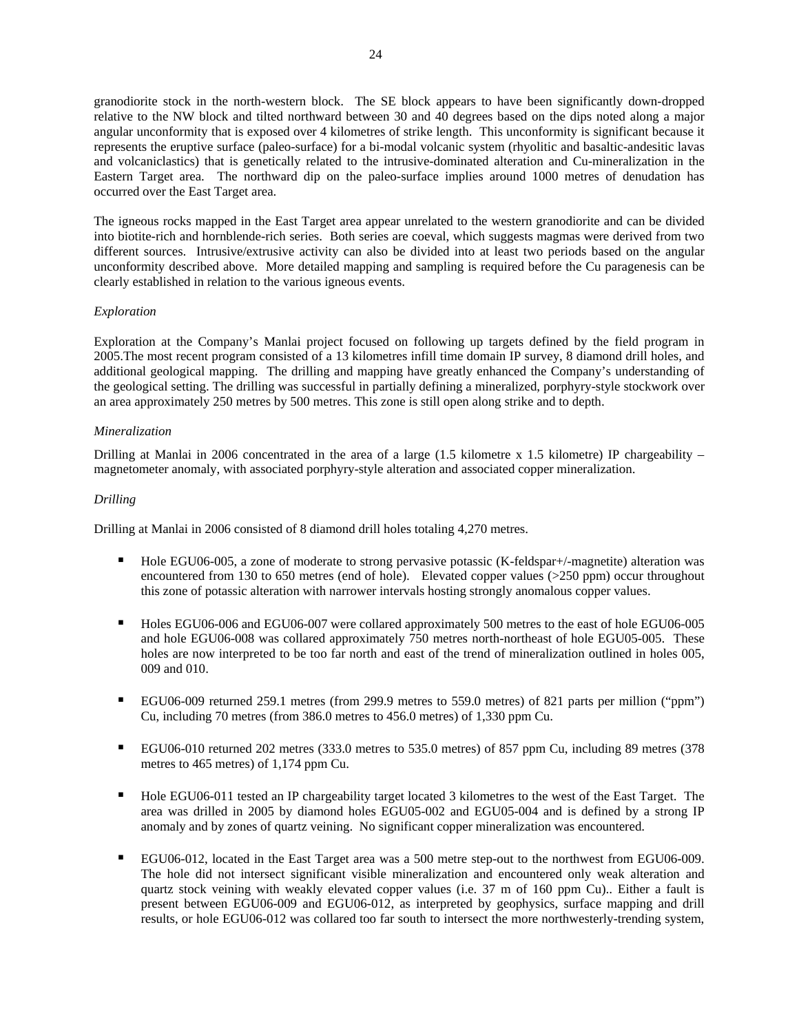granodiorite stock in the north-western block. The SE block appears to have been significantly down-dropped relative to the NW block and tilted northward between 30 and 40 degrees based on the dips noted along a major angular unconformity that is exposed over 4 kilometres of strike length. This unconformity is significant because it represents the eruptive surface (paleo-surface) for a bi-modal volcanic system (rhyolitic and basaltic-andesitic lavas and volcaniclastics) that is genetically related to the intrusive-dominated alteration and Cu-mineralization in the Eastern Target area. The northward dip on the paleo-surface implies around 1000 metres of denudation has occurred over the East Target area.

The igneous rocks mapped in the East Target area appear unrelated to the western granodiorite and can be divided into biotite-rich and hornblende-rich series. Both series are coeval, which suggests magmas were derived from two different sources. Intrusive/extrusive activity can also be divided into at least two periods based on the angular unconformity described above. More detailed mapping and sampling is required before the Cu paragenesis can be clearly established in relation to the various igneous events.

*Exploration*

Exploration at the Company's Manlai project focused on following up targets defined by the field program in 2005.The most recent program consisted of a 13 kilometres infill time domain IP survey, 8 diamond drill holes, and additional geological mapping. The drilling and mapping have greatly enhanced the Company's understanding of the geological setting. The drilling was successful in partially defining a mineralized, porphyry-style stockwork over an area approximately 250 metres by 500 metres. This zone is still open along strike and to depth.

*Mineralization*

Drilling at Manlai in 2006 concentrated in the area of a large (1.5 kilometre x 1.5 kilometre) IP chargeability – magnetometer anomaly, with associated porphyry-style alteration and associated copper mineralization.

*Drilling*

Drilling at Manlai in 2006 consisted of 8 diamond drill holes totaling 4,270 metres.

- Hole EGU06-005, a zone of moderate to strong pervasive potassic (K-feldspar+/-magnetite) alteration was encountered from 130 to 650 metres (end of hole). Elevated copper values (>250 ppm) occur throughout this zone of potassic alteration with narrower intervals hosting strongly anomalous copper values.

- Holes EGU06-006 and EGU06-007 were collared approximately 500 metres to the east of hole EGU06-005 and hole EGU06-008 was collared approximately 750 metres north-northeast of hole EGU05-005. These holes are now interpreted to be too far north and east of the trend of mineralization outlined in holes 005, 009 and 010.

- EGU06-009 returned 259.1 metres (from 299.9 metres to 559.0 metres) of 821 parts per million ("ppm") Cu, including 70 metres (from 386.0 metres to 456.0 metres) of 1,330 ppm Cu.

- EGU06-010 returned 202 metres (333.0 metres to 535.0 metres) of 857 ppm Cu, including 89 metres (378 metres to 465 metres) of 1,174 ppm Cu.

- Hole EGU06-011 tested an IP chargeability target located 3 kilometres to the west of the East Target. The area was drilled in 2005 by diamond holes EGU05-002 and EGU05-004 and is defined by a strong IP anomaly and by zones of quartz veining. No significant copper mineralization was encountered.

- EGU06-012, located in the East Target area was a 500 metre step-out to the northwest from EGU06-009. The hole did not intersect significant visible mineralization and encountered only weak alteration and quartz stock veining with weakly elevated copper values (i.e. 37 m of 160 ppm Cu).. Either a fault is present between EGU06-009 and EGU06-012, as interpreted by geophysics, surface mapping and drill results, or hole EGU06-012 was collared too far south to intersect the more northwesterly-trending system,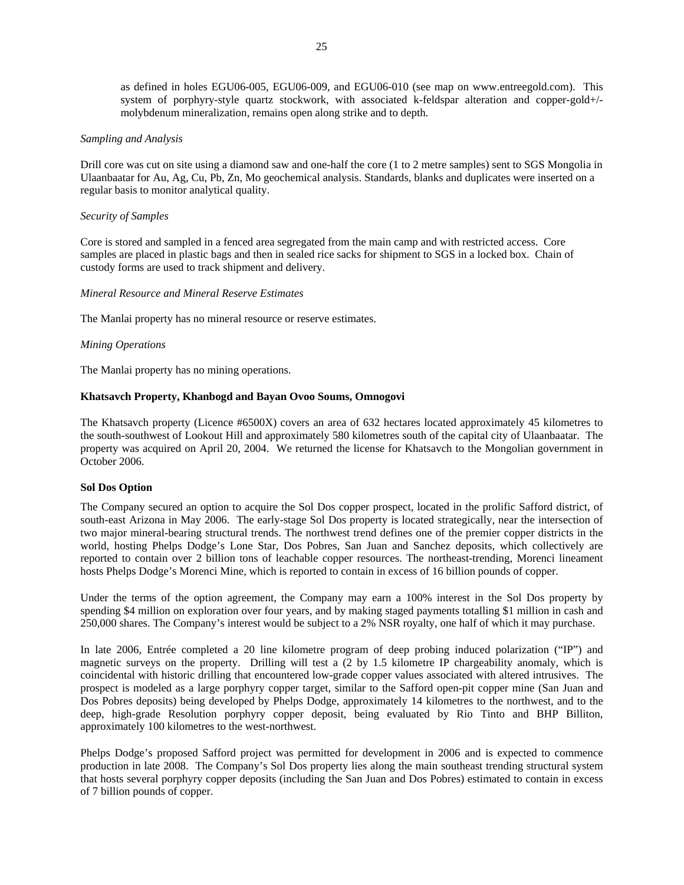as defined in holes EGU06-005, EGU06-009, and EGU06-010 (see map on www.entreegold.com). This system of porphyry-style quartz stockwork, with associated k-feldspar alteration and copper-gold+/-molybdenum mineralization, remains open along strike and to depth.

*Sampling and Analysis*

Drill core was cut on site using a diamond saw and one-half the core (1 to 2 metre samples) sent to SGS Mongolia in Ulaanbaatar for Au, Ag, Cu, Pb, Zn, Mo geochemical analysis. Standards, blanks and duplicates were inserted on a regular basis to monitor analytical quality.

*Security of Samples*

Core is stored and sampled in a fenced area segregated from the main camp and with restricted access. Core samples are placed in plastic bags and then in sealed rice sacks for shipment to SGS in a locked box. Chain of custody forms are used to track shipment and delivery.

*Mineral Resource and Mineral Reserve Estimates*

The Manlai property has no mineral resource or reserve estimates.

*Mining Operations*

The Manlai property has no mining operations.

**Khatsavch Property, Khanbogd and Bayan Ovoo Soums, Omnogovi**

The Khatsavch property (Licence #6500X) covers an area of 632 hectares located approximately 45 kilometres to the south-southwest of Lookout Hill and approximately 580 kilometres south of the capital city of Ulaanbaatar. The property was acquired on April 20, 2004. We returned the license for Khatsavch to the Mongolian government in October 2006.

**Sol Dos Option**

The Company secured an option to acquire the Sol Dos copper prospect, located in the prolific Safford district, of south-east Arizona in May 2006. The early-stage Sol Dos property is located strategically, near the intersection of two major mineral-bearing structural trends. The northwest trend defines one of the premier copper districts in the world, hosting Phelps Dodge's Lone Star, Dos Pobres, San Juan and Sanchez deposits, which collectively are reported to contain over 2 billion tons of leachable copper resources. The northeast-trending, Morenci lineament hosts Phelps Dodge's Morenci Mine, which is reported to contain in excess of 16 billion pounds of copper.

Under the terms of the option agreement, the Company may earn a 100% interest in the Sol Dos property by spending $4 million on exploration over four years, and by making staged payments totalling $1 million in cash and 250,000 shares. The Company's interest would be subject to a 2% NSR royalty, one half of which it may purchase.

In late 2006, Entrée completed a 20 line kilometre program of deep probing induced polarization ("IP") and magnetic surveys on the property. Drilling will test a (2 by 1.5 kilometre IP chargeability anomaly, which is coincidental with historic drilling that encountered low-grade copper values associated with altered intrusives. The prospect is modeled as a large porphyry copper target, similar to the Safford open-pit copper mine (San Juan and Dos Pobres deposits) being developed by Phelps Dodge, approximately 14 kilometres to the northwest, and to the deep, high-grade Resolution porphyry copper deposit, being evaluated by Rio Tinto and BHP Billiton, approximately 100 kilometres to the west-northwest.

Phelps Dodge's proposed Safford project was permitted for development in 2006 and is expected to commence production in late 2008. The Company's Sol Dos property lies along the main southeast trending structural system that hosts several porphyry copper deposits (including the San Juan and Dos Pobres) estimated to contain in excess of 7 billion pounds of copper.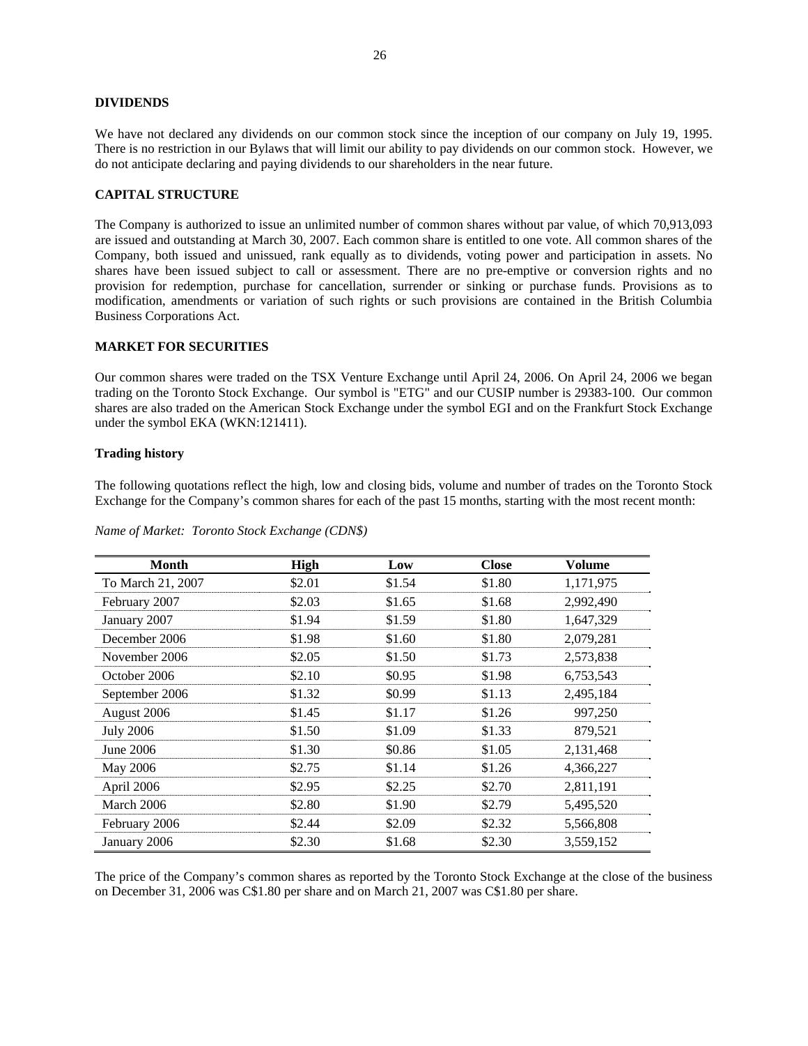**DIVIDENDS**

We have not declared any dividends on our common stock since the inception of our company on July 19, 1995. There is no restriction in our Bylaws that will limit our ability to pay dividends on our common stock. However, we do not anticipate declaring and paying dividends to our shareholders in the near future.

**CAPITAL STRUCTURE**

The Company is authorized to issue an unlimited number of common shares without par value, of which 70,913,093 are issued and outstanding at March 30, 2007. Each common share is entitled to one vote. All common shares of the Company, both issued and unissued, rank equally as to dividends, voting power and participation in assets. No shares have been issued subject to call or assessment. There are no pre-emptive or conversion rights and no provision for redemption, purchase for cancellation, surrender or sinking or purchase funds. Provisions as to modification, amendments or variation of such rights or such provisions are contained in the British Columbia Business Corporations Act.

**MARKET FOR SECURITIES**

Our common shares were traded on the TSX Venture Exchange until April 24, 2006. On April 24, 2006 we began trading on the Toronto Stock Exchange. Our symbol is "ETG" and our CUSIP number is 29383-100. Our common shares are also traded on the American Stock Exchange under the symbol EGI and on the Frankfurt Stock Exchange under the symbol EKA (WKN:121411).

**Trading history**

The following quotations reflect the high, low and closing bids, volume and number of trades on the Toronto Stock Exchange for the Company's common shares for each of the past 15 months, starting with the most recent month:

*Name of Market: Toronto Stock Exchange (CDN$)*

| Month | High | Low | Close | Volume |
|---|---|---|---|---|
| To March 21, 2007 | $2.01 | $1.54 | $1.80 | 1,171,975 |
| February 2007 | $2.03 | $1.65 | $1.68 | 2,992,490 |
| January 2007 | $1.94 | $1.59 | $1.80 | 1,647,329 |
| December 2006 | $1.98 | $1.60 | $1.80 | 2,079,281 |
| November 2006 | $2.05 | $1.50 | $1.73 | 2,573,838 |
| October 2006 | $2.10 | $0.95 | $1.98 | 6,753,543 |
| September 2006 | $1.32 | $0.99 | $1.13 | 2,495,184 |
| August 2006 | $1.45 | $1.17 | $1.26 | 997,250 |
| July 2006 | $1.50 | $1.09 | $1.33 | 879,521 |
| June 2006 | $1.30 | $0.86 | $1.05 | 2,131,468 |
| May 2006 | $2.75 | $1.14 | $1.26 | 4,366,227 |
| April 2006 | $2.95 | $2.25 | $2.70 | 2,811,191 |
| March 2006 | $2.80 | $1.90 | $2.79 | 5,495,520 |
| February 2006 | $2.44 | $2.09 | $2.32 | 5,566,808 |
| January 2006 | $2.30 | $1.68 | $2.30 | 3,559,152 |

The price of the Company's common shares as reported by the Toronto Stock Exchange at the close of the business on December 31, 2006 was C$1.80 per share and on March 21, 2007 was C$1.80 per share.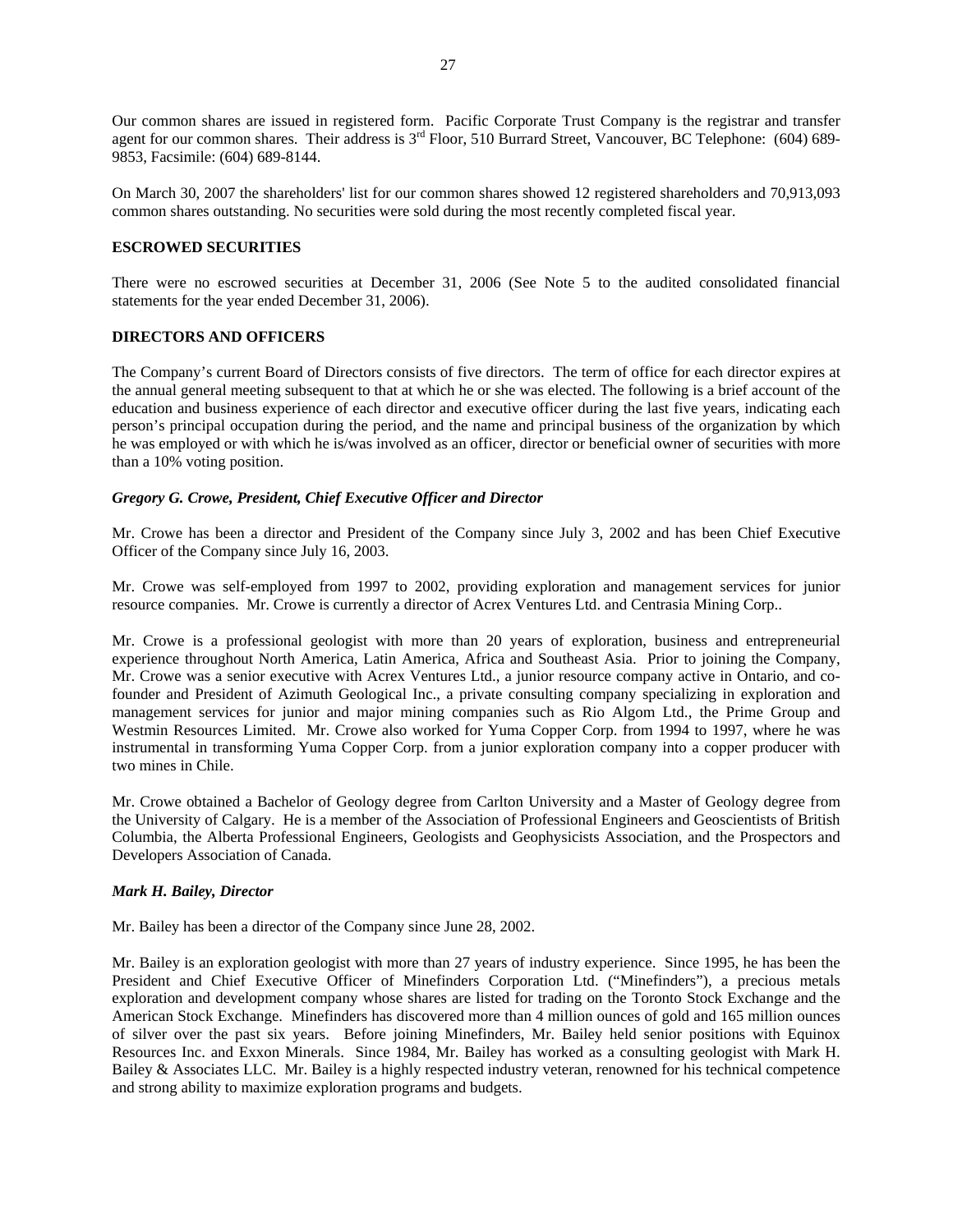Our common shares are issued in registered form. Pacific Corporate Trust Company is the registrar and transfer agent for our common shares. Their address is 3rd Floor, 510 Burrard Street, Vancouver, BC Telephone: (604) 689-9853, Facsimile: (604) 689-8144.

On March 30, 2007 the shareholders' list for our common shares showed 12 registered shareholders and 70,913,093 common shares outstanding. No securities were sold during the most recently completed fiscal year.

**ESCROWED SECURITIES**

There were no escrowed securities at December 31, 2006 (See Note 5 to the audited consolidated financial statements for the year ended December 31, 2006).

**DIRECTORS AND OFFICERS**

The Company's current Board of Directors consists of five directors. The term of office for each director expires at the annual general meeting subsequent to that at which he or she was elected. The following is a brief account of the education and business experience of each director and executive officer during the last five years, indicating each person's principal occupation during the period, and the name and principal business of the organization by which he was employed or with which he is/was involved as an officer, director or beneficial owner of securities with more than a 10% voting position.

***Gregory G. Crowe, President, Chief Executive Officer and Director***

Mr. Crowe has been a director and President of the Company since July 3, 2002 and has been Chief Executive Officer of the Company since July 16, 2003.

Mr. Crowe was self-employed from 1997 to 2002, providing exploration and management services for junior resource companies. Mr. Crowe is currently a director of Acrex Ventures Ltd. and Centrasia Mining Corp..

Mr. Crowe is a professional geologist with more than 20 years of exploration, business and entrepreneurial experience throughout North America, Latin America, Africa and Southeast Asia. Prior to joining the Company, Mr. Crowe was a senior executive with Acrex Ventures Ltd., a junior resource company active in Ontario, and co-founder and President of Azimuth Geological Inc., a private consulting company specializing in exploration and management services for junior and major mining companies such as Rio Algom Ltd., the Prime Group and Westmin Resources Limited. Mr. Crowe also worked for Yuma Copper Corp. from 1994 to 1997, where he was instrumental in transforming Yuma Copper Corp. from a junior exploration company into a copper producer with two mines in Chile.

Mr. Crowe obtained a Bachelor of Geology degree from Carlton University and a Master of Geology degree from the University of Calgary. He is a member of the Association of Professional Engineers and Geoscientists of British Columbia, the Alberta Professional Engineers, Geologists and Geophysicists Association, and the Prospectors and Developers Association of Canada.

***Mark H. Bailey, Director***

Mr. Bailey has been a director of the Company since June 28, 2002.

Mr. Bailey is an exploration geologist with more than 27 years of industry experience. Since 1995, he has been the President and Chief Executive Officer of Minefinders Corporation Ltd. ("Minefinders"), a precious metals exploration and development company whose shares are listed for trading on the Toronto Stock Exchange and the American Stock Exchange. Minefinders has discovered more than 4 million ounces of gold and 165 million ounces of silver over the past six years. Before joining Minefinders, Mr. Bailey held senior positions with Equinox Resources Inc. and Exxon Minerals. Since 1984, Mr. Bailey has worked as a consulting geologist with Mark H. Bailey & Associates LLC. Mr. Bailey is a highly respected industry veteran, renowned for his technical competence and strong ability to maximize exploration programs and budgets.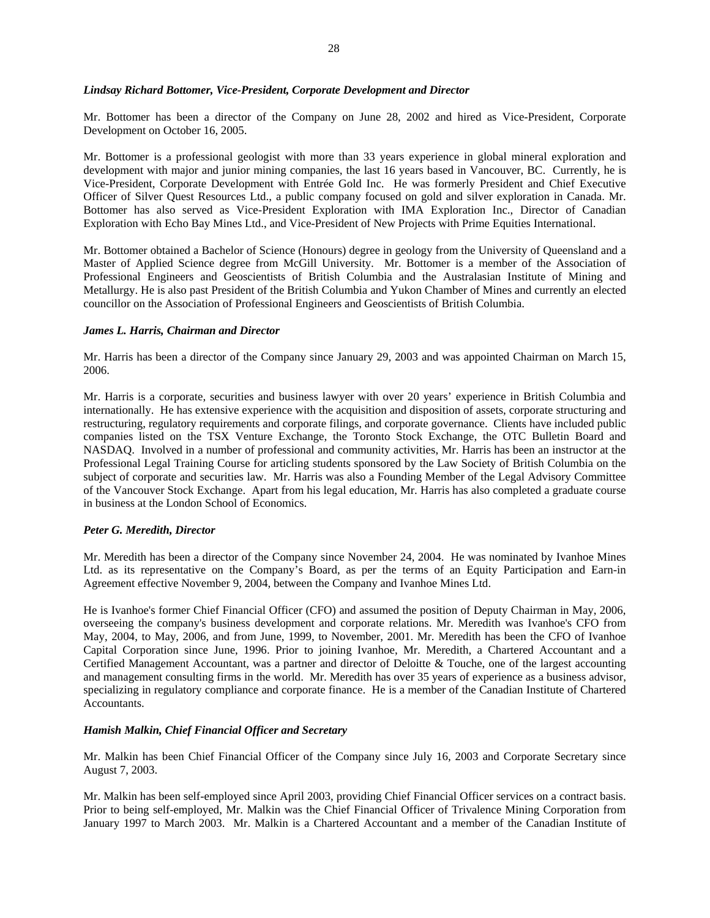***Lindsay Richard Bottomer, Vice-President, Corporate Development and Director***

Mr. Bottomer has been a director of the Company on June 28, 2002 and hired as Vice-President, Corporate Development on October 16, 2005.

Mr. Bottomer is a professional geologist with more than 33 years experience in global mineral exploration and development with major and junior mining companies, the last 16 years based in Vancouver, BC. Currently, he is Vice-President, Corporate Development with Entrée Gold Inc. He was formerly President and Chief Executive Officer of Silver Quest Resources Ltd., a public company focused on gold and silver exploration in Canada. Mr. Bottomer has also served as Vice-President Exploration with IMA Exploration Inc., Director of Canadian Exploration with Echo Bay Mines Ltd., and Vice-President of New Projects with Prime Equities International.

Mr. Bottomer obtained a Bachelor of Science (Honours) degree in geology from the University of Queensland and a Master of Applied Science degree from McGill University. Mr. Bottomer is a member of the Association of Professional Engineers and Geoscientists of British Columbia and the Australasian Institute of Mining and Metallurgy. He is also past President of the British Columbia and Yukon Chamber of Mines and currently an elected councillor on the Association of Professional Engineers and Geoscientists of British Columbia.

***James L. Harris, Chairman and Director***

Mr. Harris has been a director of the Company since January 29, 2003 and was appointed Chairman on March 15, 2006.

Mr. Harris is a corporate, securities and business lawyer with over 20 years' experience in British Columbia and internationally. He has extensive experience with the acquisition and disposition of assets, corporate structuring and restructuring, regulatory requirements and corporate filings, and corporate governance. Clients have included public companies listed on the TSX Venture Exchange, the Toronto Stock Exchange, the OTC Bulletin Board and NASDAQ. Involved in a number of professional and community activities, Mr. Harris has been an instructor at the Professional Legal Training Course for articling students sponsored by the Law Society of British Columbia on the subject of corporate and securities law. Mr. Harris was also a Founding Member of the Legal Advisory Committee of the Vancouver Stock Exchange. Apart from his legal education, Mr. Harris has also completed a graduate course in business at the London School of Economics.

***Peter G. Meredith, Director***

Mr. Meredith has been a director of the Company since November 24, 2004. He was nominated by Ivanhoe Mines Ltd. as its representative on the Company's Board, as per the terms of an Equity Participation and Earn-in Agreement effective November 9, 2004, between the Company and Ivanhoe Mines Ltd.

He is Ivanhoe's former Chief Financial Officer (CFO) and assumed the position of Deputy Chairman in May, 2006, overseeing the company's business development and corporate relations. Mr. Meredith was Ivanhoe's CFO from May, 2004, to May, 2006, and from June, 1999, to November, 2001. Mr. Meredith has been the CFO of Ivanhoe Capital Corporation since June, 1996. Prior to joining Ivanhoe, Mr. Meredith, a Chartered Accountant and a Certified Management Accountant, was a partner and director of Deloitte & Touche, one of the largest accounting and management consulting firms in the world. Mr. Meredith has over 35 years of experience as a business advisor, specializing in regulatory compliance and corporate finance. He is a member of the Canadian Institute of Chartered Accountants.

***Hamish Malkin, Chief Financial Officer and Secretary***

Mr. Malkin has been Chief Financial Officer of the Company since July 16, 2003 and Corporate Secretary since August 7, 2003.

Mr. Malkin has been self-employed since April 2003, providing Chief Financial Officer services on a contract basis. Prior to being self-employed, Mr. Malkin was the Chief Financial Officer of Trivalence Mining Corporation from January 1997 to March 2003. Mr. Malkin is a Chartered Accountant and a member of the Canadian Institute of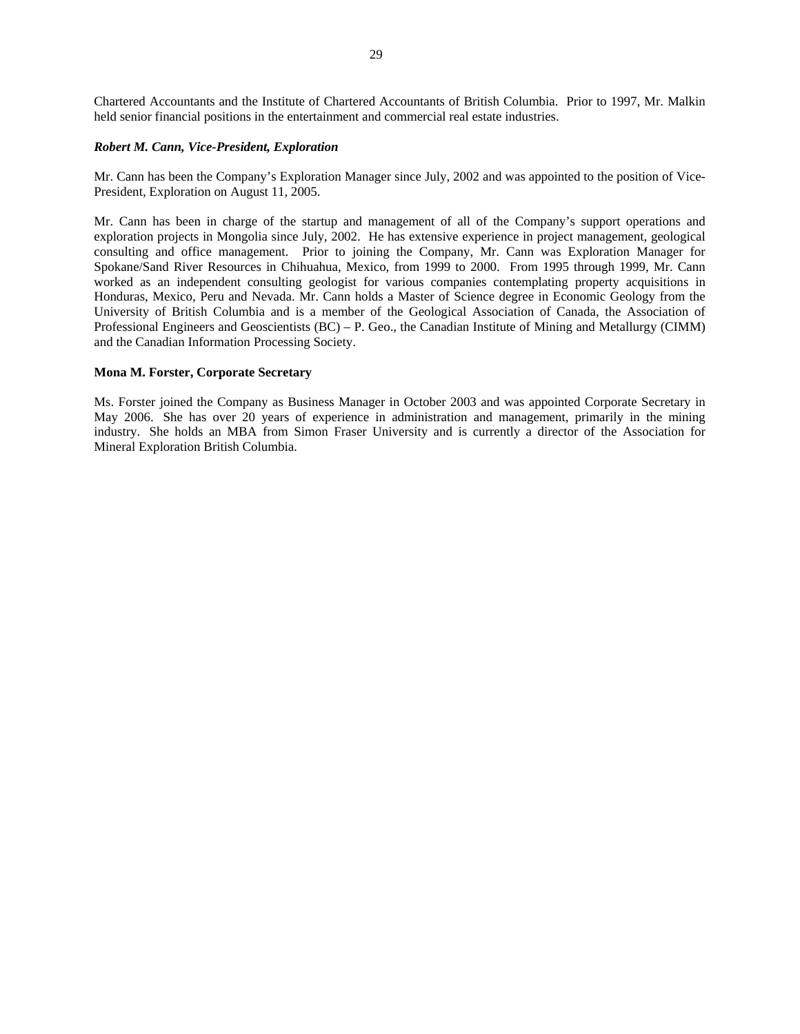Chartered Accountants and the Institute of Chartered Accountants of British Columbia. Prior to 1997, Mr. Malkin held senior financial positions in the entertainment and commercial real estate industries.

***Robert M. Cann, Vice-President, Exploration***

Mr. Cann has been the Company's Exploration Manager since July, 2002 and was appointed to the position of Vice-President, Exploration on August 11, 2005.

Mr. Cann has been in charge of the startup and management of all of the Company's support operations and exploration projects in Mongolia since July, 2002. He has extensive experience in project management, geological consulting and office management. Prior to joining the Company, Mr. Cann was Exploration Manager for Spokane/Sand River Resources in Chihuahua, Mexico, from 1999 to 2000. From 1995 through 1999, Mr. Cann worked as an independent consulting geologist for various companies contemplating property acquisitions in Honduras, Mexico, Peru and Nevada. Mr. Cann holds a Master of Science degree in Economic Geology from the University of British Columbia and is a member of the Geological Association of Canada, the Association of Professional Engineers and Geoscientists (BC) – P. Geo., the Canadian Institute of Mining and Metallurgy (CIMM) and the Canadian Information Processing Society.

**Mona M. Forster, Corporate Secretary**

Ms. Forster joined the Company as Business Manager in October 2003 and was appointed Corporate Secretary in May 2006. She has over 20 years of experience in administration and management, primarily in the mining industry. She holds an MBA from Simon Fraser University and is currently a director of the Association for Mineral Exploration British Columbia.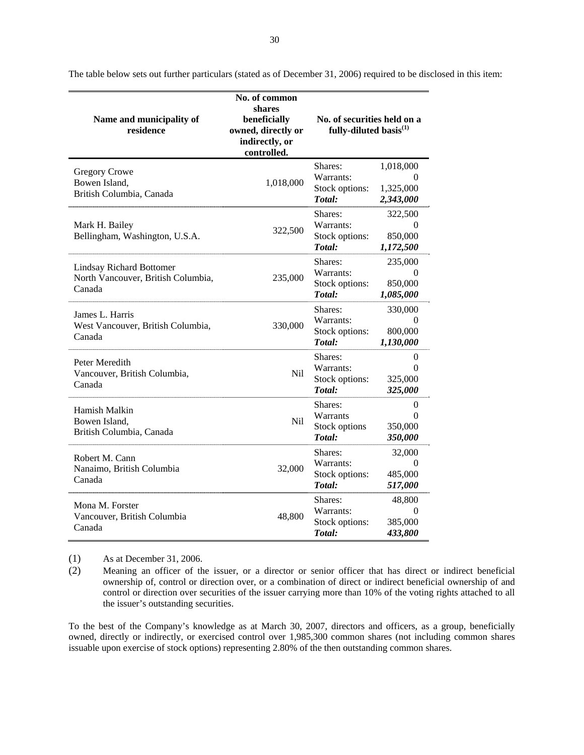The table below sets out further particulars (stated as of December 31, 2006) required to be disclosed in this item:

| Name and municipality of residence | No. of common shares beneficially owned, directly or indirectly, or controlled. | No. of securities held on a fully-diluted basis[(1)] | |
|---|---|---|---|
| Gregory Crowe<br>Bowen Island,<br>British Columbia, Canada | 1,018,000 | Shares:<br>Warrants:<br>Stock options:<br>***Total:*** | 1,018,000<br>0<br>1,325,000<br>***2,343,000*** |
| Mark H. Bailey<br>Bellingham, Washington, U.S.A. | 322,500 | Shares:<br>Warrants:<br>Stock options:<br>***Total:*** | 322,500<br>0<br>850,000<br>***1,172,500*** |
| Lindsay Richard Bottomer<br>North Vancouver, British Columbia, Canada | 235,000 | Shares:<br>Warrants:<br>Stock options:<br>***Total:*** | 235,000<br>0<br>850,000<br>***1,085,000*** |
| James L. Harris<br>West Vancouver, British Columbia, Canada | 330,000 | Shares:<br>Warrants:<br>Stock options:<br>***Total:*** | 330,000<br>0<br>800,000<br>***1,130,000*** |
| Peter Meredith<br>Vancouver, British Columbia, Canada | Nil | Shares:<br>Warrants:<br>Stock options:<br>***Total:*** | 0<br>0<br>325,000<br>***325,000*** |
| Hamish Malkin<br>Bowen Island,<br>British Columbia, Canada | Nil | Shares:<br>Warrants<br>Stock options<br>***Total:*** | 0<br>0<br>350,000<br>***350,000*** |
| Robert M. Cann<br>Nanaimo, British Columbia<br>Canada | 32,000 | Shares:<br>Warrants:<br>Stock options:<br>***Total:*** | 32,000<br>0<br>485,000<br>***517,000*** |
| Mona M. Forster<br>Vancouver, British Columbia<br>Canada | 48,800 | Shares:<br>Warrants:<br>Stock options:<br>***Total:*** | 48,800<br>0<br>385,000<br>***433,800*** |

(1) As at December 31, 2006.

(2) Meaning an officer of the issuer, or a director or senior officer that has direct or indirect beneficial ownership of, control or direction over, or a combination of direct or indirect beneficial ownership of and control or direction over securities of the issuer carrying more than 10% of the voting rights attached to all the issuer's outstanding securities.

To the best of the Company's knowledge as at March 30, 2007, directors and officers, as a group, beneficially owned, directly or indirectly, or exercised control over 1,985,300 common shares (not including common shares issuable upon exercise of stock options) representing 2.80% of the then outstanding common shares.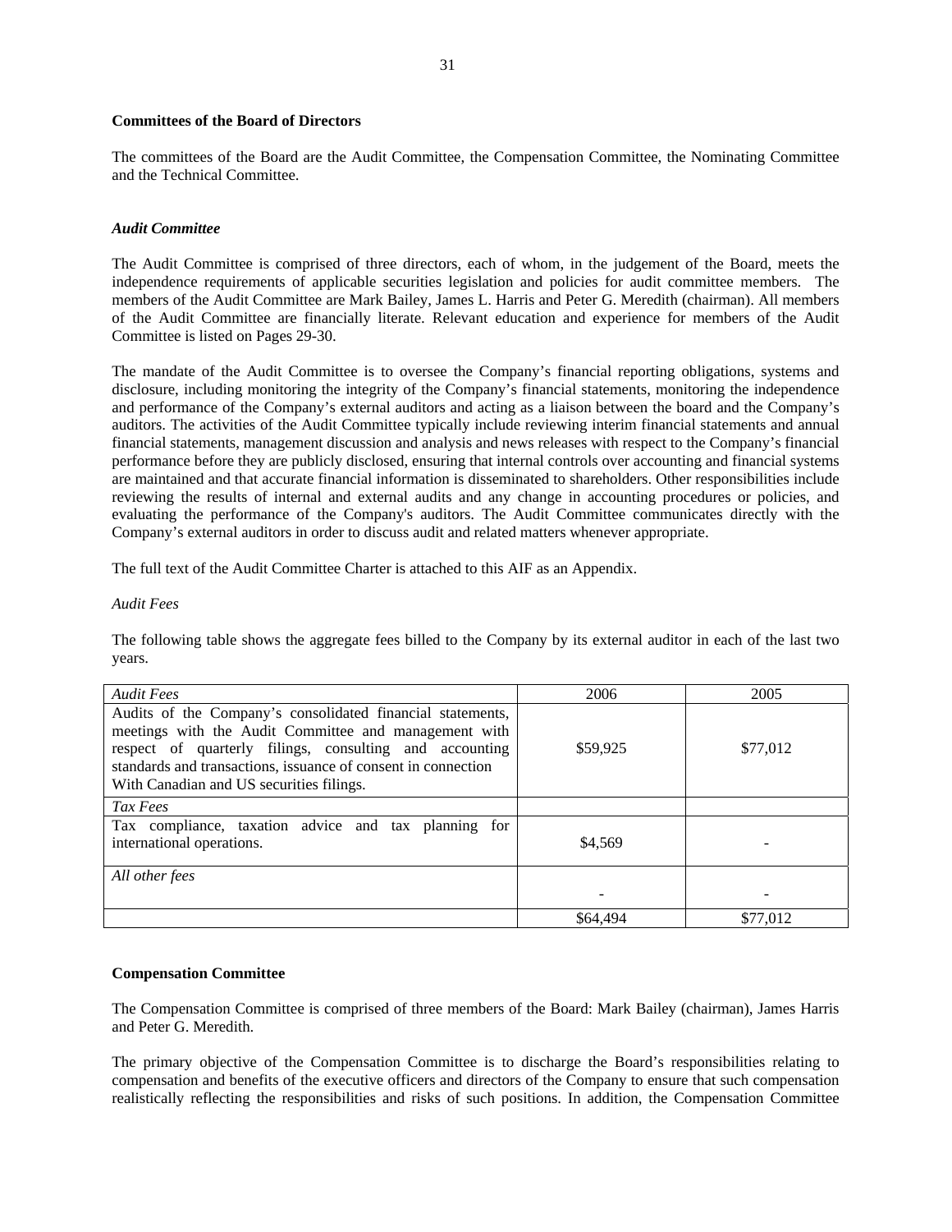**Committees of the Board of Directors**

The committees of the Board are the Audit Committee, the Compensation Committee, the Nominating Committee and the Technical Committee.

***Audit Committee***

The Audit Committee is comprised of three directors, each of whom, in the judgement of the Board, meets the independence requirements of applicable securities legislation and policies for audit committee members. The members of the Audit Committee are Mark Bailey, James L. Harris and Peter G. Meredith (chairman). All members of the Audit Committee are financially literate. Relevant education and experience for members of the Audit Committee is listed on Pages 29-30.

The mandate of the Audit Committee is to oversee the Company's financial reporting obligations, systems and disclosure, including monitoring the integrity of the Company's financial statements, monitoring the independence and performance of the Company's external auditors and acting as a liaison between the board and the Company's auditors. The activities of the Audit Committee typically include reviewing interim financial statements and annual financial statements, management discussion and analysis and news releases with respect to the Company's financial performance before they are publicly disclosed, ensuring that internal controls over accounting and financial systems are maintained and that accurate financial information is disseminated to shareholders. Other responsibilities include reviewing the results of internal and external audits and any change in accounting procedures or policies, and evaluating the performance of the Company's auditors. The Audit Committee communicates directly with the Company's external auditors in order to discuss audit and related matters whenever appropriate.

The full text of the Audit Committee Charter is attached to this AIF as an Appendix.

*Audit Fees*

The following table shows the aggregate fees billed to the Company by its external auditor in each of the last two years.

| *Audit Fees* | 2006 | 2005 |
|---|---|---|
| Audits of the Company's consolidated financial statements, meetings with the Audit Committee and management with respect of quarterly filings, consulting and accounting standards and transactions, issuance of consent in connection With Canadian and US securities filings. | $59,925 | $77,012 |
| *Tax Fees* | | |
| Tax compliance, taxation advice and tax planning for international operations. | $4,569 | - |
| *All other fees* | - | - |
| | $64,494 | $77,012 |

**Compensation Committee**

The Compensation Committee is comprised of three members of the Board: Mark Bailey (chairman), James Harris and Peter G. Meredith.

The primary objective of the Compensation Committee is to discharge the Board's responsibilities relating to compensation and benefits of the executive officers and directors of the Company to ensure that such compensation realistically reflecting the responsibilities and risks of such positions. In addition, the Compensation Committee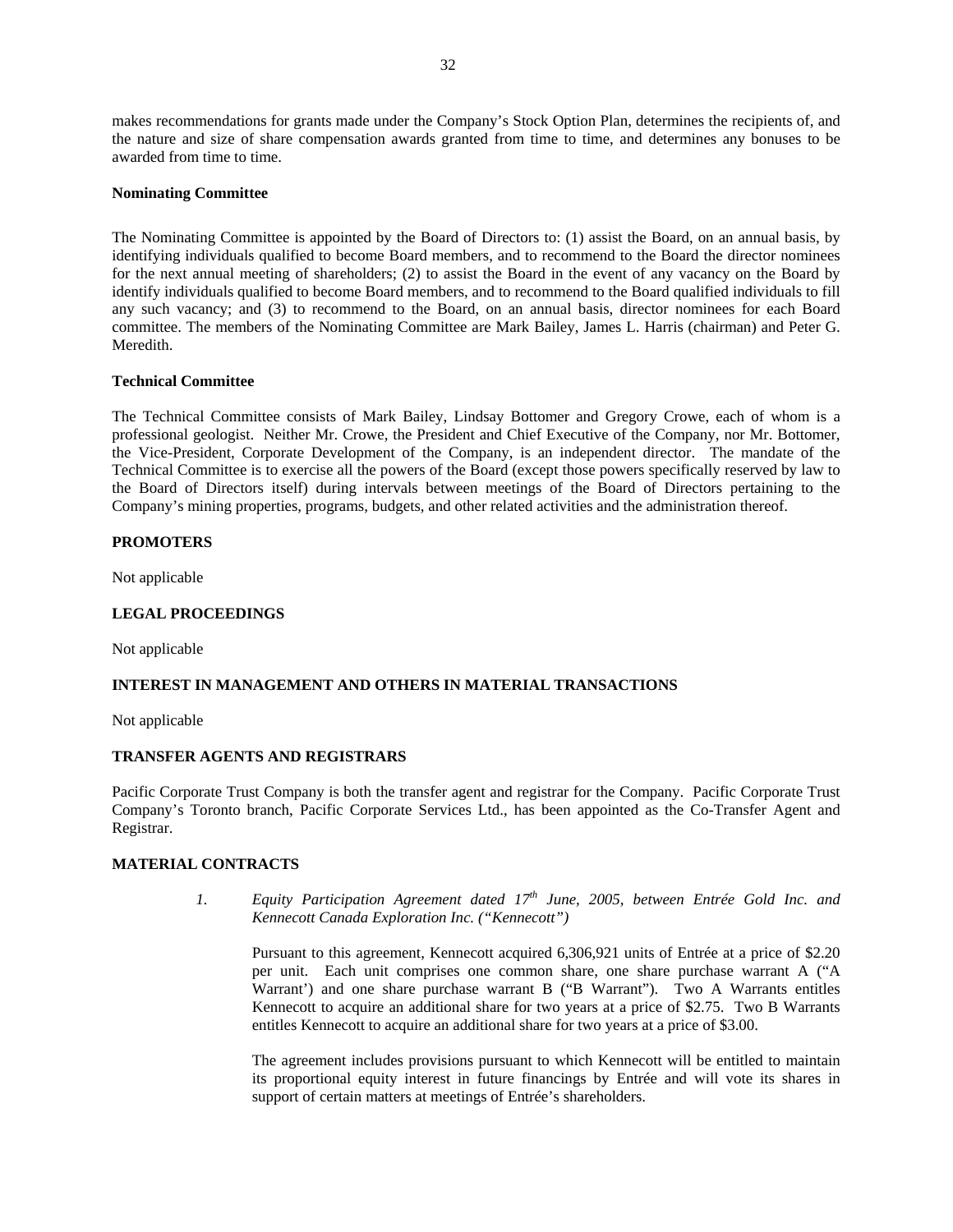makes recommendations for grants made under the Company's Stock Option Plan, determines the recipients of, and the nature and size of share compensation awards granted from time to time, and determines any bonuses to be awarded from time to time.

**Nominating Committee**

The Nominating Committee is appointed by the Board of Directors to: (1) assist the Board, on an annual basis, by identifying individuals qualified to become Board members, and to recommend to the Board the director nominees for the next annual meeting of shareholders; (2) to assist the Board in the event of any vacancy on the Board by identify individuals qualified to become Board members, and to recommend to the Board qualified individuals to fill any such vacancy; and (3) to recommend to the Board, on an annual basis, director nominees for each Board committee. The members of the Nominating Committee are Mark Bailey, James L. Harris (chairman) and Peter G. Meredith.

**Technical Committee**

The Technical Committee consists of Mark Bailey, Lindsay Bottomer and Gregory Crowe, each of whom is a professional geologist. Neither Mr. Crowe, the President and Chief Executive of the Company, nor Mr. Bottomer, the Vice-President, Corporate Development of the Company, is an independent director. The mandate of the Technical Committee is to exercise all the powers of the Board (except those powers specifically reserved by law to the Board of Directors itself) during intervals between meetings of the Board of Directors pertaining to the Company's mining properties, programs, budgets, and other related activities and the administration thereof.

## PROMOTERS

Not applicable

## LEGAL PROCEEDINGS

Not applicable

## INTEREST IN MANAGEMENT AND OTHERS IN MATERIAL TRANSACTIONS

Not applicable

## TRANSFER AGENTS AND REGISTRARS

Pacific Corporate Trust Company is both the transfer agent and registrar for the Company. Pacific Corporate Trust Company's Toronto branch, Pacific Corporate Services Ltd., has been appointed as the Co-Transfer Agent and Registrar.

## MATERIAL CONTRACTS

1. *Equity Participation Agreement dated 17th June, 2005, between Entrée Gold Inc. and Kennecott Canada Exploration Inc. ("Kennecott")*

   Pursuant to this agreement, Kennecott acquired 6,306,921 units of Entrée at a price of $2.20 per unit. Each unit comprises one common share, one share purchase warrant A ("A Warrant') and one share purchase warrant B ("B Warrant"). Two A Warrants entitles Kennecott to acquire an additional share for two years at a price of $2.75. Two B Warrants entitles Kennecott to acquire an additional share for two years at a price of $3.00.

   The agreement includes provisions pursuant to which Kennecott will be entitled to maintain its proportional equity interest in future financings by Entrée and will vote its shares in support of certain matters at meetings of Entrée's shareholders.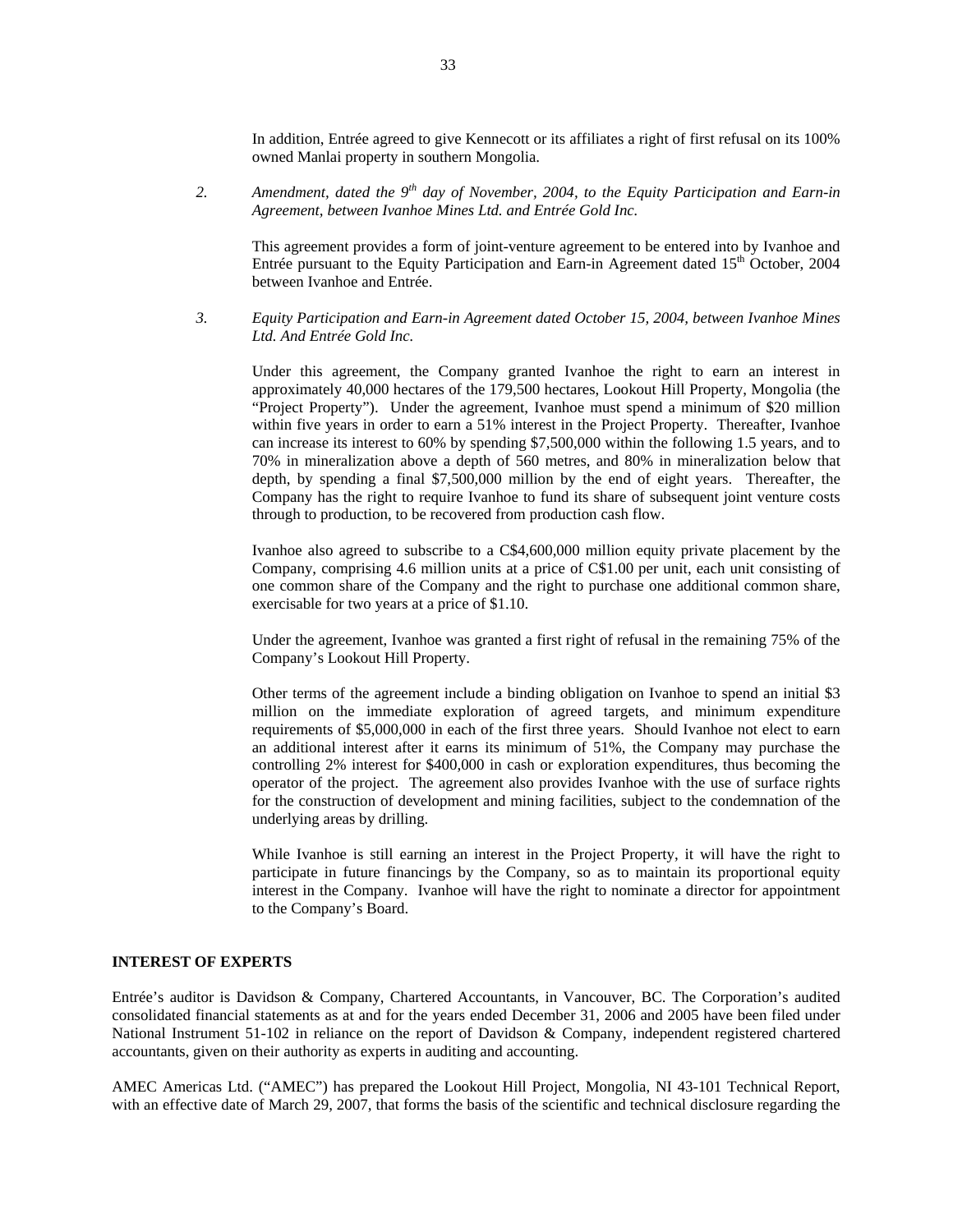In addition, Entrée agreed to give Kennecott or its affiliates a right of first refusal on its 100% owned Manlai property in southern Mongolia.

2. *Amendment, dated the 9th day of November, 2004, to the Equity Participation and Earn-in Agreement, between Ivanhoe Mines Ltd. and Entrée Gold Inc.*

   This agreement provides a form of joint-venture agreement to be entered into by Ivanhoe and Entrée pursuant to the Equity Participation and Earn-in Agreement dated 15th October, 2004 between Ivanhoe and Entrée.

3. *Equity Participation and Earn-in Agreement dated October 15, 2004, between Ivanhoe Mines Ltd. And Entrée Gold Inc.*

   Under this agreement, the Company granted Ivanhoe the right to earn an interest in approximately 40,000 hectares of the 179,500 hectares, Lookout Hill Property, Mongolia (the "Project Property"). Under the agreement, Ivanhoe must spend a minimum of $20 million within five years in order to earn a 51% interest in the Project Property. Thereafter, Ivanhoe can increase its interest to 60% by spending $7,500,000 within the following 1.5 years, and to 70% in mineralization above a depth of 560 metres, and 80% in mineralization below that depth, by spending a final $7,500,000 million by the end of eight years. Thereafter, the Company has the right to require Ivanhoe to fund its share of subsequent joint venture costs through to production, to be recovered from production cash flow.

   Ivanhoe also agreed to subscribe to a C$4,600,000 million equity private placement by the Company, comprising 4.6 million units at a price of C$1.00 per unit, each unit consisting of one common share of the Company and the right to purchase one additional common share, exercisable for two years at a price of $1.10.

   Under the agreement, Ivanhoe was granted a first right of refusal in the remaining 75% of the Company's Lookout Hill Property.

   Other terms of the agreement include a binding obligation on Ivanhoe to spend an initial $3 million on the immediate exploration of agreed targets, and minimum expenditure requirements of $5,000,000 in each of the first three years. Should Ivanhoe not elect to earn an additional interest after it earns its minimum of 51%, the Company may purchase the controlling 2% interest for $400,000 in cash or exploration expenditures, thus becoming the operator of the project. The agreement also provides Ivanhoe with the use of surface rights for the construction of development and mining facilities, subject to the condemnation of the underlying areas by drilling.

   While Ivanhoe is still earning an interest in the Project Property, it will have the right to participate in future financings by the Company, so as to maintain its proportional equity interest in the Company. Ivanhoe will have the right to nominate a director for appointment to the Company's Board.

## INTEREST OF EXPERTS

Entrée's auditor is Davidson & Company, Chartered Accountants, in Vancouver, BC. The Corporation's audited consolidated financial statements as at and for the years ended December 31, 2006 and 2005 have been filed under National Instrument 51-102 in reliance on the report of Davidson & Company, independent registered chartered accountants, given on their authority as experts in auditing and accounting.

AMEC Americas Ltd. ("AMEC") has prepared the Lookout Hill Project, Mongolia, NI 43-101 Technical Report, with an effective date of March 29, 2007, that forms the basis of the scientific and technical disclosure regarding the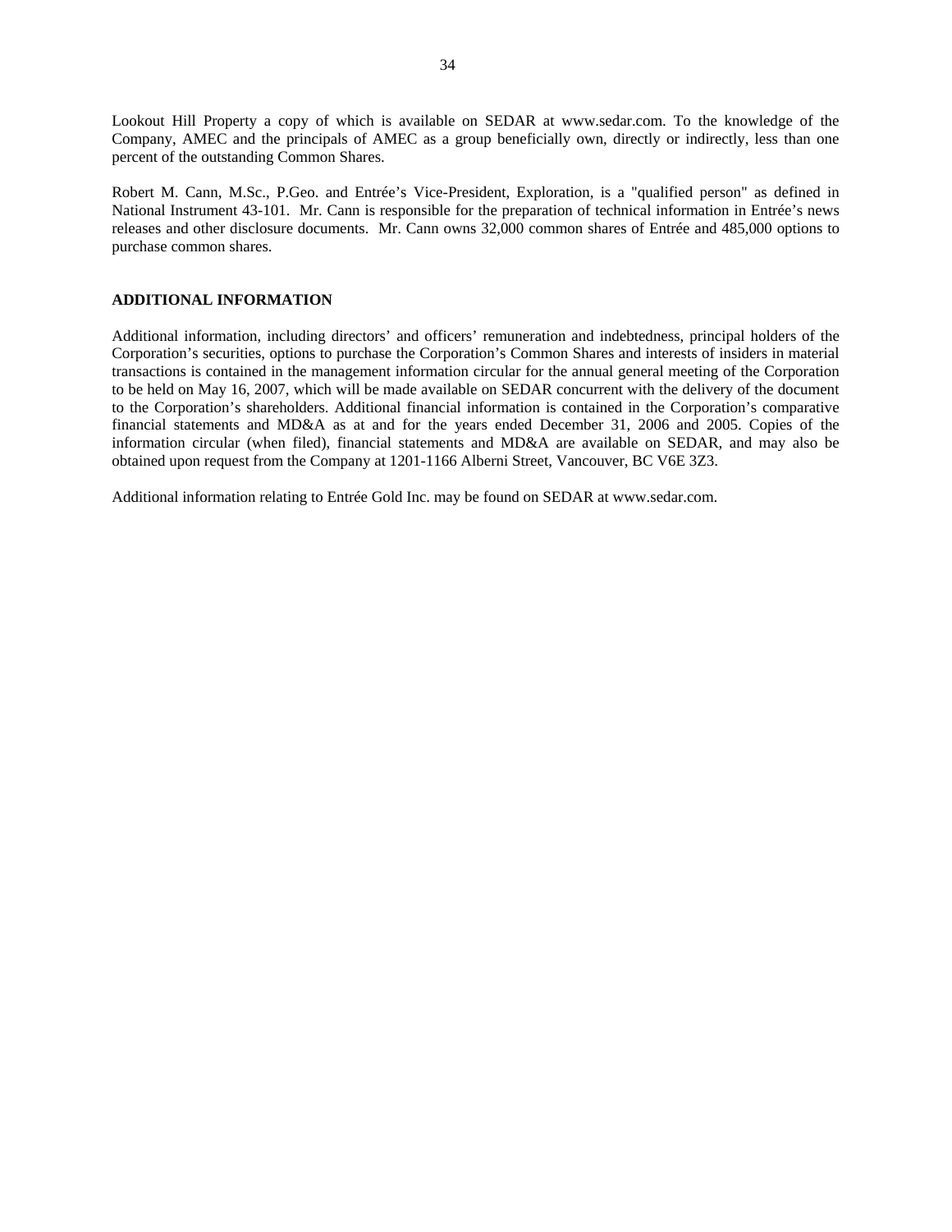Lookout Hill Property a copy of which is available on SEDAR at www.sedar.com. To the knowledge of the Company, AMEC and the principals of AMEC as a group beneficially own, directly or indirectly, less than one percent of the outstanding Common Shares.

Robert M. Cann, M.Sc., P.Geo. and Entrée's Vice-President, Exploration, is a "qualified person" as defined in National Instrument 43-101. Mr. Cann is responsible for the preparation of technical information in Entrée's news releases and other disclosure documents. Mr. Cann owns 32,000 common shares of Entrée and 485,000 options to purchase common shares.

## ADDITIONAL INFORMATION

Additional information, including directors' and officers' remuneration and indebtedness, principal holders of the Corporation's securities, options to purchase the Corporation's Common Shares and interests of insiders in material transactions is contained in the management information circular for the annual general meeting of the Corporation to be held on May 16, 2007, which will be made available on SEDAR concurrent with the delivery of the document to the Corporation's shareholders. Additional financial information is contained in the Corporation's comparative financial statements and MD&A as at and for the years ended December 31, 2006 and 2005. Copies of the information circular (when filed), financial statements and MD&A are available on SEDAR, and may also be obtained upon request from the Company at 1201-1166 Alberni Street, Vancouver, BC V6E 3Z3.

Additional information relating to Entrée Gold Inc. may be found on SEDAR at www.sedar.com.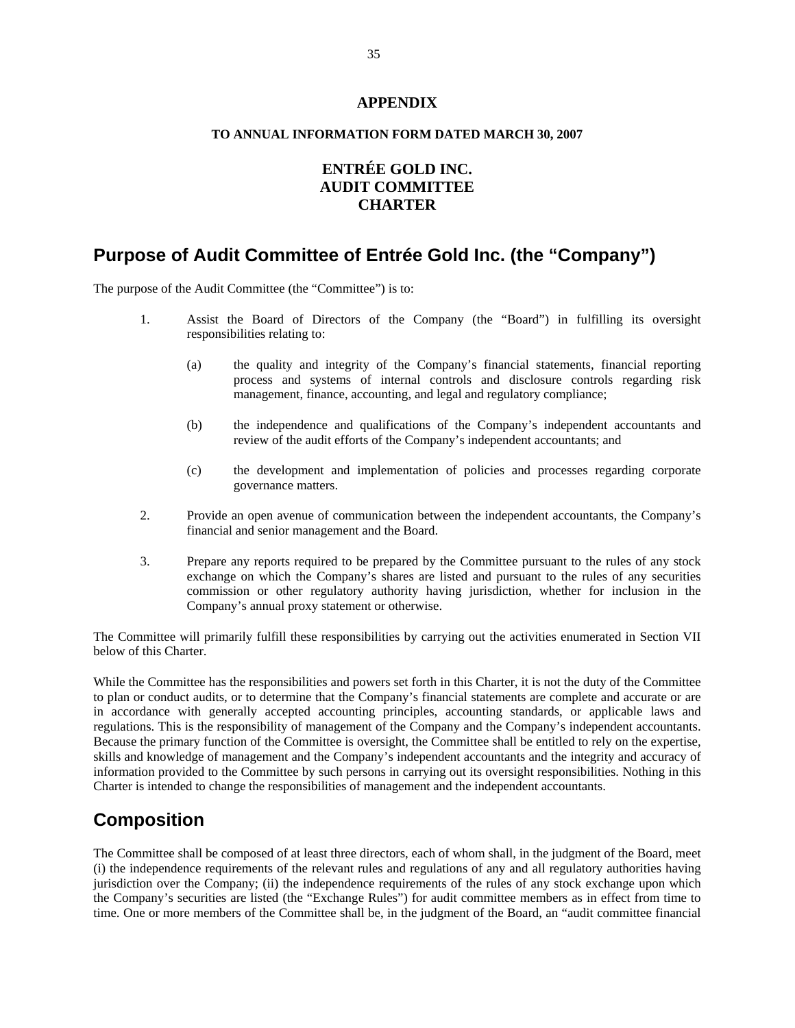**APPENDIX**

**TO ANNUAL INFORMATION FORM DATED MARCH 30, 2007**

**ENTRÉE GOLD INC.**
**AUDIT COMMITTEE**
**CHARTER**

# Purpose of Audit Committee of Entrée Gold Inc. (the "Company")

The purpose of the Audit Committee (the "Committee") is to:

1. Assist the Board of Directors of the Company (the "Board") in fulfilling its oversight responsibilities relating to:

   (a) the quality and integrity of the Company's financial statements, financial reporting process and systems of internal controls and disclosure controls regarding risk management, finance, accounting, and legal and regulatory compliance;

   (b) the independence and qualifications of the Company's independent accountants and review of the audit efforts of the Company's independent accountants; and

   (c) the development and implementation of policies and processes regarding corporate governance matters.

2. Provide an open avenue of communication between the independent accountants, the Company's financial and senior management and the Board.

3. Prepare any reports required to be prepared by the Committee pursuant to the rules of any stock exchange on which the Company's shares are listed and pursuant to the rules of any securities commission or other regulatory authority having jurisdiction, whether for inclusion in the Company's annual proxy statement or otherwise.

The Committee will primarily fulfill these responsibilities by carrying out the activities enumerated in Section VII below of this Charter.

While the Committee has the responsibilities and powers set forth in this Charter, it is not the duty of the Committee to plan or conduct audits, or to determine that the Company's financial statements are complete and accurate or are in accordance with generally accepted accounting principles, accounting standards, or applicable laws and regulations. This is the responsibility of management of the Company and the Company's independent accountants. Because the primary function of the Committee is oversight, the Committee shall be entitled to rely on the expertise, skills and knowledge of management and the Company's independent accountants and the integrity and accuracy of information provided to the Committee by such persons in carrying out its oversight responsibilities. Nothing in this Charter is intended to change the responsibilities of management and the independent accountants.

# Composition

The Committee shall be composed of at least three directors, each of whom shall, in the judgment of the Board, meet (i) the independence requirements of the relevant rules and regulations of any and all regulatory authorities having jurisdiction over the Company; (ii) the independence requirements of the rules of any stock exchange upon which the Company's securities are listed (the "Exchange Rules") for audit committee members as in effect from time to time. One or more members of the Committee shall be, in the judgment of the Board, an "audit committee financial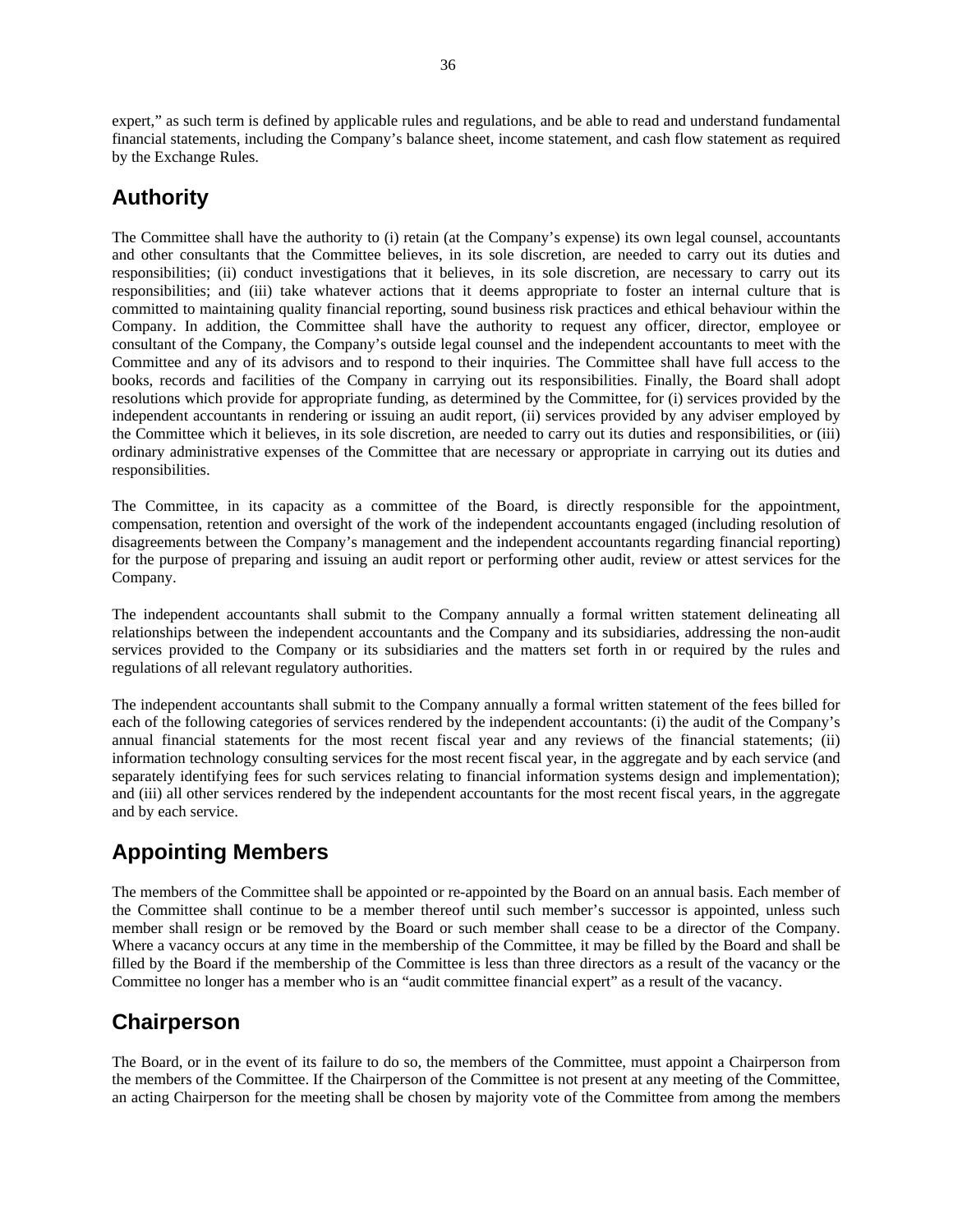expert," as such term is defined by applicable rules and regulations, and be able to read and understand fundamental financial statements, including the Company's balance sheet, income statement, and cash flow statement as required by the Exchange Rules.

## Authority

The Committee shall have the authority to (i) retain (at the Company's expense) its own legal counsel, accountants and other consultants that the Committee believes, in its sole discretion, are needed to carry out its duties and responsibilities; (ii) conduct investigations that it believes, in its sole discretion, are necessary to carry out its responsibilities; and (iii) take whatever actions that it deems appropriate to foster an internal culture that is committed to maintaining quality financial reporting, sound business risk practices and ethical behaviour within the Company. In addition, the Committee shall have the authority to request any officer, director, employee or consultant of the Company, the Company's outside legal counsel and the independent accountants to meet with the Committee and any of its advisors and to respond to their inquiries. The Committee shall have full access to the books, records and facilities of the Company in carrying out its responsibilities. Finally, the Board shall adopt resolutions which provide for appropriate funding, as determined by the Committee, for (i) services provided by the independent accountants in rendering or issuing an audit report, (ii) services provided by any adviser employed by the Committee which it believes, in its sole discretion, are needed to carry out its duties and responsibilities, or (iii) ordinary administrative expenses of the Committee that are necessary or appropriate in carrying out its duties and responsibilities.

The Committee, in its capacity as a committee of the Board, is directly responsible for the appointment, compensation, retention and oversight of the work of the independent accountants engaged (including resolution of disagreements between the Company's management and the independent accountants regarding financial reporting) for the purpose of preparing and issuing an audit report or performing other audit, review or attest services for the Company.

The independent accountants shall submit to the Company annually a formal written statement delineating all relationships between the independent accountants and the Company and its subsidiaries, addressing the non-audit services provided to the Company or its subsidiaries and the matters set forth in or required by the rules and regulations of all relevant regulatory authorities.

The independent accountants shall submit to the Company annually a formal written statement of the fees billed for each of the following categories of services rendered by the independent accountants: (i) the audit of the Company's annual financial statements for the most recent fiscal year and any reviews of the financial statements; (ii) information technology consulting services for the most recent fiscal year, in the aggregate and by each service (and separately identifying fees for such services relating to financial information systems design and implementation); and (iii) all other services rendered by the independent accountants for the most recent fiscal years, in the aggregate and by each service.

## Appointing Members

The members of the Committee shall be appointed or re-appointed by the Board on an annual basis. Each member of the Committee shall continue to be a member thereof until such member's successor is appointed, unless such member shall resign or be removed by the Board or such member shall cease to be a director of the Company. Where a vacancy occurs at any time in the membership of the Committee, it may be filled by the Board and shall be filled by the Board if the membership of the Committee is less than three directors as a result of the vacancy or the Committee no longer has a member who is an "audit committee financial expert" as a result of the vacancy.

## Chairperson

The Board, or in the event of its failure to do so, the members of the Committee, must appoint a Chairperson from the members of the Committee. If the Chairperson of the Committee is not present at any meeting of the Committee, an acting Chairperson for the meeting shall be chosen by majority vote of the Committee from among the members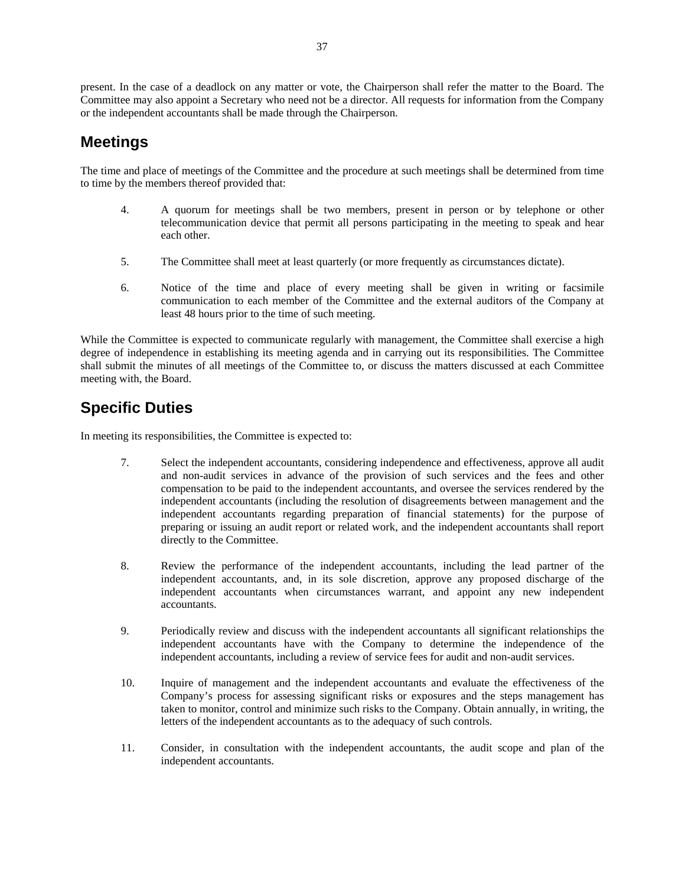present. In the case of a deadlock on any matter or vote, the Chairperson shall refer the matter to the Board. The Committee may also appoint a Secretary who need not be a director. All requests for information from the Company or the independent accountants shall be made through the Chairperson.

## Meetings

The time and place of meetings of the Committee and the procedure at such meetings shall be determined from time to time by the members thereof provided that:

4. A quorum for meetings shall be two members, present in person or by telephone or other telecommunication device that permit all persons participating in the meeting to speak and hear each other.

5. The Committee shall meet at least quarterly (or more frequently as circumstances dictate).

6. Notice of the time and place of every meeting shall be given in writing or facsimile communication to each member of the Committee and the external auditors of the Company at least 48 hours prior to the time of such meeting.

While the Committee is expected to communicate regularly with management, the Committee shall exercise a high degree of independence in establishing its meeting agenda and in carrying out its responsibilities. The Committee shall submit the minutes of all meetings of the Committee to, or discuss the matters discussed at each Committee meeting with, the Board.

## Specific Duties

In meeting its responsibilities, the Committee is expected to:

7. Select the independent accountants, considering independence and effectiveness, approve all audit and non-audit services in advance of the provision of such services and the fees and other compensation to be paid to the independent accountants, and oversee the services rendered by the independent accountants (including the resolution of disagreements between management and the independent accountants regarding preparation of financial statements) for the purpose of preparing or issuing an audit report or related work, and the independent accountants shall report directly to the Committee.

8. Review the performance of the independent accountants, including the lead partner of the independent accountants, and, in its sole discretion, approve any proposed discharge of the independent accountants when circumstances warrant, and appoint any new independent accountants.

9. Periodically review and discuss with the independent accountants all significant relationships the independent accountants have with the Company to determine the independence of the independent accountants, including a review of service fees for audit and non-audit services.

10. Inquire of management and the independent accountants and evaluate the effectiveness of the Company's process for assessing significant risks or exposures and the steps management has taken to monitor, control and minimize such risks to the Company. Obtain annually, in writing, the letters of the independent accountants as to the adequacy of such controls.

11. Consider, in consultation with the independent accountants, the audit scope and plan of the independent accountants.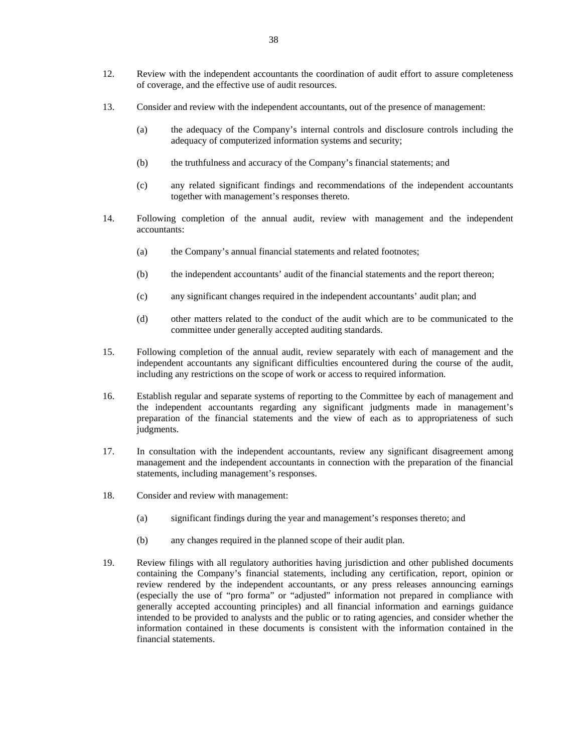12. Review with the independent accountants the coordination of audit effort to assure completeness of coverage, and the effective use of audit resources.

13. Consider and review with the independent accountants, out of the presence of management:

    (a) the adequacy of the Company's internal controls and disclosure controls including the adequacy of computerized information systems and security;

    (b) the truthfulness and accuracy of the Company's financial statements; and

    (c) any related significant findings and recommendations of the independent accountants together with management's responses thereto.

14. Following completion of the annual audit, review with management and the independent accountants:

    (a) the Company's annual financial statements and related footnotes;

    (b) the independent accountants' audit of the financial statements and the report thereon;

    (c) any significant changes required in the independent accountants' audit plan; and

    (d) other matters related to the conduct of the audit which are to be communicated to the committee under generally accepted auditing standards.

15. Following completion of the annual audit, review separately with each of management and the independent accountants any significant difficulties encountered during the course of the audit, including any restrictions on the scope of work or access to required information.

16. Establish regular and separate systems of reporting to the Committee by each of management and the independent accountants regarding any significant judgments made in management's preparation of the financial statements and the view of each as to appropriateness of such judgments.

17. In consultation with the independent accountants, review any significant disagreement among management and the independent accountants in connection with the preparation of the financial statements, including management's responses.

18. Consider and review with management:

    (a) significant findings during the year and management's responses thereto; and

    (b) any changes required in the planned scope of their audit plan.

19. Review filings with all regulatory authorities having jurisdiction and other published documents containing the Company's financial statements, including any certification, report, opinion or review rendered by the independent accountants, or any press releases announcing earnings (especially the use of "pro forma" or "adjusted" information not prepared in compliance with generally accepted accounting principles) and all financial information and earnings guidance intended to be provided to analysts and the public or to rating agencies, and consider whether the information contained in these documents is consistent with the information contained in the financial statements.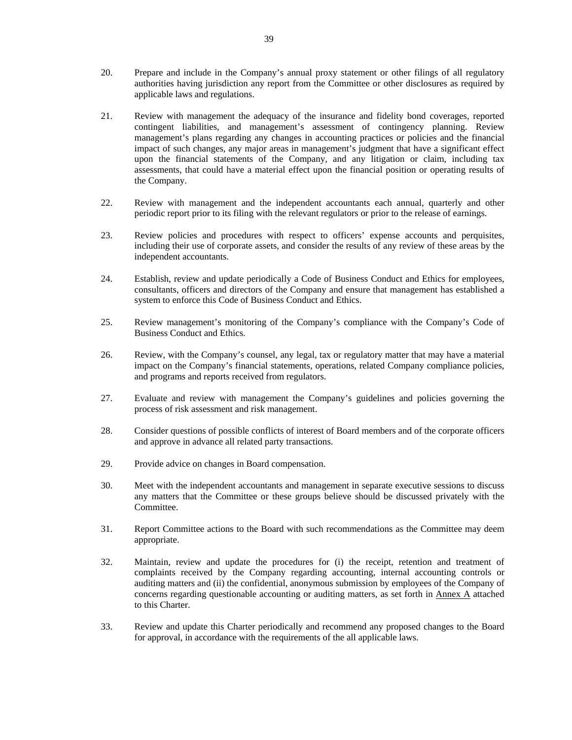20. Prepare and include in the Company's annual proxy statement or other filings of all regulatory authorities having jurisdiction any report from the Committee or other disclosures as required by applicable laws and regulations.

21. Review with management the adequacy of the insurance and fidelity bond coverages, reported contingent liabilities, and management's assessment of contingency planning. Review management's plans regarding any changes in accounting practices or policies and the financial impact of such changes, any major areas in management's judgment that have a significant effect upon the financial statements of the Company, and any litigation or claim, including tax assessments, that could have a material effect upon the financial position or operating results of the Company.

22. Review with management and the independent accountants each annual, quarterly and other periodic report prior to its filing with the relevant regulators or prior to the release of earnings.

23. Review policies and procedures with respect to officers' expense accounts and perquisites, including their use of corporate assets, and consider the results of any review of these areas by the independent accountants.

24. Establish, review and update periodically a Code of Business Conduct and Ethics for employees, consultants, officers and directors of the Company and ensure that management has established a system to enforce this Code of Business Conduct and Ethics.

25. Review management's monitoring of the Company's compliance with the Company's Code of Business Conduct and Ethics.

26. Review, with the Company's counsel, any legal, tax or regulatory matter that may have a material impact on the Company's financial statements, operations, related Company compliance policies, and programs and reports received from regulators.

27. Evaluate and review with management the Company's guidelines and policies governing the process of risk assessment and risk management.

28. Consider questions of possible conflicts of interest of Board members and of the corporate officers and approve in advance all related party transactions.

29. Provide advice on changes in Board compensation.

30. Meet with the independent accountants and management in separate executive sessions to discuss any matters that the Committee or these groups believe should be discussed privately with the Committee.

31. Report Committee actions to the Board with such recommendations as the Committee may deem appropriate.

32. Maintain, review and update the procedures for (i) the receipt, retention and treatment of complaints received by the Company regarding accounting, internal accounting controls or auditing matters and (ii) the confidential, anonymous submission by employees of the Company of concerns regarding questionable accounting or auditing matters, as set forth in Annex A attached to this Charter.

33. Review and update this Charter periodically and recommend any proposed changes to the Board for approval, in accordance with the requirements of the all applicable laws.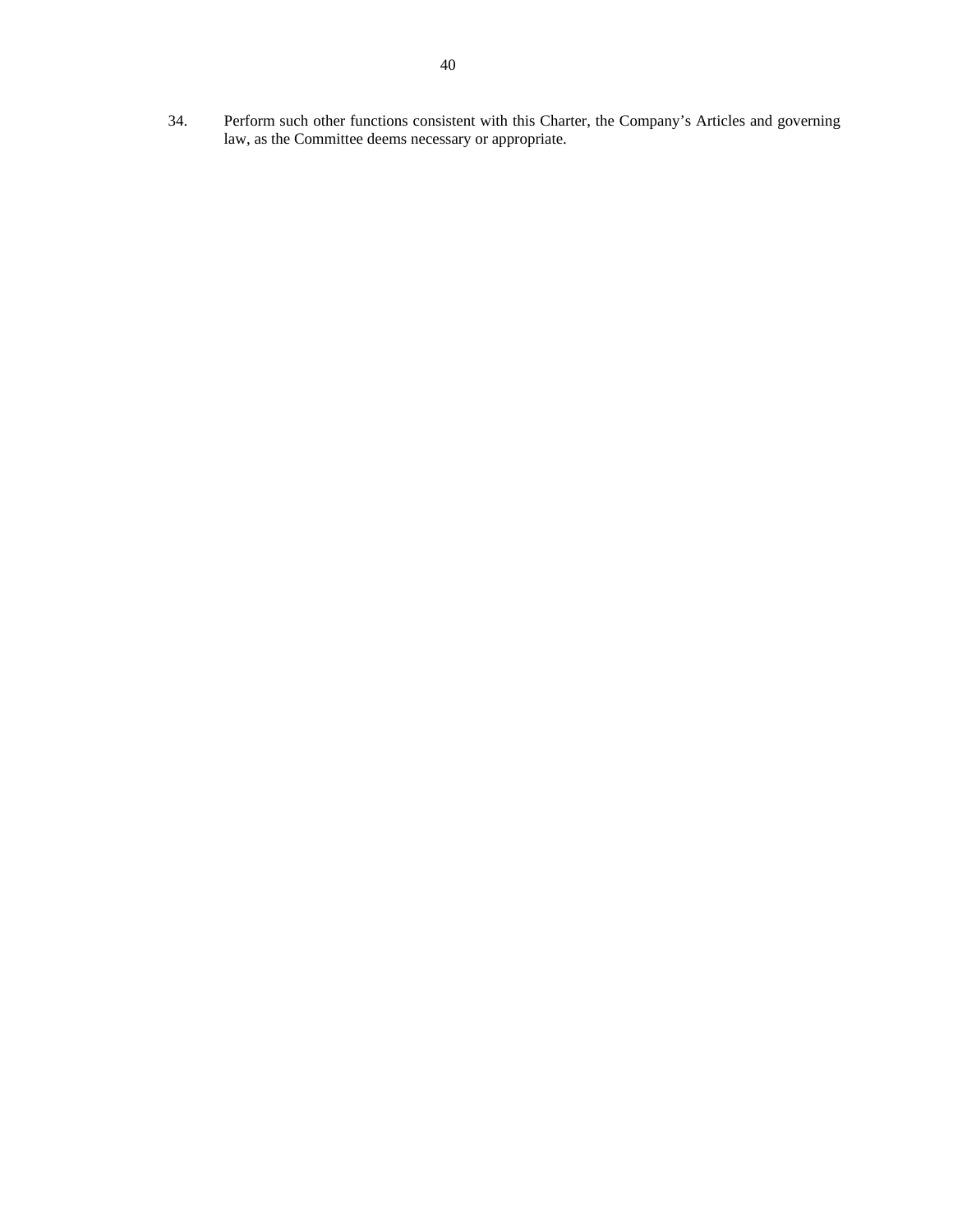34. Perform such other functions consistent with this Charter, the Company's Articles and governing law, as the Committee deems necessary or appropriate.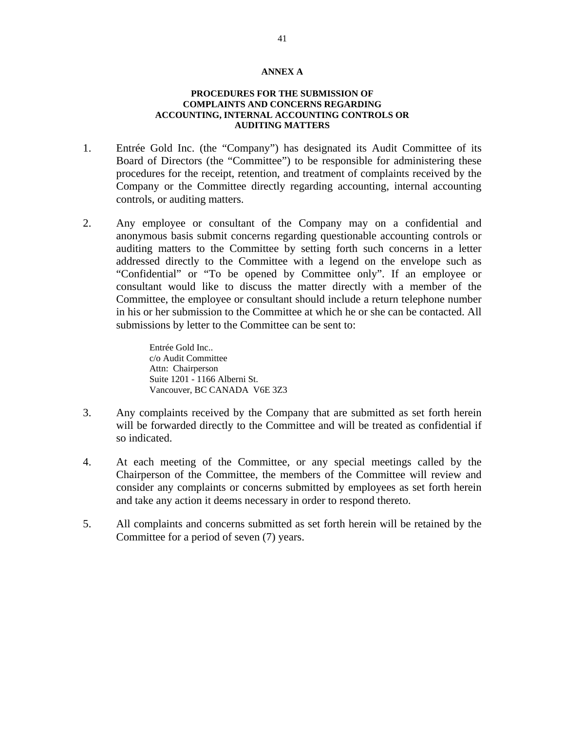## ANNEX A

### PROCEDURES FOR THE SUBMISSION OF COMPLAINTS AND CONCERNS REGARDING ACCOUNTING, INTERNAL ACCOUNTING CONTROLS OR AUDITING MATTERS

1. Entrée Gold Inc. (the "Company") has designated its Audit Committee of its Board of Directors (the "Committee") to be responsible for administering these procedures for the receipt, retention, and treatment of complaints received by the Company or the Committee directly regarding accounting, internal accounting controls, or auditing matters.

2. Any employee or consultant of the Company may on a confidential and anonymous basis submit concerns regarding questionable accounting controls or auditing matters to the Committee by setting forth such concerns in a letter addressed directly to the Committee with a legend on the envelope such as "Confidential" or "To be opened by Committee only". If an employee or consultant would like to discuss the matter directly with a member of the Committee, the employee or consultant should include a return telephone number in his or her submission to the Committee at which he or she can be contacted. All submissions by letter to the Committee can be sent to:

   Entrée Gold Inc..
   c/o Audit Committee
   Attn: Chairperson
   Suite 1201 - 1166 Alberni St.
   Vancouver, BC CANADA V6E 3Z3

3. Any complaints received by the Company that are submitted as set forth herein will be forwarded directly to the Committee and will be treated as confidential if so indicated.

4. At each meeting of the Committee, or any special meetings called by the Chairperson of the Committee, the members of the Committee will review and consider any complaints or concerns submitted by employees as set forth herein and take any action it deems necessary in order to respond thereto.

5. All complaints and concerns submitted as set forth herein will be retained by the Committee for a period of seven (7) years.